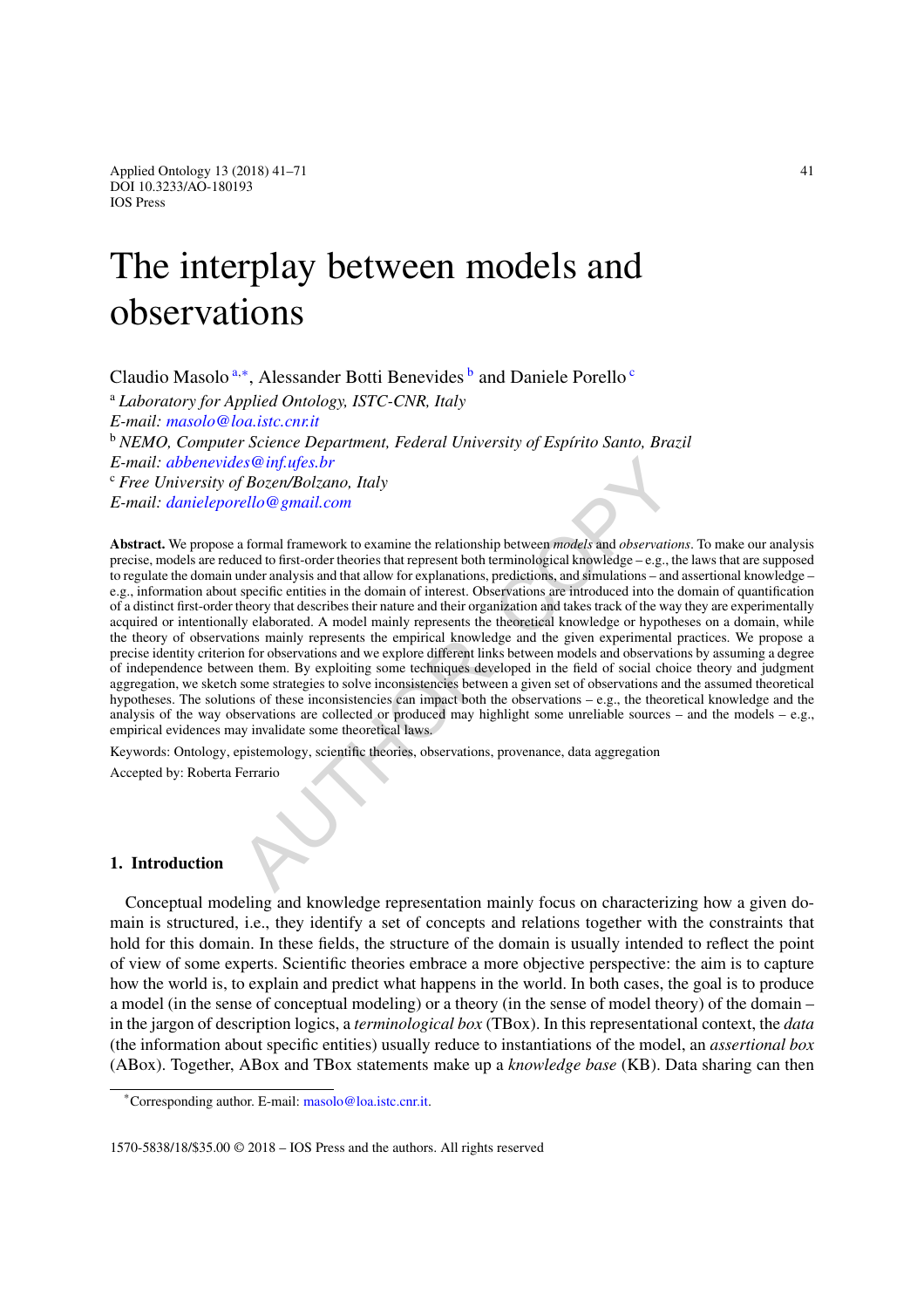# The interplay between models and observations

Claudio Masolo [a,*], Alessander Botti Benevides [b] and Daniele Porello [c]

[a] *Laboratory for Applied Ontology, ISTC-CNR, Italy*
*E-mail: masolo@loa.istc.cnr.it*
[b] *NEMO, Computer Science Department, Federal University of Espírito Santo, Brazil*
*E-mail: abbenevides@inf.ufes.br*
[c] *Free University of Bozen/Bolzano, Italy*
*E-mail: danieleporello@gmail.com*

**Abstract.** We propose a formal framework to examine the relationship between *models* and *observations*. To make our analysis precise, models are reduced to first-order theories that represent both terminological knowledge – e.g., the laws that are supposed to regulate the domain under analysis and that allow for explanations, predictions, and simulations – and assertional knowledge – e.g., information about specific entities in the domain of interest. Observations are introduced into the domain of quantification of a distinct first-order theory that describes their nature and their organization and takes track of the way they are experimentally acquired or intentionally elaborated. A model mainly represents the theoretical knowledge or hypotheses on a domain, while the theory of observations mainly represents the empirical knowledge and the given experimental practices. We propose a precise identity criterion for observations and we explore different links between models and observations by assuming a degree of independence between them. By exploiting some techniques developed in the field of social choice theory and judgment aggregation, we sketch some strategies to solve inconsistencies between a given set of observations and the assumed theoretical hypotheses. The solutions of these inconsistencies can impact both the observations – e.g., the theoretical knowledge and the analysis of the way observations are collected or produced may highlight some unreliable sources – and the models – e.g., empirical evidences may invalidate some theoretical laws.

Keywords: Ontology, epistemology, scientific theories, observations, provenance, data aggregation

Accepted by: Roberta Ferrario

## 1. Introduction

Conceptual modeling and knowledge representation mainly focus on characterizing how a given domain is structured, i.e., they identify a set of concepts and relations together with the constraints that hold for this domain. In these fields, the structure of the domain is usually intended to reflect the point of view of some experts. Scientific theories embrace a more objective perspective: the aim is to capture how the world is, to explain and predict what happens in the world. In both cases, the goal is to produce a model (in the sense of conceptual modeling) or a theory (in the sense of model theory) of the domain – in the jargon of description logics, a *terminological box* (TBox). In this representational context, the *data* (the information about specific entities) usually reduce to instantiations of the model, an *assertional box* (ABox). Together, ABox and TBox statements make up a *knowledge base* (KB). Data sharing can then

*Corresponding author. E-mail: masolo@loa.istc.cnr.it.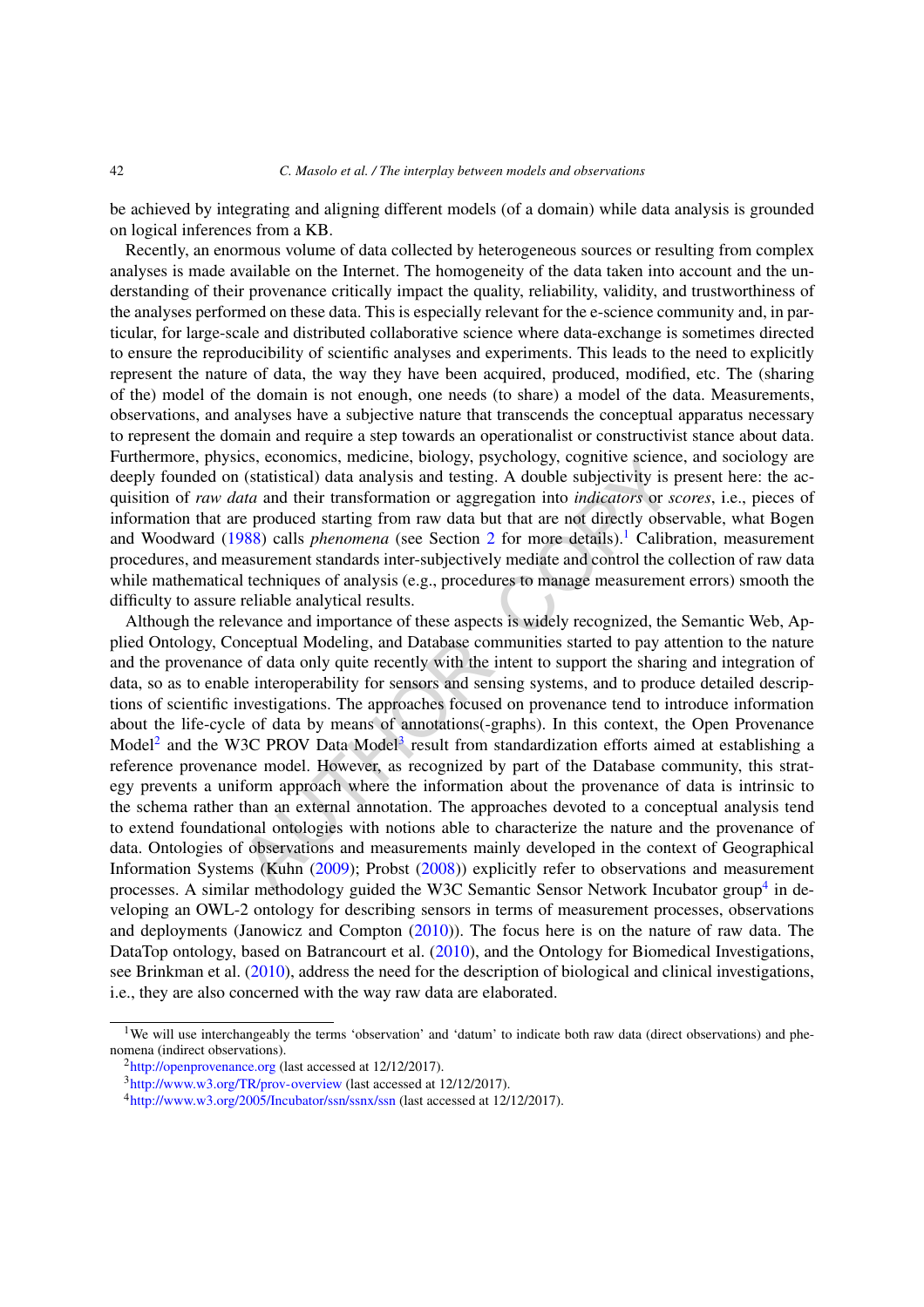be achieved by integrating and aligning different models (of a domain) while data analysis is grounded on logical inferences from a KB.

Recently, an enormous volume of data collected by heterogeneous sources or resulting from complex analyses is made available on the Internet. The homogeneity of the data taken into account and the understanding of their provenance critically impact the quality, reliability, validity, and trustworthiness of the analyses performed on these data. This is especially relevant for the e-science community and, in particular, for large-scale and distributed collaborative science where data-exchange is sometimes directed to ensure the reproducibility of scientific analyses and experiments. This leads to the need to explicitly represent the nature of data, the way they have been acquired, produced, modified, etc. The (sharing of the) model of the domain is not enough, one needs (to share) a model of the data. Measurements, observations, and analyses have a subjective nature that transcends the conceptual apparatus necessary to represent the domain and require a step towards an operationalist or constructivist stance about data. Furthermore, physics, economics, medicine, biology, psychology, cognitive science, and sociology are deeply founded on (statistical) data analysis and testing. A double subjectivity is present here: the acquisition of *raw data* and their transformation or aggregation into *indicators* or *scores*, i.e., pieces of information that are produced starting from raw data but that are not directly observable, what Bogen and Woodward (1988) calls *phenomena* (see Section 2 for more details).[1] Calibration, measurement procedures, and measurement standards inter-subjectively mediate and control the collection of raw data while mathematical techniques of analysis (e.g., procedures to manage measurement errors) smooth the difficulty to assure reliable analytical results.

Although the relevance and importance of these aspects is widely recognized, the Semantic Web, Applied Ontology, Conceptual Modeling, and Database communities started to pay attention to the nature and the provenance of data only quite recently with the intent to support the sharing and integration of data, so as to enable interoperability for sensors and sensing systems, and to produce detailed descriptions of scientific investigations. The approaches focused on provenance tend to introduce information about the life-cycle of data by means of annotations(-graphs). In this context, the Open Provenance Model[2] and the W3C PROV Data Model[3] result from standardization efforts aimed at establishing a reference provenance model. However, as recognized by part of the Database community, this strategy prevents a uniform approach where the information about the provenance of data is intrinsic to the schema rather than an external annotation. The approaches devoted to a conceptual analysis tend to extend foundational ontologies with notions able to characterize the nature and the provenance of data. Ontologies of observations and measurements mainly developed in the context of Geographical Information Systems (Kuhn (2009); Probst (2008)) explicitly refer to observations and measurement processes. A similar methodology guided the W3C Semantic Sensor Network Incubator group[4] in developing an OWL-2 ontology for describing sensors in terms of measurement processes, observations and deployments (Janowicz and Compton (2010)). The focus here is on the nature of raw data. The DataTop ontology, based on Batrancourt et al. (2010), and the Ontology for Biomedical Investigations, see Brinkman et al. (2010), address the need for the description of biological and clinical investigations, i.e., they are also concerned with the way raw data are elaborated.

---

[1] We will use interchangeably the terms 'observation' and 'datum' to indicate both raw data (direct observations) and phenomena (indirect observations).

[2] http://openprovenance.org (last accessed at 12/12/2017).

[3] http://www.w3.org/TR/prov-overview (last accessed at 12/12/2017).

[4] http://www.w3.org/2005/Incubator/ssn/ssnx/ssn (last accessed at 12/12/2017).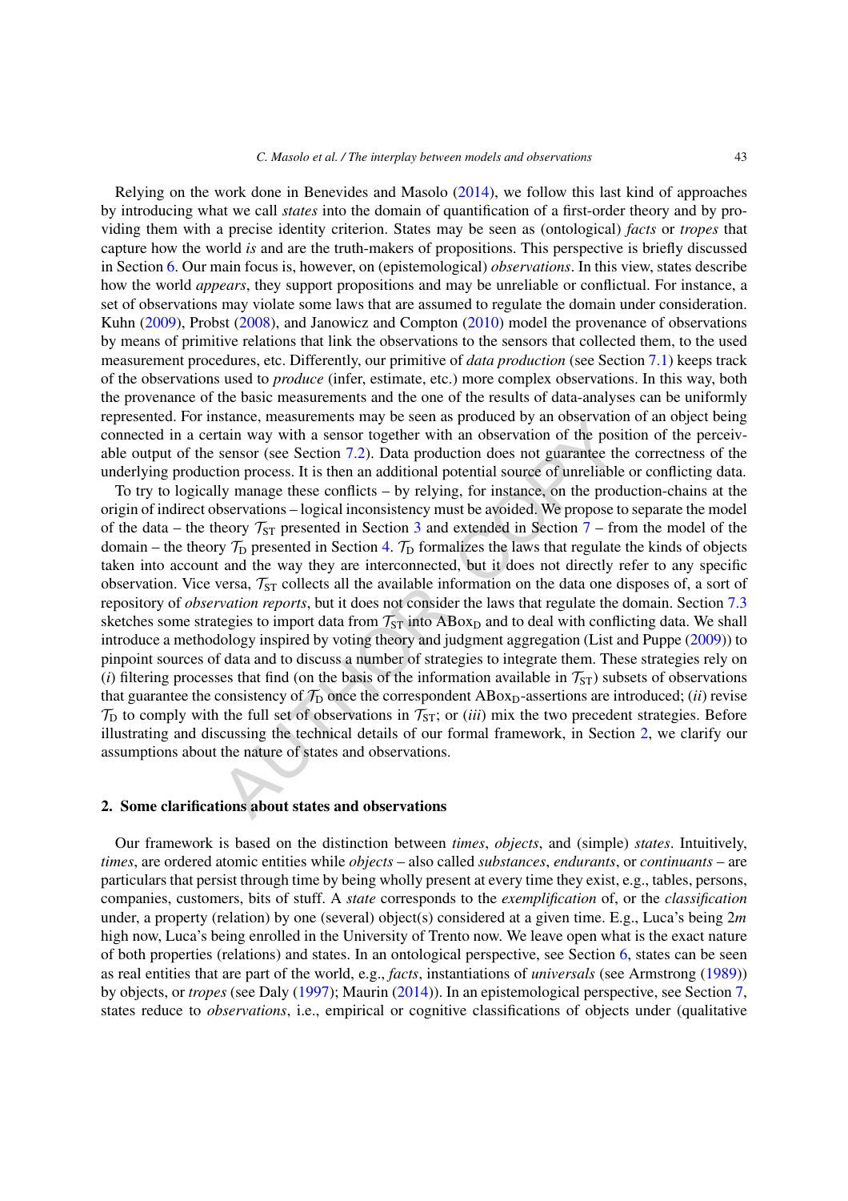Relying on the work done in Benevides and Masolo (2014), we follow this last kind of approaches by introducing what we call *states* into the domain of quantification of a first-order theory and by providing them with a precise identity criterion. States may be seen as (ontological) *facts* or *tropes* that capture how the world *is* and are the truth-makers of propositions. This perspective is briefly discussed in Section 6. Our main focus is, however, on (epistemological) *observations*. In this view, states describe how the world *appears*, they support propositions and may be unreliable or conflictual. For instance, a set of observations may violate some laws that are assumed to regulate the domain under consideration. Kuhn (2009), Probst (2008), and Janowicz and Compton (2010) model the provenance of observations by means of primitive relations that link the observations to the sensors that collected them, to the used measurement procedures, etc. Differently, our primitive of *data production* (see Section 7.1) keeps track of the observations used to *produce* (infer, estimate, etc.) more complex observations. In this way, both the provenance of the basic measurements and the one of the results of data-analyses can be uniformly represented. For instance, measurements may be seen as produced by an observation of an object being connected in a certain way with a sensor together with an observation of the position of the perceivable output of the sensor (see Section 7.2). Data production does not guarantee the correctness of the underlying production process. It is then an additional potential source of unreliable or conflicting data.

To try to logically manage these conflicts – by relying, for instance, on the production-chains at the origin of indirect observations – logical inconsistency must be avoided. We propose to separate the model of the data – the theory $\mathcal{T}_{\mathrm{ST}}$ presented in Section 3 and extended in Section 7 – from the model of the domain – the theory $\mathcal{T}_{\mathrm{D}}$ presented in Section 4. $\mathcal{T}_{\mathrm{D}}$ formalizes the laws that regulate the kinds of objects taken into account and the way they are interconnected, but it does not directly refer to any specific observation. Vice versa, $\mathcal{T}_{\mathrm{ST}}$ collects all the available information on the data one disposes of, a sort of repository of *observation reports*, but it does not consider the laws that regulate the domain. Section 7.3 sketches some strategies to import data from $\mathcal{T}_{\mathrm{ST}}$ into $\mathrm{ABox}_{\mathrm{D}}$ and to deal with conflicting data. We shall introduce a methodology inspired by voting theory and judgment aggregation (List and Puppe (2009)) to pinpoint sources of data and to discuss a number of strategies to integrate them. These strategies rely on (*i*) filtering processes that find (on the basis of the information available in $\mathcal{T}_{\mathrm{ST}}$) subsets of observations that guarantee the consistency of $\mathcal{T}_{\mathrm{D}}$ once the correspondent $\mathrm{ABox}_{\mathrm{D}}$-assertions are introduced; (*ii*) revise $\mathcal{T}_{\mathrm{D}}$ to comply with the full set of observations in $\mathcal{T}_{\mathrm{ST}}$; or (*iii*) mix the two precedent strategies. Before illustrating and discussing the technical details of our formal framework, in Section 2, we clarify our assumptions about the nature of states and observations.

## 2. Some clarifications about states and observations

Our framework is based on the distinction between *times*, *objects*, and (simple) *states*. Intuitively, *times*, are ordered atomic entities while *objects* – also called *substances*, *endurants*, or *continuants* – are particulars that persist through time by being wholly present at every time they exist, e.g., tables, persons, companies, customers, bits of stuff. A *state* corresponds to the *exemplification* of, or the *classification* under, a property (relation) by one (several) object(s) considered at a given time. E.g., Luca's being 2*m* high now, Luca's being enrolled in the University of Trento now. We leave open what is the exact nature of both properties (relations) and states. In an ontological perspective, see Section 6, states can be seen as real entities that are part of the world, e.g., *facts*, instantiations of *universals* (see Armstrong (1989)) by objects, or *tropes* (see Daly (1997); Maurin (2014)). In an epistemological perspective, see Section 7, states reduce to *observations*, i.e., empirical or cognitive classifications of objects under (qualitative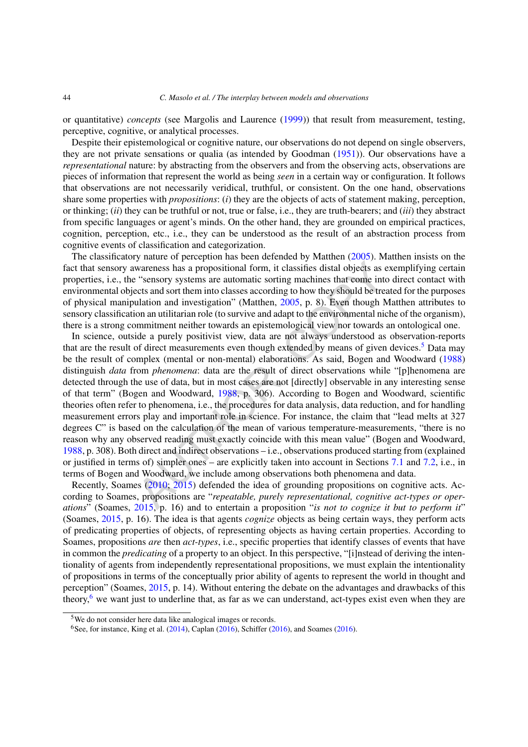or quantitative) *concepts* (see Margolis and Laurence (1999)) that result from measurement, testing, perceptive, cognitive, or analytical processes.

Despite their epistemological or cognitive nature, our observations do not depend on single observers, they are not private sensations or qualia (as intended by Goodman (1951)). Our observations have a *representational* nature: by abstracting from the observers and from the observing acts, observations are pieces of information that represent the world as being *seen* in a certain way or configuration. It follows that observations are not necessarily veridical, truthful, or consistent. On the one hand, observations share some properties with *propositions*: (*i*) they are the objects of acts of statement making, perception, or thinking; (*ii*) they can be truthful or not, true or false, i.e., they are truth-bearers; and (*iii*) they abstract from specific languages or agent's minds. On the other hand, they are grounded on empirical practices, cognition, perception, etc., i.e., they can be understood as the result of an abstraction process from cognitive events of classification and categorization.

The classificatory nature of perception has been defended by Matthen (2005). Matthen insists on the fact that sensory awareness has a propositional form, it classifies distal objects as exemplifying certain properties, i.e., the "sensory systems are automatic sorting machines that come into direct contact with environmental objects and sort them into classes according to how they should be treated for the purposes of physical manipulation and investigation" (Matthen, 2005, p. 8). Even though Matthen attributes to sensory classification an utilitarian role (to survive and adapt to the environmental niche of the organism), there is a strong commitment neither towards an epistemological view nor towards an ontological one.

In science, outside a purely positivist view, data are not always understood as observation-reports that are the result of direct measurements even though extended by means of given devices.[5] Data may be the result of complex (mental or non-mental) elaborations. As said, Bogen and Woodward (1988) distinguish *data* from *phenomena*: data are the result of direct observations while "[p]henomena are detected through the use of data, but in most cases are not [directly] observable in any interesting sense of that term" (Bogen and Woodward, 1988, p. 306). According to Bogen and Woodward, scientific theories often refer to phenomena, i.e., the procedures for data analysis, data reduction, and for handling measurement errors play and important role in science. For instance, the claim that "lead melts at 327 degrees C" is based on the calculation of the mean of various temperature-measurements, "there is no reason why any observed reading must exactly coincide with this mean value" (Bogen and Woodward, 1988, p. 308). Both direct and indirect observations – i.e., observations produced starting from (explained or justified in terms of) simpler ones – are explicitly taken into account in Sections 7.1 and 7.2, i.e., in terms of Bogen and Woodward, we include among observations both phenomena and data.

Recently, Soames (2010; 2015) defended the idea of grounding propositions on cognitive acts. According to Soames, propositions are "*repeatable, purely representational, cognitive act-types or operations*" (Soames, 2015, p. 16) and to entertain a proposition "*is not to cognize it but to perform it*" (Soames, 2015, p. 16). The idea is that agents *cognize* objects as being certain ways, they perform acts of predicating properties of objects, of representing objects as having certain properties. According to Soames, propositions *are* then *act-types*, i.e., specific properties that identify classes of events that have in common the *predicating* of a property to an object. In this perspective, "[i]nstead of deriving the intentionality of agents from independently representational propositions, we must explain the intentionality of propositions in terms of the conceptually prior ability of agents to represent the world in thought and perception" (Soames, 2015, p. 14). Without entering the debate on the advantages and drawbacks of this theory,[6] we want just to underline that, as far as we can understand, act-types exist even when they are

---

[5] We do not consider here data like analogical images or records.

[6] See, for instance, King et al. (2014), Caplan (2016), Schiffer (2016), and Soames (2016).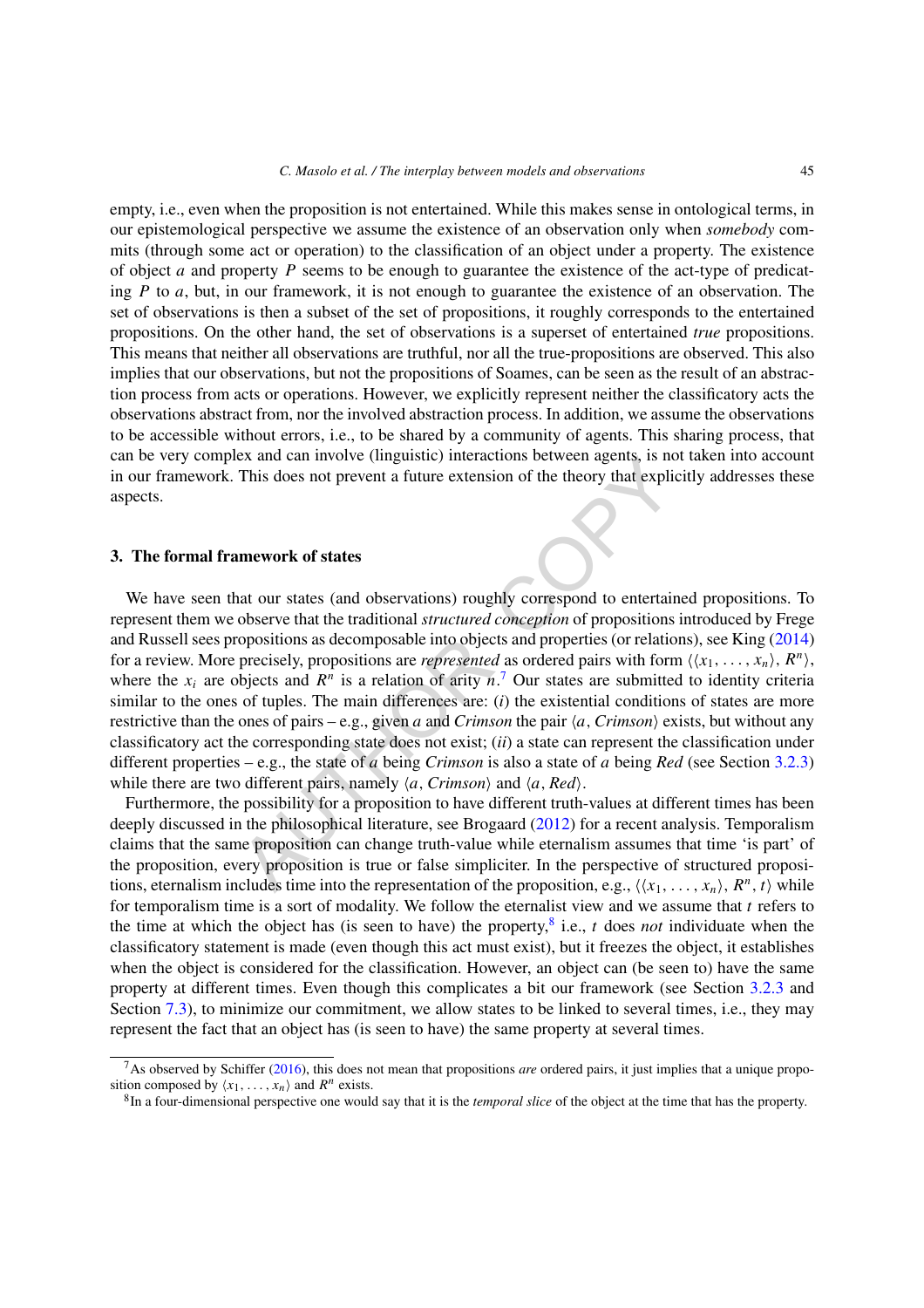empty, i.e., even when the proposition is not entertained. While this makes sense in ontological terms, in our epistemological perspective we assume the existence of an observation only when *somebody* commits (through some act or operation) to the classification of an object under a property. The existence of object $a$ and property $P$ seems to be enough to guarantee the existence of the act-type of predicating $P$ to $a$, but, in our framework, it is not enough to guarantee the existence of an observation. The set of observations is then a subset of the set of propositions, it roughly corresponds to the entertained propositions. On the other hand, the set of observations is a superset of entertained *true* propositions. This means that neither all observations are truthful, nor all the true-propositions are observed. This also implies that our observations, but not the propositions of Soames, can be seen as the result of an abstraction process from acts or operations. However, we explicitly represent neither the classificatory acts the observations abstract from, nor the involved abstraction process. In addition, we assume the observations to be accessible without errors, i.e., to be shared by a community of agents. This sharing process, that can be very complex and can involve (linguistic) interactions between agents, is not taken into account in our framework. This does not prevent a future extension of the theory that explicitly addresses these aspects.

## 3. The formal framework of states

We have seen that our states (and observations) roughly correspond to entertained propositions. To represent them we observe that the traditional *structured conception* of propositions introduced by Frege and Russell sees propositions as decomposable into objects and properties (or relations), see King (2014) for a review. More precisely, propositions are *represented* as ordered pairs with form $\langle\langle x_1, \ldots, x_n\rangle, R^n\rangle$, where the $x_i$ are objects and $R^n$ is a relation of arity $n$.[7] Our states are submitted to identity criteria similar to the ones of tuples. The main differences are: (*i*) the existential conditions of states are more restrictive than the ones of pairs – e.g., given $a$ and *Crimson* the pair $\langle a, Crimson\rangle$ exists, but without any classificatory act the corresponding state does not exist; (*ii*) a state can represent the classification under different properties – e.g., the state of $a$ being *Crimson* is also a state of $a$ being *Red* (see Section 3.2.3) while there are two different pairs, namely $\langle a, Crimson\rangle$ and $\langle a, Red\rangle$.

Furthermore, the possibility for a proposition to have different truth-values at different times has been deeply discussed in the philosophical literature, see Brogaard (2012) for a recent analysis. Temporalism claims that the same proposition can change truth-value while eternalism assumes that time 'is part' of the proposition, every proposition is true or false simpliciter. In the perspective of structured propositions, eternalism includes time into the representation of the proposition, e.g., $\langle\langle x_1, \ldots, x_n\rangle, R^n, t\rangle$ while for temporalism time is a sort of modality. We follow the eternalist view and we assume that $t$ refers to the time at which the object has (is seen to have) the property,[8] i.e., $t$ does *not* individuate when the classificatory statement is made (even though this act must exist), but it freezes the object, it establishes when the object is considered for the classification. However, an object can (be seen to) have the same property at different times. Even though this complicates a bit our framework (see Section 3.2.3 and Section 7.3), to minimize our commitment, we allow states to be linked to several times, i.e., they may represent the fact that an object has (is seen to have) the same property at several times.

[7] As observed by Schiffer (2016), this does not mean that propositions *are* ordered pairs, it just implies that a unique proposition composed by $\langle x_1, \ldots, x_n\rangle$ and $R^n$ exists.

[8] In a four-dimensional perspective one would say that it is the *temporal slice* of the object at the time that has the property.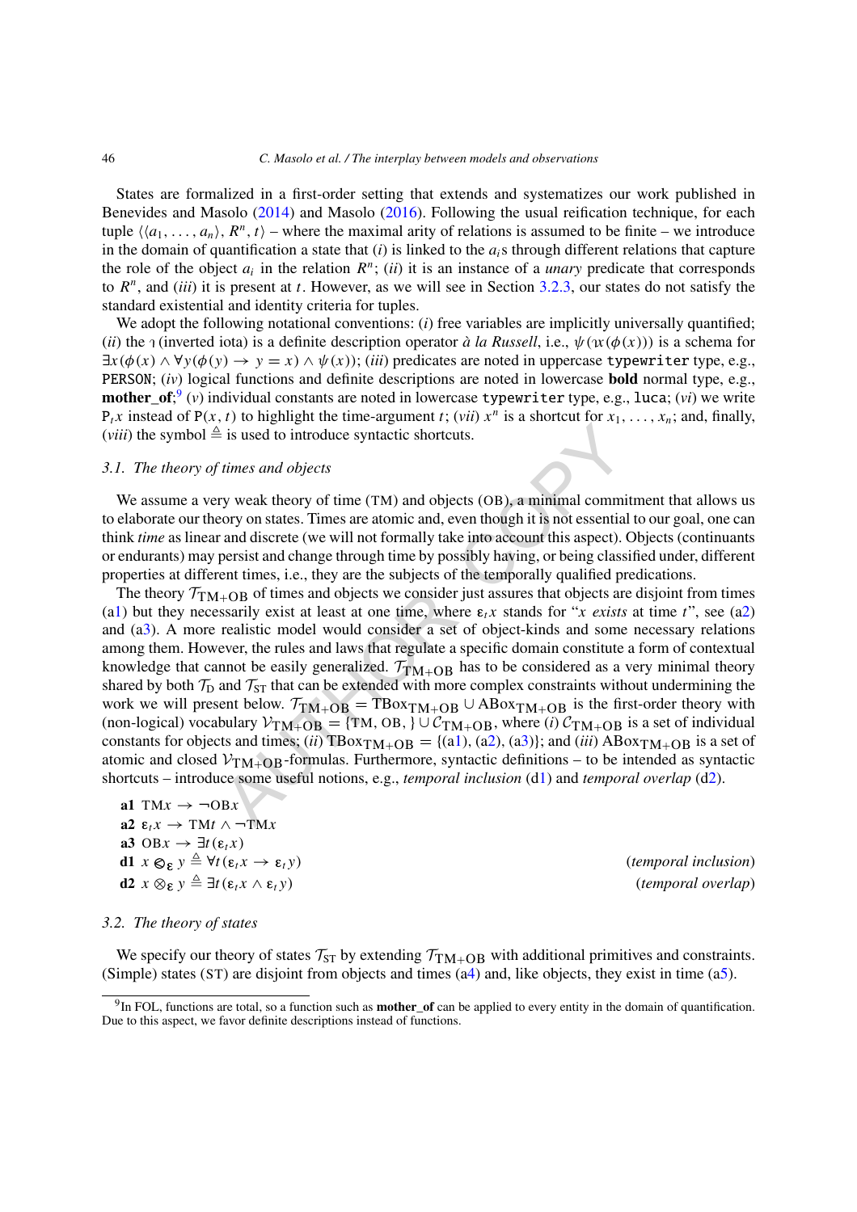States are formalized in a first-order setting that extends and systematizes our work published in Benevides and Masolo (2014) and Masolo (2016). Following the usual reification technique, for each tuple $\langle\langle a_1, \ldots, a_n\rangle, R^n, t\rangle$ – where the maximal arity of relations is assumed to be finite – we introduce in the domain of quantification a state that (*i*) is linked to the $a_i$s through different relations that capture the role of the object $a_i$ in the relation $R^n$; (*ii*) it is an instance of a *unary* predicate that corresponds to $R^n$, and (*iii*) it is present at $t$. However, as we will see in Section 3.2.3, our states do not satisfy the standard existential and identity criteria for tuples.

We adopt the following notational conventions: (*i*) free variables are implicitly universally quantified; (*ii*) the $\imath$ (inverted iota) is a definite description operator *à la Russell*, i.e., $\psi(\imath x(\phi(x)))$ is a schema for $\exists x(\phi(x) \wedge \forall y(\phi(y) \rightarrow y = x) \wedge \psi(x))$; (*iii*) predicates are noted in uppercase `typewriter` type, e.g., `PERSON`; (*iv*) logical functions and definite descriptions are noted in lowercase **bold** normal type, e.g., **mother_of**;[9] (*v*) individual constants are noted in lowercase `typewriter` type, e.g., `luca`; (*vi*) we write $\mathtt{P}_t x$ instead of $\mathtt{P}(x, t)$ to highlight the time-argument $t$; (*vii*) $x^n$ is a shortcut for $x_1, \ldots, x_n$; and, finally, (*viii*) the symbol $\triangleq$ is used to introduce syntactic shortcuts.

### 3.1. *The theory of times and objects*

We assume a very weak theory of time (TM) and objects (OB), a minimal commitment that allows us to elaborate our theory on states. Times are atomic and, even though it is not essential to our goal, one can think *time* as linear and discrete (we will not formally take into account this aspect). Objects (continuants or endurants) may persist and change through time by possibly having, or being classified under, different properties at different times, i.e., they are the subjects of the temporally qualified predications.

The theory $\mathcal{T}_{\mathrm{TM+OB}}$ of times and objects we consider just assures that objects are disjoint from times (a1) but they necessarily exist at least at one time, where $\varepsilon_t x$ stands for "$x$ *exists* at time $t$", see (a2) and (a3). A more realistic model would consider a set of object-kinds and some necessary relations among them. However, the rules and laws that regulate a specific domain constitute a form of contextual knowledge that cannot be easily generalized. $\mathcal{T}_{\mathrm{TM+OB}}$ has to be considered as a very minimal theory shared by both $\mathcal{T}_{\mathrm{D}}$ and $\mathcal{T}_{\mathrm{ST}}$ that can be extended with more complex constraints without undermining the work we will present below. $\mathcal{T}_{\mathrm{TM+OB}} = \mathrm{TBox}_{\mathrm{TM+OB}} \cup \mathrm{ABox}_{\mathrm{TM+OB}}$ is the first-order theory with (non-logical) vocabulary $\mathcal{V}_{\mathrm{TM+OB}} = \{\mathrm{TM}, \mathrm{OB}, \} \cup \mathcal{C}_{\mathrm{TM+OB}}$, where (*i*) $\mathcal{C}_{\mathrm{TM+OB}}$ is a set of individual constants for objects and times; (*ii*) $\mathrm{TBox}_{\mathrm{TM+OB}} = \{(\mathrm{a1}), (\mathrm{a2}), (\mathrm{a3})\}$; and (*iii*) $\mathrm{ABox}_{\mathrm{TM+OB}}$ is a set of atomic and closed $\mathcal{V}_{\mathrm{TM+OB}}$-formulas. Furthermore, syntactic definitions – to be intended as syntactic shortcuts – introduce some useful notions, e.g., *temporal inclusion* (d1) and *temporal overlap* (d2).

**a1** $\mathrm{TM}x \rightarrow \neg\mathrm{OB}x$

**a2** $\varepsilon_t x \rightarrow \mathrm{TM}t \wedge \neg\mathrm{TM}x$

**a3** $\mathrm{OB}x \rightarrow \exists t(\varepsilon_t x)$

**d1** $x \circledS_{\varepsilon} y \triangleq \forall t(\varepsilon_t x \rightarrow \varepsilon_t y)$ (*temporal inclusion*)

**d2** $x \otimes_{\varepsilon} y \triangleq \exists t(\varepsilon_t x \wedge \varepsilon_t y)$ (*temporal overlap*)

### 3.2. *The theory of states*

We specify our theory of states $\mathcal{T}_{\mathrm{ST}}$ by extending $\mathcal{T}_{\mathrm{TM+OB}}$ with additional primitives and constraints. (Simple) states (ST) are disjoint from objects and times (a4) and, like objects, they exist in time (a5).

[9] In FOL, functions are total, so a function such as **mother_of** can be applied to every entity in the domain of quantification. Due to this aspect, we favor definite descriptions instead of functions.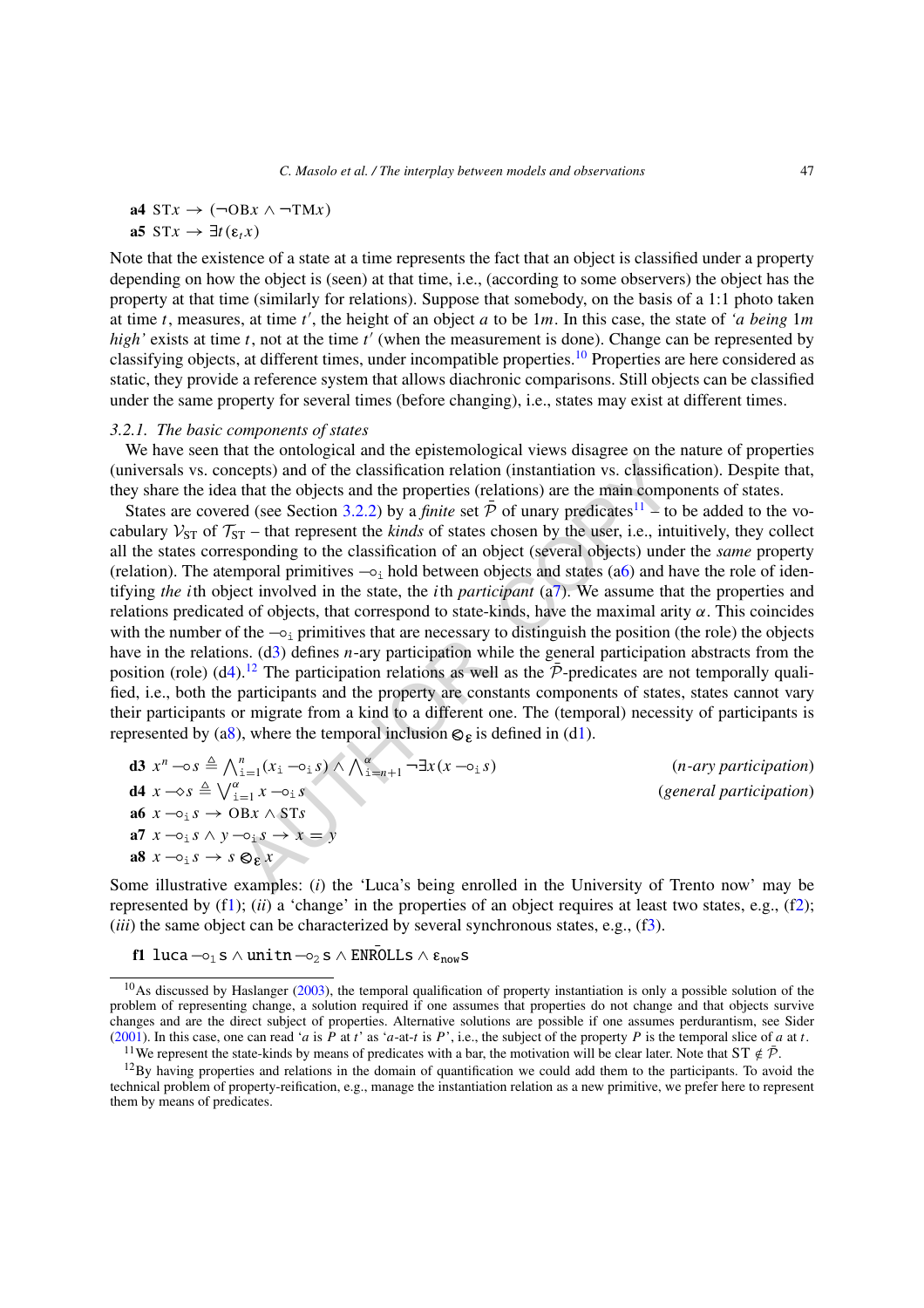**a4** $\mathrm{ST}x \rightarrow (\neg \mathrm{OB}x \wedge \neg \mathrm{TM}x)$

**a5** $\mathrm{ST}x \rightarrow \exists t(\varepsilon_t x)$

Note that the existence of a state at a time represents the fact that an object is classified under a property depending on how the object is (seen) at that time, i.e., (according to some observers) the object has the property at that time (similarly for relations). Suppose that somebody, on the basis of a 1:1 photo taken at time $t$, measures, at time $t'$, the height of an object $a$ to be $1m$. In this case, the state of *'a being 1m high'* exists at time $t$, not at the time $t'$ (when the measurement is done). Change can be represented by classifying objects, at different times, under incompatible properties.[10] Properties are here considered as static, they provide a reference system that allows diachronic comparisons. Still objects can be classified under the same property for several times (before changing), i.e., states may exist at different times.

### 3.2.1. *The basic components of states*

We have seen that the ontological and the epistemological views disagree on the nature of properties (universals vs. concepts) and of the classification relation (instantiation vs. classification). Despite that, they share the idea that the objects and the properties (relations) are the main components of states.

States are covered (see Section 3.2.2) by a *finite* set $\bar{\mathcal{P}}$ of unary predicates[11] – to be added to the vocabulary $\mathcal{V}_{\mathrm{ST}}$ of $\mathcal{T}_{\mathrm{ST}}$ – that represent the *kinds* of states chosen by the user, i.e., intuitively, they collect all the states corresponding to the classification of an object (several objects) under the *same* property (relation). The atemporal primitives $\multimap_{\mathtt{i}}$ hold between objects and states (a6) and have the role of identifying *the* $i$th object involved in the state, the $i$th *participant* (a7). We assume that the properties and relations predicated of objects, that correspond to state-kinds, have the maximal arity $\alpha$. This coincides with the number of the $\multimap_{\mathtt{i}}$ primitives that are necessary to distinguish the position (the role) the objects have in the relations. (d3) defines $n$-ary participation while the general participation abstracts from the position (role) (d4).[12] The participation relations as well as the $\bar{\mathcal{P}}$-predicates are not temporally qualified, i.e., both the participants and the property are constants components of states, states cannot vary their participants or migrate from a kind to a different one. The (temporal) necessity of participants is represented by (a8), where the temporal inclusion $\otimes_{\varepsilon}$ is defined in (d1).

**d3** $x^n \multimap s \triangleq \bigwedge_{\mathtt{i}=1}^{n}(x_{\mathtt{i}} \multimap_{\mathtt{i}} s) \wedge \bigwedge_{\mathtt{i}=n+1}^{\alpha} \neg\exists x(x \multimap_{\mathtt{i}} s)$ (*n-ary participation*)

**d4** $x \multimap\!\!\diamond\, s \triangleq \bigvee_{\mathtt{i}=1}^{\alpha} x \multimap_{\mathtt{i}} s$ (*general participation*)

**a6** $x \multimap_{\mathtt{i}} s \rightarrow \mathrm{OB}x \wedge \mathrm{ST}s$

**a7** $x \multimap_{\mathtt{i}} s \wedge y \multimap_{\mathtt{i}} s \rightarrow x = y$

**a8** $x \multimap_{\mathtt{i}} s \rightarrow s \otimes_{\varepsilon} x$

Some illustrative examples: (*i*) the 'Luca's being enrolled in the University of Trento now' may be represented by (f1); (*ii*) a 'change' in the properties of an object requires at least two states, e.g., (f2); (*iii*) the same object can be characterized by several synchronous states, e.g., (f3).

**f1** $\mathtt{luca} \multimap_1 \mathtt{s} \wedge \mathtt{unitn} \multimap_2 \mathtt{s} \wedge \overline{\mathtt{ENROLLs}} \wedge \varepsilon_{\mathtt{now}}\mathtt{s}$

---

[10] As discussed by Haslanger (2003), the temporal qualification of property instantiation is only a possible solution of the problem of representing change, a solution required if one assumes that properties do not change and that objects survive changes and are the direct subject of properties. Alternative solutions are possible if one assumes perdurantism, see Sider (2001). In this case, one can read '$a$ is $P$ at $t$' as '$a$-at-$t$ is $P$', i.e., the subject of the property $P$ is the temporal slice of $a$ at $t$.

[11] We represent the state-kinds by means of predicates with a bar, the motivation will be clear later. Note that $\mathrm{ST} \notin \bar{\mathcal{P}}$.

[12] By having properties and relations in the domain of quantification we could add them to the participants. To avoid the technical problem of property-reification, e.g., manage the instantiation relation as a new primitive, we prefer here to represent them by means of predicates.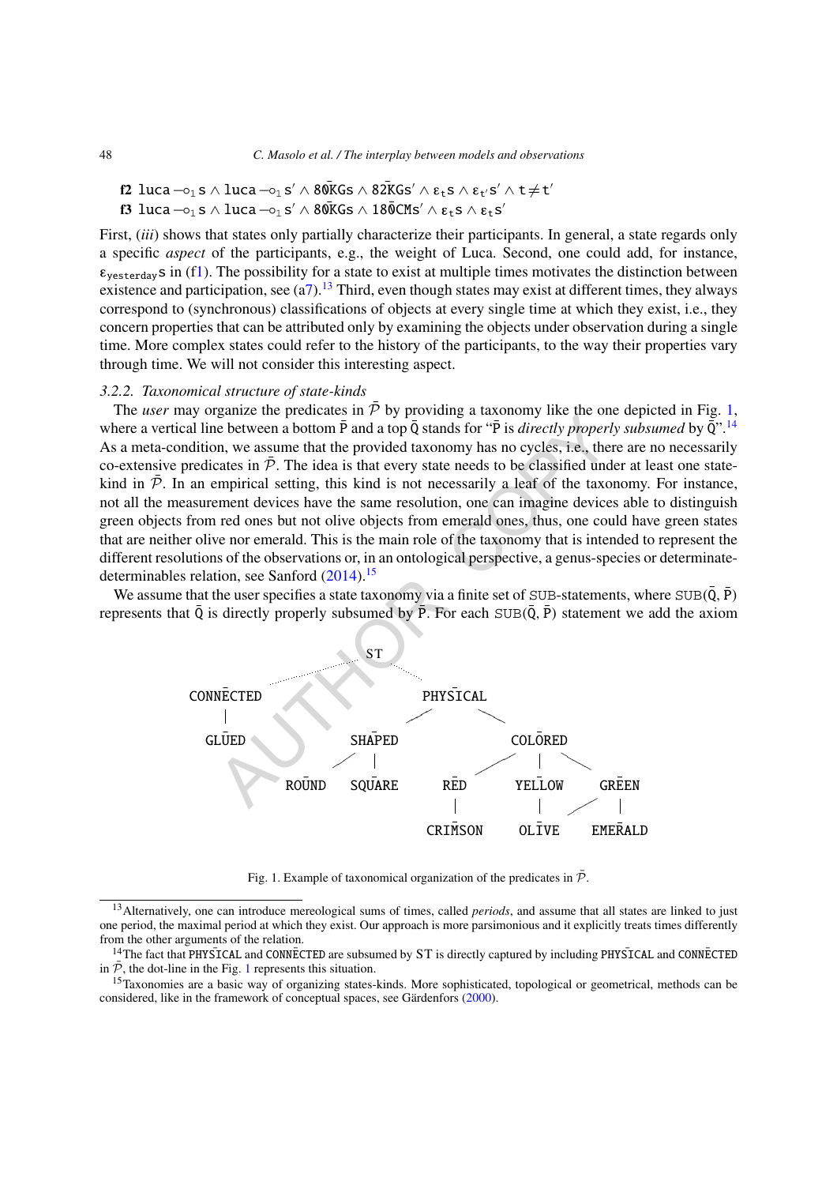**f2** $\mathtt{luca} \multimap_1 \mathtt{s} \wedge \mathtt{luca} \multimap_1 \mathtt{s}' \wedge \bar{80}\mathtt{KGs} \wedge \bar{82}\mathtt{KGs}' \wedge \varepsilon_t \mathtt{s} \wedge \varepsilon_{t'} \mathtt{s}' \wedge \mathtt{t} \neq \mathtt{t}'$

**f3** $\mathtt{luca} \multimap_1 \mathtt{s} \wedge \mathtt{luca} \multimap_1 \mathtt{s}' \wedge \bar{80}\mathtt{KGs} \wedge \bar{180}\mathtt{CMs}' \wedge \varepsilon_t \mathtt{s} \wedge \varepsilon_t \mathtt{s}'$

First, (*iii*) shows that states only partially characterize their participants. In general, a state regards only a specific *aspect* of the participants, e.g., the weight of Luca. Second, one could add, for instance, $\varepsilon_{\mathtt{yesterday}}\mathtt{s}$ in (f1). The possibility for a state to exist at multiple times motivates the distinction between existence and participation, see (a7).[13] Third, even though states may exist at different times, they always correspond to (synchronous) classifications of objects at every single time at which they exist, i.e., they concern properties that can be attributed only by examining the objects under observation during a single time. More complex states could refer to the history of the participants, to the way their properties vary through time. We will not consider this interesting aspect.

### 3.2.2. *Taxonomical structure of state-kinds*

The *user* may organize the predicates in $\bar{\mathcal{P}}$ by providing a taxonomy like the one depicted in Fig. 1, where a vertical line between a bottom $\bar{\mathtt{P}}$ and a top $\bar{\mathtt{Q}}$ stands for "$\bar{\mathtt{P}}$ is *directly properly subsumed* by $\bar{\mathtt{Q}}$".[14] As a meta-condition, we assume that the provided taxonomy has no cycles, i.e., there are no necessarily co-extensive predicates in $\bar{\mathcal{P}}$. The idea is that every state needs to be classified under at least one state-kind in $\bar{\mathcal{P}}$. In an empirical setting, this kind is not necessarily a leaf of the taxonomy. For instance, not all the measurement devices have the same resolution, one can imagine devices able to distinguish green objects from red ones but not olive objects from emerald ones, thus, one could have green states that are neither olive nor emerald. This is the main role of the taxonomy that is intended to represent the different resolutions of the observations or, in an ontological perspective, a genus-species or determinate-determinables relation, see Sanford (2014).[15]

We assume that the user specifies a state taxonomy via a finite set of SUB-statements, where $\mathtt{SUB}(\bar{\mathtt{Q}}, \bar{\mathtt{P}})$ represents that $\bar{\mathtt{Q}}$ is directly properly subsumed by $\bar{\mathtt{P}}$. For each $\mathtt{SUB}(\bar{\mathtt{Q}}, \bar{\mathtt{P}})$ statement we add the axiom

```
                          ST
              . . . . . .    . . .
   CONNECTED                        PHYSICAL
       |                      /               \
     GLUED              SHAPED                 COLORED
                       /      |              /    |     \
                   ROUND   SQUARE         RED   YELLOW   GREEN
                                           |      |     /  |
                                       CRIMSON  OLIVE   EMERALD
```

Fig. 1. Example of taxonomical organization of the predicates in $\bar{\mathcal{P}}$.

[13] Alternatively, one can introduce mereological sums of times, called *periods*, and assume that all states are linked to just one period, the maximal period at which they exist. Our approach is more parsimonious and it explicitly treats times differently from the other arguments of the relation.

[14] The fact that $\bar{\mathtt{PHYSICAL}}$ and $\bar{\mathtt{CONNECTED}}$ are subsumed by ST is directly captured by including $\bar{\mathtt{PHYSICAL}}$ and $\bar{\mathtt{CONNECTED}}$ in $\bar{\mathcal{P}}$, the dot-line in the Fig. 1 represents this situation.

[15] Taxonomies are a basic way of organizing states-kinds. More sophisticated, topological or geometrical, methods can be considered, like in the framework of conceptual spaces, see Gärdenfors (2000).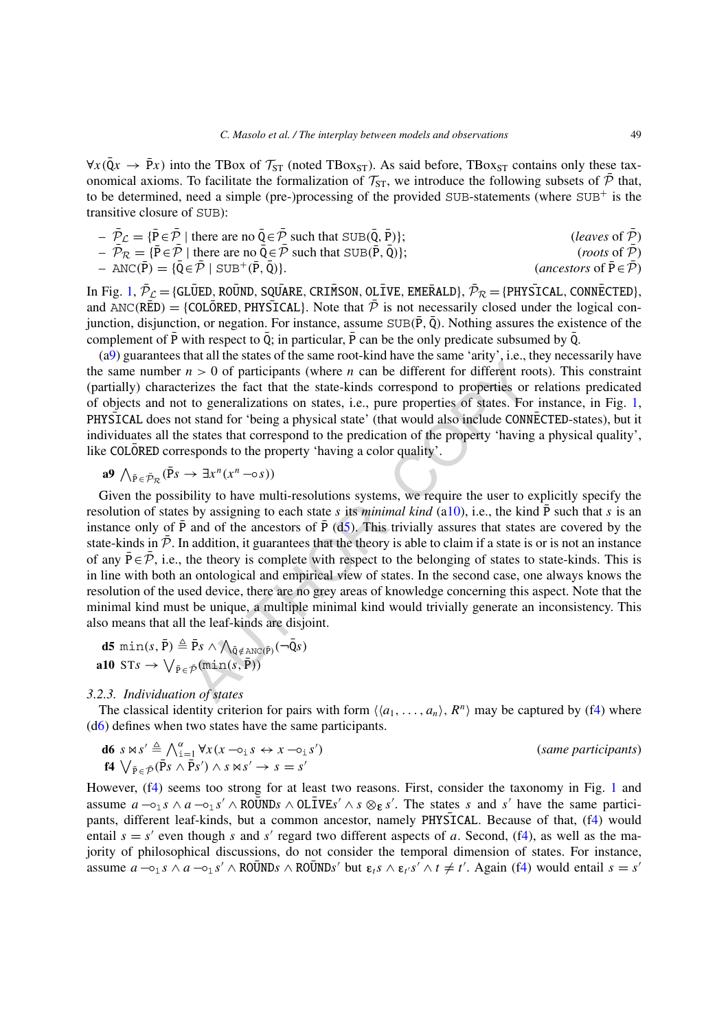$\forall x(\bar{\text{Q}}x \rightarrow \bar{\text{P}}x)$ into the TBox of $\mathcal{T}_{\text{ST}}$ (noted $\text{TBox}_{\text{ST}}$). As said before, $\text{TBox}_{\text{ST}}$ contains only these taxonomical axioms. To facilitate the formalization of $\mathcal{T}_{\text{ST}}$, we introduce the following subsets of $\bar{\mathcal{P}}$ that, to be determined, need a simple (pre-)processing of the provided SUB-statements (where $\text{SUB}^+$ is the transitive closure of SUB):

- $\bar{\mathcal{P}}_{\mathcal{L}} = \{\bar{\text{P}} \in \bar{\mathcal{P}} \mid \text{there are no } \bar{\text{Q}} \in \bar{\mathcal{P}} \text{ such that } \text{SUB}(\bar{\text{Q}}, \bar{\text{P}})\}$; (*leaves* of $\bar{\mathcal{P}}$)
- $\bar{\mathcal{P}}_{\mathcal{R}} = \{\bar{\text{P}} \in \bar{\mathcal{P}} \mid \text{there are no } \bar{\text{Q}} \in \bar{\mathcal{P}} \text{ such that } \text{SUB}(\bar{\text{P}}, \bar{\text{Q}})\}$; (*roots* of $\bar{\mathcal{P}}$)
- $\text{ANC}(\bar{\text{P}}) = \{\bar{\text{Q}} \in \bar{\mathcal{P}} \mid \text{SUB}^+(\bar{\text{P}}, \bar{\text{Q}})\}$. (*ancestors* of $\bar{\text{P}} \in \bar{\mathcal{P}}$)

In Fig. 1, $\bar{\mathcal{P}}_{\mathcal{L}} = \{\overline{\text{GLUED}}, \overline{\text{ROUND}}, \overline{\text{SQUARE}}, \overline{\text{CRIMSON}}, \overline{\text{OLIVE}}, \overline{\text{EMERALD}}\}$, $\bar{\mathcal{P}}_{\mathcal{R}} = \{\overline{\text{PHYSICAL}}, \overline{\text{CONNECTED}}\}$, and $\text{ANC}(\overline{\text{RED}}) = \{\overline{\text{COLORED}}, \overline{\text{PHYSICAL}}\}$. Note that $\bar{\mathcal{P}}$ is not necessarily closed under the logical conjunction, disjunction, or negation. For instance, assume $\text{SUB}(\bar{\text{P}}, \bar{\text{Q}})$. Nothing assures the existence of the complement of $\bar{\text{P}}$ with respect to $\bar{\text{Q}}$; in particular, $\bar{\text{P}}$ can be the only predicate subsumed by $\bar{\text{Q}}$.

(a9) guarantees that all the states of the same root-kind have the same 'arity', i.e., they necessarily have the same number $n > 0$ of participants (where $n$ can be different for different roots). This constraint (partially) characterizes the fact that the state-kinds correspond to properties or relations predicated of objects and not to generalizations on states, i.e., pure properties of states. For instance, in Fig. 1, $\overline{\text{PHYSICAL}}$ does not stand for 'being a physical state' (that would also include $\overline{\text{CONNECTED}}$-states), but it individuates all the states that correspond to the predication of the property 'having a physical quality', like $\overline{\text{COLORED}}$ corresponds to the property 'having a color quality'.

$$\textbf{a9} \ \textstyle\bigwedge_{\bar{\text{P}} \in \bar{\mathcal{P}}_{\mathcal{R}}} (\bar{\text{P}}s \rightarrow \exists x^n (x^n \multimap s))$$

Given the possibility to have multi-resolutions systems, we require the user to explicitly specify the resolution of states by assigning to each state $s$ its *minimal kind* (a10), i.e., the kind $\bar{\text{P}}$ such that $s$ is an instance only of $\bar{\text{P}}$ and of the ancestors of $\bar{\text{P}}$ (d5). This trivially assures that states are covered by the state-kinds in $\bar{\mathcal{P}}$. In addition, it guarantees that the theory is able to claim if a state is or is not an instance of any $\bar{\text{P}} \in \bar{\mathcal{P}}$, i.e., the theory is complete with respect to the belonging of states to state-kinds. This is in line with both an ontological and empirical view of states. In the second case, one always knows the resolution of the used device, there are no grey areas of knowledge concerning this aspect. Note that the minimal kind must be unique, a multiple minimal kind would trivially generate an inconsistency. This also means that all the leaf-kinds are disjoint.

$$\textbf{d5} \ \text{min}(s, \bar{\text{P}}) \triangleq \bar{\text{P}}s \wedge \textstyle\bigwedge_{\bar{\text{Q}} \notin \text{ANC}(\bar{\text{P}})} (\neg \bar{\text{Q}}s)$$

$$\textbf{a10} \ \text{ST}s \rightarrow \textstyle\bigvee_{\bar{\text{P}} \in \bar{\mathcal{P}}} (\text{min}(s, \bar{\text{P}}))$$

### 3.2.3. *Individuation of states*

The classical identity criterion for pairs with form $\langle\langle a_1, \ldots, a_n\rangle, R^n\rangle$ may be captured by (f4) where (d6) defines when two states have the same participants.

$$\textbf{d6} \ s \bowtie s' \triangleq \textstyle\bigwedge_{i=1}^{\alpha} \forall x (x \multimap_i s \leftrightarrow x \multimap_i s') \qquad \textit{(same participants)}$$

$$\textbf{f4} \ \textstyle\bigvee_{\bar{\text{P}} \in \bar{\mathcal{P}}} (\bar{\text{P}}s \wedge \bar{\text{P}}s') \wedge s \bowtie s' \rightarrow s = s'$$

However, (f4) seems too strong for at least two reasons. First, consider the taxonomy in Fig. 1 and assume $a \multimap_1 s \wedge a \multimap_1 s' \wedge \overline{\text{ROUND}}s \wedge \overline{\text{OLIVE}}s' \wedge s \otimes_{\varepsilon} s'$. The states $s$ and $s'$ have the same participants, different leaf-kinds, but a common ancestor, namely $\overline{\text{PHYSICAL}}$. Because of that, (f4) would entail $s = s'$ even though $s$ and $s'$ regard two different aspects of $a$. Second, (f4), as well as the majority of philosophical discussions, do not consider the temporal dimension of states. For instance, assume $a \multimap_1 s \wedge a \multimap_1 s' \wedge \overline{\text{ROUND}}s \wedge \overline{\text{ROUND}}s'$ but $\varepsilon_t s \wedge \varepsilon_{t'} s' \wedge t \neq t'$. Again (f4) would entail $s = s'$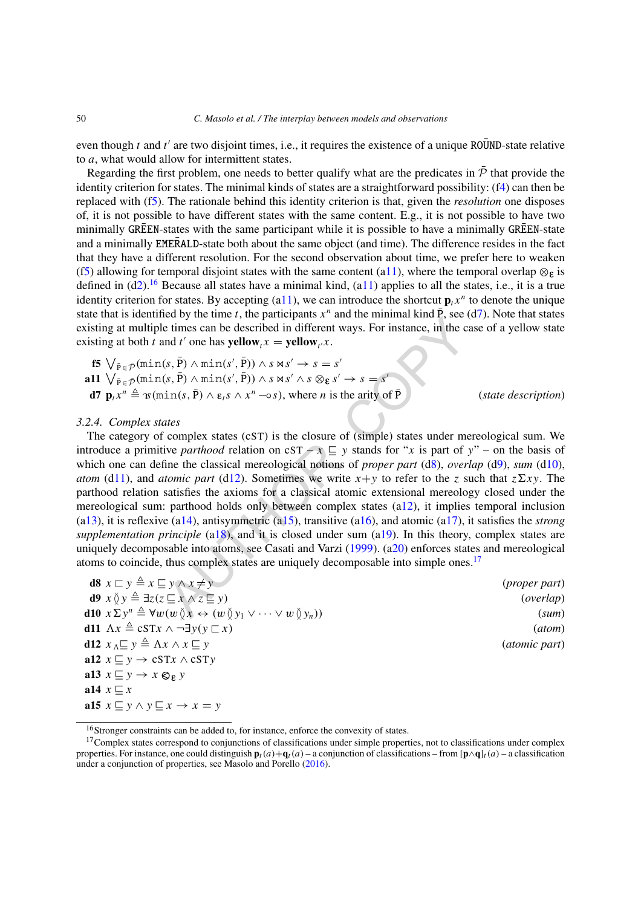even though $t$ and $t'$ are two disjoint times, i.e., it requires the existence of a unique $\bar{\texttt{ROUND}}$-state relative to $a$, what would allow for intermittent states.

Regarding the first problem, one needs to better qualify what are the predicates in $\bar{\mathcal{P}}$ that provide the identity criterion for states. The minimal kinds of states are a straightforward possibility: (f4) can then be replaced with (f5). The rationale behind this identity criterion is that, given the *resolution* one disposes of, it is not possible to have different states with the same content. E.g., it is not possible to have two minimally $\bar{\texttt{GREEN}}$-states with the same participant while it is possible to have a minimally $\bar{\texttt{GREEN}}$-state and a minimally $\bar{\texttt{EMERALD}}$-state both about the same object (and time). The difference resides in the fact that they have a different resolution. For the second observation about time, we prefer here to weaken (f5) allowing for temporal disjoint states with the same content (a11), where the temporal overlap $\otimes_{\mathfrak{E}}$ is defined in (d2).[16] Because all states have a minimal kind, (a11) applies to all the states, i.e., it is a true identity criterion for states. By accepting (a11), we can introduce the shortcut $\mathbf{p}_t x^n$ to denote the unique state that is identified by the time $t$, the participants $x^n$ and the minimal kind $\bar{\text{P}}$, see (d7). Note that states existing at multiple times can be described in different ways. For instance, in the case of a yellow state existing at both $t$ and $t'$ one has $\mathbf{yellow}_t x = \mathbf{yellow}_{t'} x$.

**f5** $\bigvee_{\bar{\text{P}} \in \bar{\mathcal{P}}} (\texttt{min}(s, \bar{\text{P}}) \wedge \texttt{min}(s', \bar{\text{P}})) \wedge s \bowtie s' \rightarrow s = s'$

**a11** $\bigvee_{\bar{\text{P}} \in \bar{\mathcal{P}}} (\texttt{min}(s, \bar{\text{P}}) \wedge \texttt{min}(s', \bar{\text{P}})) \wedge s \bowtie s' \wedge s \otimes_{\mathfrak{E}} s' \rightarrow s = s'$

**d7** $\mathbf{p}_t x^n \triangleq \iota s(\texttt{min}(s, \bar{\text{P}}) \wedge \mathfrak{E}_t s \wedge x^n \multimap s)$, where $n$ is the arity of $\bar{\text{P}}$ *(state description)*

### 3.2.4. Complex states

The category of complex states (cST) is the closure of (simple) states under mereological sum. We introduce a primitive *parthood* relation on cST – $x \sqsubseteq y$ stands for "$x$ is part of $y$" – on the basis of which one can define the classical mereological notions of *proper part* (d8), *overlap* (d9), *sum* (d10), *atom* (d11), and *atomic part* (d12). Sometimes we write $x+y$ to refer to the $z$ such that $z\Sigma xy$. The parthood relation satisfies the axioms for a classical atomic extensional mereology closed under the mereological sum: parthood holds only between complex states (a12), it implies temporal inclusion (a13), it is reflexive (a14), antisymmetric (a15), transitive (a16), and atomic (a17), it satisfies the *strong supplementation principle* (a18), and it is closed under sum (a19). In this theory, complex states are uniquely decomposable into atoms, see Casati and Varzi (1999). (a20) enforces states and mereological atoms to coincide, thus complex states are uniquely decomposable into simple ones.[17]

**d8** $x \sqsubset y \triangleq x \sqsubseteq y \wedge x \neq y$ *(proper part)*

**d9** $x \between y \triangleq \exists z(z \sqsubseteq x \wedge z \sqsubseteq y)$ *(overlap)*

**d10** $x \Sigma y^n \triangleq \forall w(w \between x \leftrightarrow (w \between y_1 \vee \cdots \vee w \between y_n))$ *(sum)*

**d11** $\Lambda x \triangleq \text{cST}x \wedge \neg\exists y(y \sqsubset x)$ *(atom)*

**d12** $x \,{}_{\Lambda}\!\sqsubseteq y \triangleq \Lambda x \wedge x \sqsubseteq y$ *(atomic part)*

**a12** $x \sqsubseteq y \rightarrow \text{cST}x \wedge \text{cST}y$

**a13** $x \sqsubseteq y \rightarrow x \circledS_{\mathfrak{E}} y$

**a14** $x \sqsubseteq x$

**a15** $x \sqsubseteq y \wedge y \sqsubseteq x \rightarrow x = y$

[16] Stronger constraints can be added to, for instance, enforce the convexity of states.

[17] Complex states correspond to conjunctions of classifications under simple properties, not to classifications under complex properties. For instance, one could distinguish $\mathbf{p}_t(a)+\mathbf{q}_t(a)$ – a conjunction of classifications – from $[\mathbf{p}\wedge\mathbf{q}]_t(a)$ – a classification under a conjunction of properties, see Masolo and Porello (2016).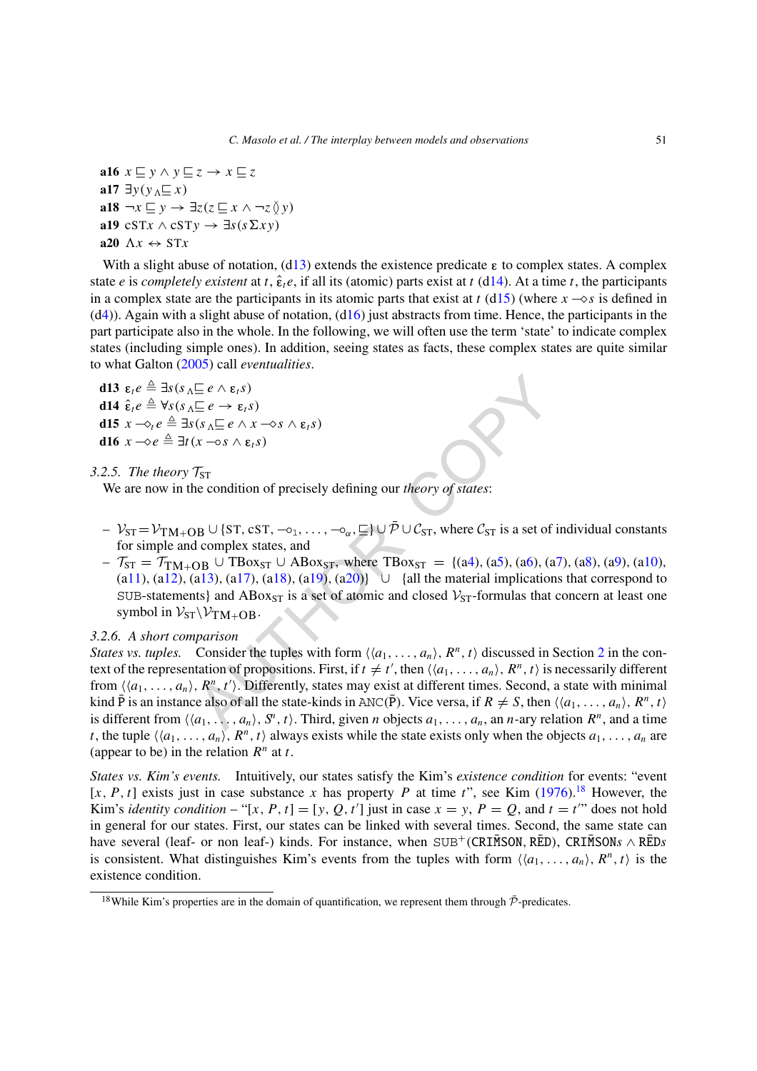**a16** $x \sqsubseteq y \wedge y \sqsubseteq z \to x \sqsubseteq z$

**a17** $\exists y(y \,{}_{\Lambda}\!\sqsubseteq x)$

**a18** $\neg x \sqsubseteq y \to \exists z(z \sqsubseteq x \wedge \neg z \between y)$

**a19** $\mathrm{cST}x \wedge \mathrm{cST}y \to \exists s(s \Sigma xy)$

**a20** $\Lambda x \leftrightarrow \mathrm{ST}x$

With a slight abuse of notation, (d13) extends the existence predicate $\varepsilon$ to complex states. A complex state $e$ is *completely existent* at $t$, $\hat{\varepsilon}_t e$, if all its (atomic) parts exist at $t$ (d14). At a time $t$, the participants in a complex state are the participants in its atomic parts that exist at $t$ (d15) (where $x \multimap\!\!\diamond s$ is defined in (d4)). Again with a slight abuse of notation, (d16) just abstracts from time. Hence, the participants in the part participate also in the whole. In the following, we will often use the term 'state' to indicate complex states (including simple ones). In addition, seeing states as facts, these complex states are quite similar to what Galton (2005) call *eventualities*.

**d13** $\varepsilon_t e \triangleq \exists s(s \,{}_{\Lambda}\!\sqsubseteq e \wedge \varepsilon_t s)$

**d14** $\hat{\varepsilon}_t e \triangleq \forall s(s \,{}_{\Lambda}\!\sqsubseteq e \to \varepsilon_t s)$

**d15** $x \multimap\!\!\diamond_t e \triangleq \exists s(s \,{}_{\Lambda}\!\sqsubseteq e \wedge x \multimap\!\!\diamond s \wedge \varepsilon_t s)$

**d16** $x \multimap\!\!\diamond e \triangleq \exists t(x \multimap\!\!\circ s \wedge \varepsilon_t s)$

### 3.2.5. The theory $\mathcal{T}_{\mathrm{ST}}$

We are now in the condition of precisely defining our *theory of states*:

- $\mathcal{V}_{\mathrm{ST}} = \mathcal{V}_{\mathrm{TM+OB}} \cup \{\mathrm{ST}, \mathrm{cST}, \multimap\!\circ_1, \ldots, \multimap\!\circ_\alpha, \sqsubseteq\} \cup \bar{\mathcal{P}} \cup \mathcal{C}_{\mathrm{ST}}$, where $\mathcal{C}_{\mathrm{ST}}$ is a set of individual constants for simple and complex states, and
- $\mathcal{T}_{\mathrm{ST}} = \mathcal{T}_{\mathrm{TM+OB}} \cup \mathrm{TBox}_{\mathrm{ST}} \cup \mathrm{ABox}_{\mathrm{ST}}$, where $\mathrm{TBox}_{\mathrm{ST}} = \{$(a4), (a5), (a6), (a7), (a8), (a9), (a10), (a11), (a12), (a13), (a17), (a18), (a19), (a20)$\}$ $\cup$ {all the material implications that correspond to SUB-statements} and $\mathrm{ABox}_{\mathrm{ST}}$ is a set of atomic and closed $\mathcal{V}_{\mathrm{ST}}$-formulas that concern at least one symbol in $\mathcal{V}_{\mathrm{ST}} \backslash \mathcal{V}_{\mathrm{TM+OB}}$.

### 3.2.6. A short comparison

*States vs. tuples.* Consider the tuples with form $\langle\langle a_1, \ldots, a_n\rangle, R^n, t\rangle$ discussed in Section 2 in the context of the representation of propositions. First, if $t \neq t'$, then $\langle\langle a_1, \ldots, a_n\rangle, R^n, t\rangle$ is necessarily different from $\langle\langle a_1, \ldots, a_n\rangle, R^n, t'\rangle$. Differently, states may exist at different times. Second, a state with minimal kind $\bar{\mathrm{P}}$ is an instance also of all the state-kinds in $\mathrm{ANC}(\bar{\mathrm{P}})$. Vice versa, if $R \neq S$, then $\langle\langle a_1, \ldots, a_n\rangle, R^n, t\rangle$ is different from $\langle\langle a_1, \ldots, a_n\rangle, S^n, t\rangle$. Third, given $n$ objects $a_1, \ldots, a_n$, an $n$-ary relation $R^n$, and a time $t$, the tuple $\langle\langle a_1, \ldots, a_n\rangle, R^n, t\rangle$ always exists while the state exists only when the objects $a_1, \ldots, a_n$ are (appear to be) in the relation $R^n$ at $t$.

*States vs. Kim's events.* Intuitively, our states satisfy the Kim's *existence condition* for events: "event $[x, P, t]$ exists just in case substance $x$ has property $P$ at time $t$", see Kim (1976).[18] However, the Kim's *identity condition* – "$[x, P, t] = [y, Q, t']$ just in case $x = y$, $P = Q$, and $t = t'$" does not hold in general for our states. First, our states can be linked with several times. Second, the same state can have several (leaf- or non leaf-) kinds. For instance, when $\mathrm{SUB}^+(\bar{\mathrm{CRIMSON}}, \bar{\mathrm{RED}})$, $\bar{\mathrm{CRIMSON}}s \wedge \bar{\mathrm{RED}}s$ is consistent. What distinguishes Kim's events from the tuples with form $\langle\langle a_1, \ldots, a_n\rangle, R^n, t\rangle$ is the existence condition.

[18]While Kim's properties are in the domain of quantification, we represent them through $\bar{\mathcal{P}}$-predicates.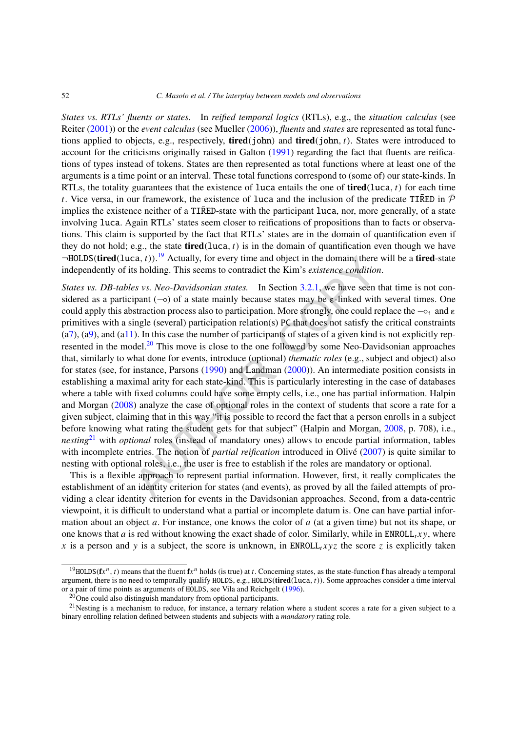*States vs. RTLs' fluents or states.* In *reified temporal logics* (RTLs), e.g., the *situation calculus* (see Reiter (2001)) or the *event calculus* (see Mueller (2006)), *fluents* and *states* are represented as total functions applied to objects, e.g., respectively, **tired**(john) and **tired**(john, $t$). States were introduced to account for the criticisms originally raised in Galton (1991) regarding the fact that fluents are reifications of types instead of tokens. States are then represented as total functions where at least one of the arguments is a time point or an interval. These total functions correspond to (some of) our state-kinds. In RTLs, the totality guarantees that the existence of luca entails the one of **tired**(luca, $t$) for each time $t$. Vice versa, in our framework, the existence of luca and the inclusion of the predicate $\mathtt{TI\bar{R}ED}$ in $\bar{\mathcal{P}}$ implies the existence neither of a $\mathtt{TI\bar{R}ED}$-state with the participant luca, nor, more generally, of a state involving luca. Again RTLs' states seem closer to reifications of propositions than to facts or observations. This claim is supported by the fact that RTLs' states are in the domain of quantification even if they do not hold; e.g., the state **tired**(luca, $t$) is in the domain of quantification even though we have $\neg$HOLDS(**tired**(luca, $t$)).[19] Actually, for every time and object in the domain, there will be a **tired**-state independently of its holding. This seems to contradict the Kim's *existence condition*.

*States vs. DB-tables vs. Neo-Davidsonian states.* In Section 3.2.1, we have seen that time is not considered as a participant ($-\!\circ$) of a state mainly because states may be $\varepsilon$-linked with several times. One could apply this abstraction process also to participation. More strongly, one could replace the $-\!\circ_i$ and $\varepsilon$ primitives with a single (several) participation relation(s) PC that does not satisfy the critical constraints (a7), (a9), and (a11). In this case the number of participants of states of a given kind is not explicitly represented in the model.[20] This move is close to the one followed by some Neo-Davidsonian approaches that, similarly to what done for events, introduce (optional) *thematic roles* (e.g., subject and object) also for states (see, for instance, Parsons (1990) and Landman (2000)). An intermediate position consists in establishing a maximal arity for each state-kind. This is particularly interesting in the case of databases where a table with fixed columns could have some empty cells, i.e., one has partial information. Halpin and Morgan (2008) analyze the case of optional roles in the context of students that score a rate for a given subject, claiming that in this way "it is possible to record the fact that a person enrolls in a subject before knowing what rating the student gets for that subject" (Halpin and Morgan, 2008, p. 708), i.e., *nesting*[21] with *optional* roles (instead of mandatory ones) allows to encode partial information, tables with incomplete entries. The notion of *partial reification* introduced in Olivé (2007) is quite similar to nesting with optional roles, i.e., the user is free to establish if the roles are mandatory or optional.

This is a flexible approach to represent partial information. However, first, it really complicates the establishment of an identity criterion for states (and events), as proved by all the failed attempts of providing a clear identity criterion for events in the Davidsonian approaches. Second, from a data-centric viewpoint, it is difficult to understand what a partial or incomplete datum is. One can have partial information about an object $a$. For instance, one knows the color of $a$ (at a given time) but not its shape, or one knows that $a$ is red without knowing the exact shade of color. Similarly, while in $\mathtt{ENROLL}_t xy$, where $x$ is a person and $y$ is a subject, the score is unknown, in $\mathtt{ENROLL}_t xyz$ the score $z$ is explicitly taken

[19] HOLDS($\mathbf{f}x^n$, $t$) means that the fluent $\mathbf{f}x^n$ holds (is true) at $t$. Concerning states, as the state-function **f** has already a temporal argument, there is no need to temporally qualify HOLDS, e.g., HOLDS(**tired**(luca, $t$)). Some approaches consider a time interval or a pair of time points as arguments of HOLDS, see Vila and Reichgelt (1996).

[20] One could also distinguish mandatory from optional participants.

[21] Nesting is a mechanism to reduce, for instance, a ternary relation where a student scores a rate for a given subject to a binary enrolling relation defined between students and subjects with a *mandatory* rating role.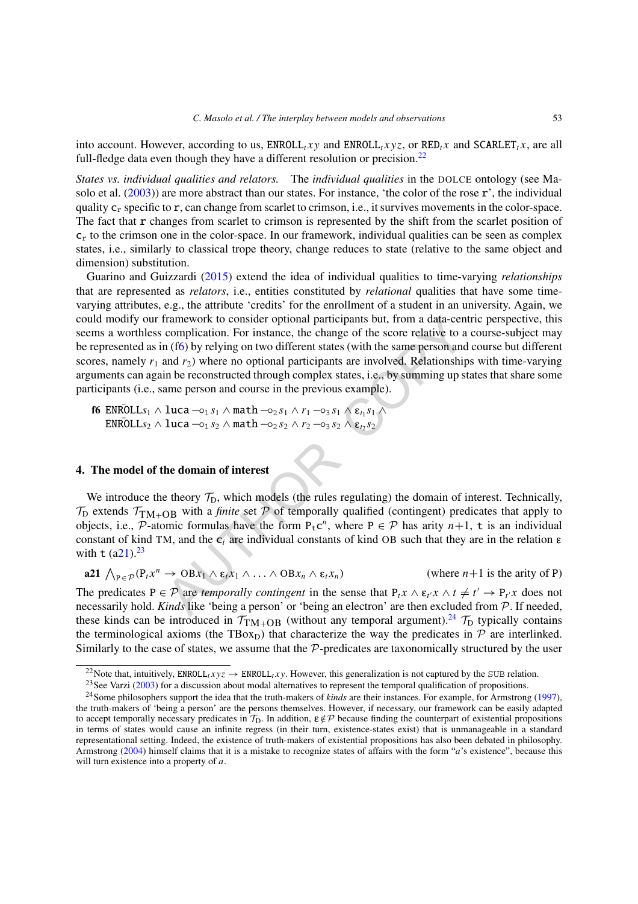into account. However, according to us, $\mathtt{ENROLL}_t xy$ and $\mathtt{ENROLL}_t xyz$, or $\mathtt{RED}_t x$ and $\mathtt{SCARLET}_t x$, are all full-fledge data even though they have a different resolution or precision.[22]

*States vs. individual qualities and relators.* The *individual qualities* in the DOLCE ontology (see Masolo et al. (2003)) are more abstract than our states. For instance, 'the color of the rose $\mathtt{r}$', the individual quality $\mathtt{c_r}$ specific to $\mathtt{r}$, can change from scarlet to crimson, i.e., it survives movements in the color-space. The fact that $\mathtt{r}$ changes from scarlet to crimson is represented by the shift from the scarlet position of $\mathtt{c_r}$ to the crimson one in the color-space. In our framework, individual qualities can be seen as complex states, i.e., similarly to classical trope theory, change reduces to state (relative to the same object and dimension) substitution.

Guarino and Guizzardi (2015) extend the idea of individual qualities to time-varying *relationships* that are represented as *relators*, i.e., entities constituted by *relational* qualities that have some time-varying attributes, e.g., the attribute 'credits' for the enrollment of a student in an university. Again, we could modify our framework to consider optional participants but, from a data-centric perspective, this seems a worthless complication. For instance, the change of the score relative to a course-subject may be represented as in (f6) by relying on two different states (with the same person and course but different scores, namely $r_1$ and $r_2$) where no optional participants are involved. Relationships with time-varying arguments can again be reconstructed through complex states, i.e., by summing up states that share some participants (i.e., same person and course in the previous example).

**f6** $\bar{\mathtt{ENROLL}} s_1 \wedge \mathtt{luca} \multimap_1 s_1 \wedge \mathtt{math} \multimap_2 s_1 \wedge r_1 \multimap_3 s_1 \wedge \varepsilon_{t_1} s_1 \wedge$
$\bar{\mathtt{ENROLL}} s_2 \wedge \mathtt{luca} \multimap_1 s_2 \wedge \mathtt{math} \multimap_2 s_2 \wedge r_2 \multimap_3 s_2 \wedge \varepsilon_{t_2} s_2$

## 4. The model of the domain of interest

We introduce the theory $\mathcal{T}_\mathrm{D}$, which models (the rules regulating) the domain of interest. Technically, $\mathcal{T}_\mathrm{D}$ extends $\mathcal{T}_{\mathrm{TM+OB}}$ with a *finite* set $\mathcal{P}$ of temporally qualified (contingent) predicates that apply to objects, i.e., $\mathcal{P}$-atomic formulas have the form $\mathtt{P}_\mathtt{t}\mathtt{c}^n$, where $\mathtt{P} \in \mathcal{P}$ has arity $n+1$, $\mathtt{t}$ is an individual constant of kind TM, and the $\mathtt{c}_i$ are individual constants of kind OB such that they are in the relation $\varepsilon$ with $\mathtt{t}$ (a21).[23]

**a21** $\bigwedge_{\mathtt{P} \in \mathcal{P}} (\mathtt{P}_t x^n \rightarrow \mathrm{OB} x_1 \wedge \varepsilon_t x_1 \wedge \ldots \wedge \mathrm{OB} x_n \wedge \varepsilon_t x_n)$ (where $n+1$ is the arity of $\mathtt{P}$)

The predicates $\mathtt{P} \in \mathcal{P}$ are *temporally contingent* in the sense that $\mathtt{P}_t x \wedge \varepsilon_{t'} x \wedge t \neq t' \rightarrow \mathtt{P}_{t'} x$ does not necessarily hold. *Kinds* like 'being a person' or 'being an electron' are then excluded from $\mathcal{P}$. If needed, these kinds can be introduced in $\mathcal{T}_{\mathrm{TM+OB}}$ (without any temporal argument).[24] $\mathcal{T}_\mathrm{D}$ typically contains the terminological axioms (the $\mathrm{TBox_D}$) that characterize the way the predicates in $\mathcal{P}$ are interlinked. Similarly to the case of states, we assume that the $\mathcal{P}$-predicates are taxonomically structured by the user

---

[22] Note that, intuitively, $\mathtt{ENROLL}_t xyz \rightarrow \mathtt{ENROLL}_t xy$. However, this generalization is not captured by the SUB relation.

[23] See Varzi (2003) for a discussion about modal alternatives to represent the temporal qualification of propositions.

[24] Some philosophers support the idea that the truth-makers of *kinds* are their instances. For example, for Armstrong (1997), the truth-makers of 'being a person' are the persons themselves. However, if necessary, our framework can be easily adapted to accept temporally necessary predicates in $\mathcal{T}_\mathrm{D}$. In addition, $\varepsilon \notin \mathcal{P}$ because finding the counterpart of existential propositions in terms of states would cause an infinite regress (in their turn, existence-states exist) that is unmanageable in a standard representational setting. Indeed, the existence of truth-makers of existential propositions has also been debated in philosophy. Armstrong (2004) himself claims that it is a mistake to recognize states of affairs with the form "*a*'s existence", because this will turn existence into a property of *a*.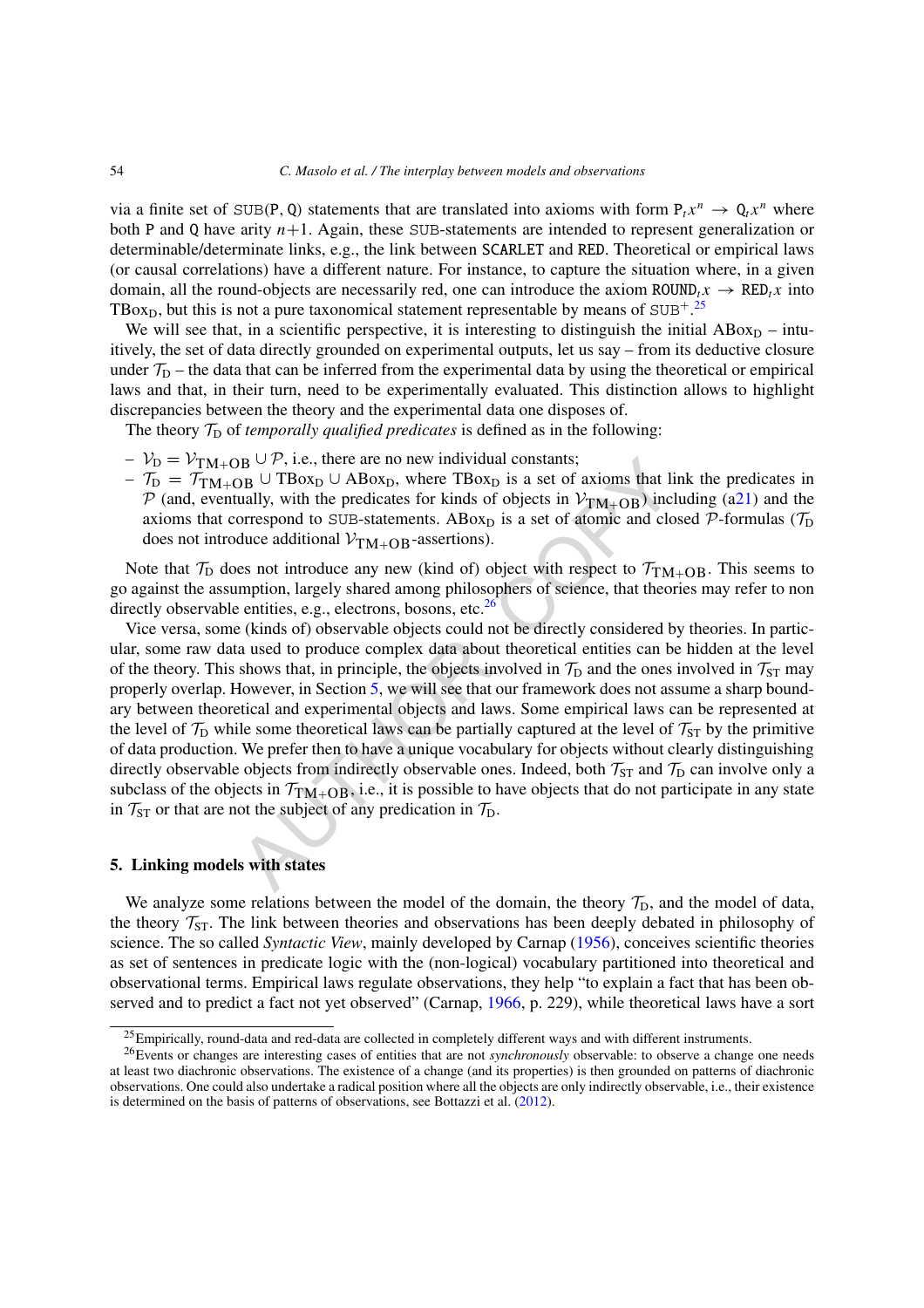via a finite set of $\mathtt{SUB}(\mathtt{P},\mathtt{Q})$ statements that are translated into axioms with form $\mathtt{P}_t x^n \rightarrow \mathtt{Q}_t x^n$ where both $\mathtt{P}$ and $\mathtt{Q}$ have arity $n+1$. Again, these $\mathtt{SUB}$-statements are intended to represent generalization or determinable/determinate links, e.g., the link between $\mathtt{SCARLET}$ and $\mathtt{RED}$. Theoretical or empirical laws (or causal correlations) have a different nature. For instance, to capture the situation where, in a given domain, all the round-objects are necessarily red, one can introduce the axiom $\mathtt{ROUND}_t x \rightarrow \mathtt{RED}_t x$ into $\mathrm{TBox}_\mathrm{D}$, but this is not a pure taxonomical statement representable by means of $\mathtt{SUB}^+$.[25]

We will see that, in a scientific perspective, it is interesting to distinguish the initial $\mathrm{ABox}_\mathrm{D}$ – intuitively, the set of data directly grounded on experimental outputs, let us say – from its deductive closure under $\mathcal{T}_\mathrm{D}$ – the data that can be inferred from the experimental data by using the theoretical or empirical laws and that, in their turn, need to be experimentally evaluated. This distinction allows to highlight discrepancies between the theory and the experimental data one disposes of.

The theory $\mathcal{T}_\mathrm{D}$ of *temporally qualified predicates* is defined as in the following:

- $\mathcal{V}_\mathrm{D} = \mathcal{V}_{\mathrm{TM+OB}} \cup \mathcal{P}$, i.e., there are no new individual constants;
- $\mathcal{T}_\mathrm{D} = \mathcal{T}_{\mathrm{TM+OB}} \cup \mathrm{TBox}_\mathrm{D} \cup \mathrm{ABox}_\mathrm{D}$, where $\mathrm{TBox}_\mathrm{D}$ is a set of axioms that link the predicates in $\mathcal{P}$ (and, eventually, with the predicates for kinds of objects in $\mathcal{V}_{\mathrm{TM+OB}}$) including (a21) and the axioms that correspond to $\mathtt{SUB}$-statements. $\mathrm{ABox}_\mathrm{D}$ is a set of atomic and closed $\mathcal{P}$-formulas ($\mathcal{T}_\mathrm{D}$ does not introduce additional $\mathcal{V}_{\mathrm{TM+OB}}$-assertions).

Note that $\mathcal{T}_\mathrm{D}$ does not introduce any new (kind of) object with respect to $\mathcal{T}_{\mathrm{TM+OB}}$. This seems to go against the assumption, largely shared among philosophers of science, that theories may refer to non directly observable entities, e.g., electrons, bosons, etc.[26]

Vice versa, some (kinds of) observable objects could not be directly considered by theories. In particular, some raw data used to produce complex data about theoretical entities can be hidden at the level of the theory. This shows that, in principle, the objects involved in $\mathcal{T}_\mathrm{D}$ and the ones involved in $\mathcal{T}_\mathrm{ST}$ may properly overlap. However, in Section 5, we will see that our framework does not assume a sharp boundary between theoretical and experimental objects and laws. Some empirical laws can be represented at the level of $\mathcal{T}_\mathrm{D}$ while some theoretical laws can be partially captured at the level of $\mathcal{T}_\mathrm{ST}$ by the primitive of data production. We prefer then to have a unique vocabulary for objects without clearly distinguishing directly observable objects from indirectly observable ones. Indeed, both $\mathcal{T}_\mathrm{ST}$ and $\mathcal{T}_\mathrm{D}$ can involve only a subclass of the objects in $\mathcal{T}_{\mathrm{TM+OB}}$, i.e., it is possible to have objects that do not participate in any state in $\mathcal{T}_\mathrm{ST}$ or that are not the subject of any predication in $\mathcal{T}_\mathrm{D}$.

## 5. Linking models with states

We analyze some relations between the model of the domain, the theory $\mathcal{T}_\mathrm{D}$, and the model of data, the theory $\mathcal{T}_\mathrm{ST}$. The link between theories and observations has been deeply debated in philosophy of science. The so called *Syntactic View*, mainly developed by Carnap (1956), conceives scientific theories as set of sentences in predicate logic with the (non-logical) vocabulary partitioned into theoretical and observational terms. Empirical laws regulate observations, they help "to explain a fact that has been observed and to predict a fact not yet observed" (Carnap, 1966, p. 229), while theoretical laws have a sort

[25] Empirically, round-data and red-data are collected in completely different ways and with different instruments.

[26] Events or changes are interesting cases of entities that are not *synchronously* observable: to observe a change one needs at least two diachronic observations. The existence of a change (and its properties) is then grounded on patterns of diachronic observations. One could also undertake a radical position where all the objects are only indirectly observable, i.e., their existence is determined on the basis of patterns of observations, see Bottazzi et al. (2012).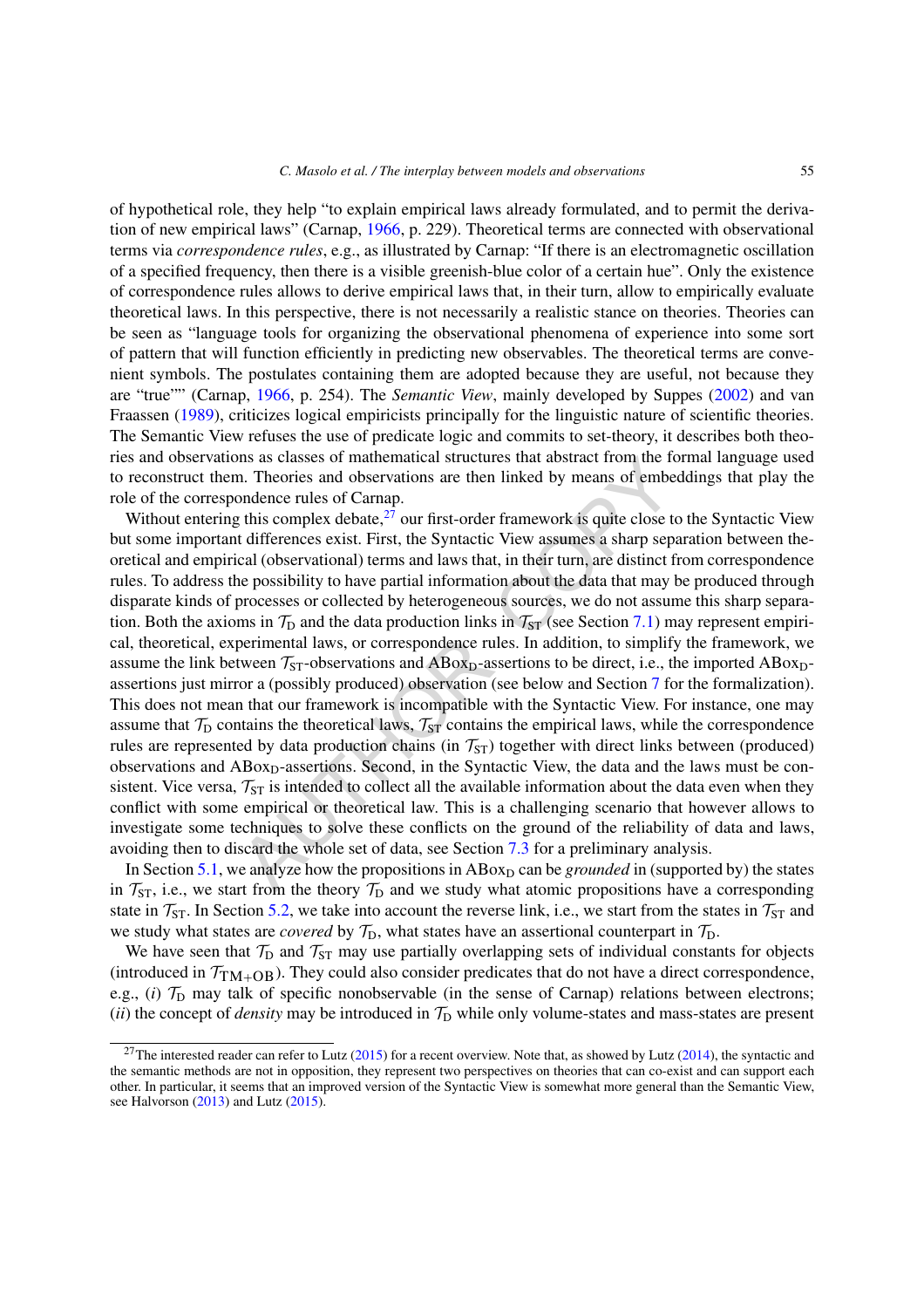of hypothetical role, they help "to explain empirical laws already formulated, and to permit the derivation of new empirical laws" (Carnap, 1966, p. 229). Theoretical terms are connected with observational terms via *correspondence rules*, e.g., as illustrated by Carnap: "If there is an electromagnetic oscillation of a specified frequency, then there is a visible greenish-blue color of a certain hue". Only the existence of correspondence rules allows to derive empirical laws that, in their turn, allow to empirically evaluate theoretical laws. In this perspective, there is not necessarily a realistic stance on theories. Theories can be seen as "language tools for organizing the observational phenomena of experience into some sort of pattern that will function efficiently in predicting new observables. The theoretical terms are convenient symbols. The postulates containing them are adopted because they are useful, not because they are "true"" (Carnap, 1966, p. 254). The *Semantic View*, mainly developed by Suppes (2002) and van Fraassen (1989), criticizes logical empiricists principally for the linguistic nature of scientific theories. The Semantic View refuses the use of predicate logic and commits to set-theory, it describes both theories and observations as classes of mathematical structures that abstract from the formal language used to reconstruct them. Theories and observations are then linked by means of embeddings that play the role of the correspondence rules of Carnap.

Without entering this complex debate,[27] our first-order framework is quite close to the Syntactic View but some important differences exist. First, the Syntactic View assumes a sharp separation between theoretical and empirical (observational) terms and laws that, in their turn, are distinct from correspondence rules. To address the possibility to have partial information about the data that may be produced through disparate kinds of processes or collected by heterogeneous sources, we do not assume this sharp separation. Both the axioms in $\mathcal{T}_{\mathrm{D}}$ and the data production links in $\mathcal{T}_{\mathrm{ST}}$ (see Section 7.1) may represent empirical, theoretical, experimental laws, or correspondence rules. In addition, to simplify the framework, we assume the link between $\mathcal{T}_{\mathrm{ST}}$-observations and $\mathrm{ABox}_{\mathrm{D}}$-assertions to be direct, i.e., the imported $\mathrm{ABox}_{\mathrm{D}}$-assertions just mirror a (possibly produced) observation (see below and Section 7 for the formalization). This does not mean that our framework is incompatible with the Syntactic View. For instance, one may assume that $\mathcal{T}_{\mathrm{D}}$ contains the theoretical laws, $\mathcal{T}_{\mathrm{ST}}$ contains the empirical laws, while the correspondence rules are represented by data production chains (in $\mathcal{T}_{\mathrm{ST}}$) together with direct links between (produced) observations and $\mathrm{ABox}_{\mathrm{D}}$-assertions. Second, in the Syntactic View, the data and the laws must be consistent. Vice versa, $\mathcal{T}_{\mathrm{ST}}$ is intended to collect all the available information about the data even when they conflict with some empirical or theoretical law. This is a challenging scenario that however allows to investigate some techniques to solve these conflicts on the ground of the reliability of data and laws, avoiding then to discard the whole set of data, see Section 7.3 for a preliminary analysis.

In Section 5.1, we analyze how the propositions in $\mathrm{ABox}_{\mathrm{D}}$ can be *grounded* in (supported by) the states in $\mathcal{T}_{\mathrm{ST}}$, i.e., we start from the theory $\mathcal{T}_{\mathrm{D}}$ and we study what atomic propositions have a corresponding state in $\mathcal{T}_{\mathrm{ST}}$. In Section 5.2, we take into account the reverse link, i.e., we start from the states in $\mathcal{T}_{\mathrm{ST}}$ and we study what states are *covered* by $\mathcal{T}_{\mathrm{D}}$, what states have an assertional counterpart in $\mathcal{T}_{\mathrm{D}}$.

We have seen that $\mathcal{T}_{\mathrm{D}}$ and $\mathcal{T}_{\mathrm{ST}}$ may use partially overlapping sets of individual constants for objects (introduced in $\mathcal{T}_{\mathrm{TM+OB}}$). They could also consider predicates that do not have a direct correspondence, e.g., (*i*) $\mathcal{T}_{\mathrm{D}}$ may talk of specific nonobservable (in the sense of Carnap) relations between electrons; (*ii*) the concept of *density* may be introduced in $\mathcal{T}_{\mathrm{D}}$ while only volume-states and mass-states are present

[27] The interested reader can refer to Lutz (2015) for a recent overview. Note that, as showed by Lutz (2014), the syntactic and the semantic methods are not in opposition, they represent two perspectives on theories that can co-exist and can support each other. In particular, it seems that an improved version of the Syntactic View is somewhat more general than the Semantic View, see Halvorson (2013) and Lutz (2015).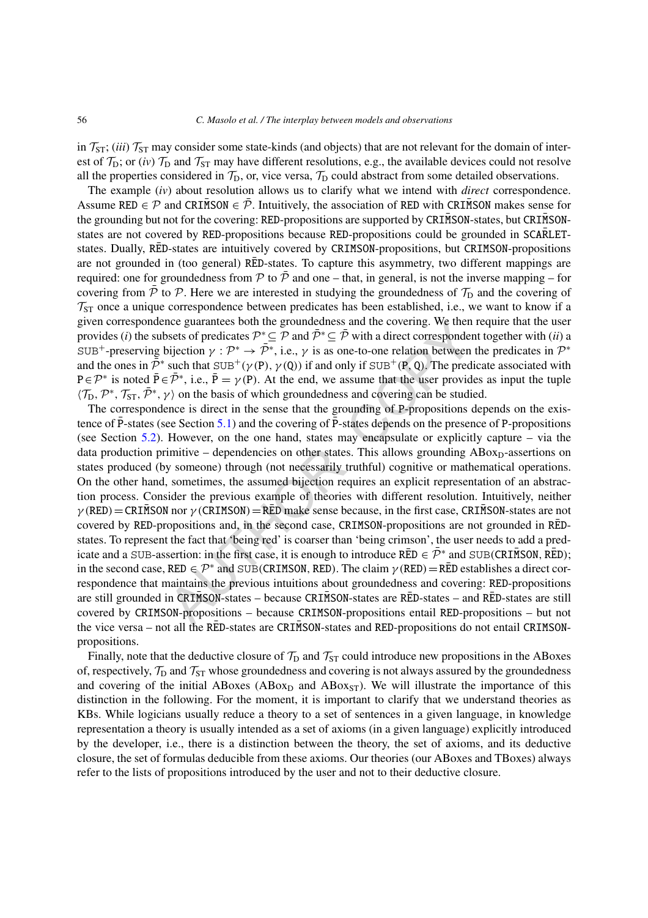in $\mathcal{T}_{\text{ST}}$; (*iii*) $\mathcal{T}_{\text{ST}}$ may consider some state-kinds (and objects) that are not relevant for the domain of interest of $\mathcal{T}_{\text{D}}$; or (*iv*) $\mathcal{T}_{\text{D}}$ and $\mathcal{T}_{\text{ST}}$ may have different resolutions, e.g., the available devices could not resolve all the properties considered in $\mathcal{T}_{\text{D}}$, or, vice versa, $\mathcal{T}_{\text{D}}$ could abstract from some detailed observations.

The example (*iv*) about resolution allows us to clarify what we intend with *direct* correspondence. Assume $\texttt{RED} \in \mathcal{P}$ and $\bar{\texttt{CRIMSON}} \in \bar{\mathcal{P}}$. Intuitively, the association of RED with $\bar{\texttt{CRIMSON}}$ makes sense for the grounding but not for the covering: RED-propositions are supported by $\bar{\texttt{CRIMSON}}$-states, but $\bar{\texttt{CRIMSON}}$-states are not covered by RED-propositions because RED-propositions could be grounded in $\bar{\texttt{SCARLET}}$-states. Dually, $\bar{\texttt{RED}}$-states are intuitively covered by CRIMSON-propositions, but CRIMSON-propositions are not grounded in (too general) $\bar{\texttt{RED}}$-states. To capture this asymmetry, two different mappings are required: one for groundedness from $\mathcal{P}$ to $\bar{\mathcal{P}}$ and one – that, in general, is not the inverse mapping – for covering from $\bar{\mathcal{P}}$ to $\mathcal{P}$. Here we are interested in studying the groundedness of $\mathcal{T}_{\text{D}}$ and the covering of $\mathcal{T}_{\text{ST}}$ once a unique correspondence between predicates has been established, i.e., we want to know if a given correspondence guarantees both the groundedness and the covering. We then require that the user provides (*i*) the subsets of predicates $\mathcal{P}^* \subseteq \mathcal{P}$ and $\bar{\mathcal{P}}^* \subseteq \bar{\mathcal{P}}$ with a direct correspondent together with (*ii*) a $\text{SUB}^+$-preserving bijection $\gamma : \mathcal{P}^* \to \bar{\mathcal{P}}^*$, i.e., $\gamma$ is as one-to-one relation between the predicates in $\mathcal{P}^*$ and the ones in $\bar{\mathcal{P}}^*$ such that $\text{SUB}^+(\gamma(\texttt{P}), \gamma(\texttt{Q}))$ if and only if $\text{SUB}^+(\texttt{P}, \texttt{Q})$. The predicate associated with $\texttt{P} \in \mathcal{P}^*$ is noted $\bar{\texttt{P}} \in \bar{\mathcal{P}}^*$, i.e., $\bar{\texttt{P}} = \gamma(\texttt{P})$. At the end, we assume that the user provides as input the tuple $\langle \mathcal{T}_{\text{D}}, \mathcal{P}^*, \mathcal{T}_{\text{ST}}, \bar{\mathcal{P}}^*, \gamma \rangle$ on the basis of which groundedness and covering can be studied.

The correspondence is direct in the sense that the grounding of P-propositions depends on the existence of $\bar{\texttt{P}}$-states (see Section 5.1) and the covering of $\bar{\texttt{P}}$-states depends on the presence of P-propositions (see Section 5.2). However, on the one hand, states may encapsulate or explicitly capture – via the data production primitive – dependencies on other states. This allows grounding $\text{ABox}_{\text{D}}$-assertions on states produced (by someone) through (not necessarily truthful) cognitive or mathematical operations. On the other hand, sometimes, the assumed bijection requires an explicit representation of an abstraction process. Consider the previous example of theories with different resolution. Intuitively, neither $\gamma(\texttt{RED}) = \bar{\texttt{CRIMSON}}$ nor $\gamma(\texttt{CRIMSON}) = \bar{\texttt{RED}}$ make sense because, in the first case, $\bar{\texttt{CRIMSON}}$-states are not covered by RED-propositions and, in the second case, CRIMSON-propositions are not grounded in $\bar{\texttt{RED}}$-states. To represent the fact that 'being red' is coarser than 'being crimson', the user needs to add a predicate and a SUB-assertion: in the first case, it is enough to introduce $\bar{\texttt{RED}} \in \bar{\mathcal{P}}^*$ and $\text{SUB}(\bar{\texttt{CRIMSON}}, \bar{\texttt{RED}})$; in the second case, $\texttt{RED} \in \mathcal{P}^*$ and $\text{SUB}(\texttt{CRIMSON}, \texttt{RED})$. The claim $\gamma(\texttt{RED}) = \bar{\texttt{RED}}$ establishes a direct correspondence that maintains the previous intuitions about groundedness and covering: RED-propositions are still grounded in $\bar{\texttt{CRIMSON}}$-states – because $\bar{\texttt{CRIMSON}}$-states are $\bar{\texttt{RED}}$-states – and $\bar{\texttt{RED}}$-states are still covered by CRIMSON-propositions – because CRIMSON-propositions entail RED-propositions – but not the vice versa – not all the $\bar{\texttt{RED}}$-states are $\bar{\texttt{CRIMSON}}$-states and RED-propositions do not entail CRIMSON-propositions.

Finally, note that the deductive closure of $\mathcal{T}_{\text{D}}$ and $\mathcal{T}_{\text{ST}}$ could introduce new propositions in the ABoxes of, respectively, $\mathcal{T}_{\text{D}}$ and $\mathcal{T}_{\text{ST}}$ whose groundedness and covering is not always assured by the groundedness and covering of the initial ABoxes ($\text{ABox}_{\text{D}}$ and $\text{ABox}_{\text{ST}}$). We will illustrate the importance of this distinction in the following. For the moment, it is important to clarify that we understand theories as KBs. While logicians usually reduce a theory to a set of sentences in a given language, in knowledge representation a theory is usually intended as a set of axioms (in a given language) explicitly introduced by the developer, i.e., there is a distinction between the theory, the set of axioms, and its deductive closure, the set of formulas deducible from these axioms. Our theories (our ABoxes and TBoxes) always refer to the lists of propositions introduced by the user and not to their deductive closure.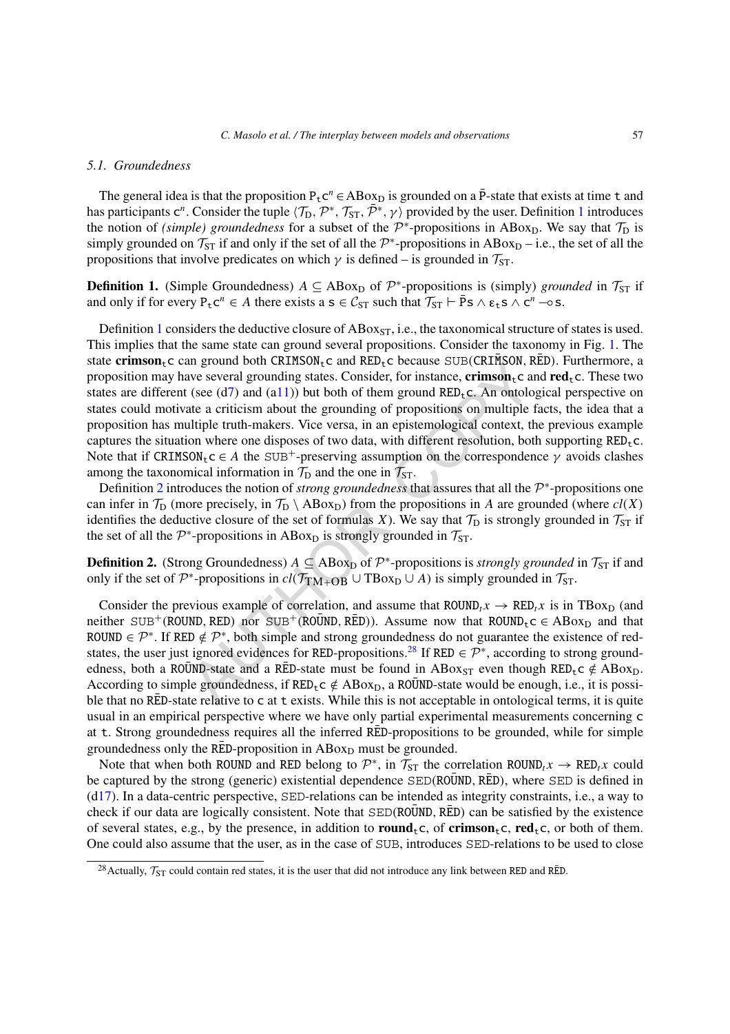### 5.1. Groundedness

The general idea is that the proposition $\mathtt{P_t c}^n \in \text{ABox}_\text{D}$ is grounded on a $\bar{\mathtt{P}}$-state that exists at time $\mathtt{t}$ and has participants $\mathtt{c}^n$. Consider the tuple $\langle \mathcal{T}_\text{D}, \mathcal{P}^*, \mathcal{T}_\text{ST}, \bar{\mathcal{P}}^*, \gamma \rangle$ provided by the user. Definition 1 introduces the notion of *(simple) groundedness* for a subset of the $\mathcal{P}^*$-propositions in $\text{ABox}_\text{D}$. We say that $\mathcal{T}_\text{D}$ is simply grounded on $\mathcal{T}_\text{ST}$ if and only if the set of all the $\mathcal{P}^*$-propositions in $\text{ABox}_\text{D}$ – i.e., the set of all the propositions that involve predicates on which $\gamma$ is defined – is grounded in $\mathcal{T}_\text{ST}$.

**Definition 1.** (Simple Groundedness) $A \subseteq \text{ABox}_\text{D}$ of $\mathcal{P}^*$-propositions is (simply) *grounded* in $\mathcal{T}_\text{ST}$ if and only if for every $\mathtt{P_t c}^n \in A$ there exists a $\mathtt{s} \in \mathcal{C}_\text{ST}$ such that $\mathcal{T}_\text{ST} \vdash \bar{\mathtt{P}}\mathtt{s} \wedge \varepsilon_\mathtt{t}\mathtt{s} \wedge \mathtt{c}^n \multimap \mathtt{s}$.

Definition 1 considers the deductive closure of $\text{ABox}_\text{ST}$, i.e., the taxonomical structure of states is used. This implies that the same state can ground several propositions. Consider the taxonomy in Fig. 1. The state $\textbf{crimson}_\mathtt{t}\mathtt{c}$ can ground both $\mathtt{CRIMSON_t c}$ and $\mathtt{RED_t c}$ because $\mathtt{SUB}(\overline{\mathtt{CRIMSON}}, \overline{\mathtt{RED}})$. Furthermore, a proposition may have several grounding states. Consider, for instance, $\textbf{crimson}_\mathtt{t}\mathtt{c}$ and $\textbf{red}_\mathtt{t}\mathtt{c}$. These two states are different (see (d7) and (a11)) but both of them ground $\mathtt{RED_t c}$. An ontological perspective on states could motivate a criticism about the grounding of propositions on multiple facts, the idea that a proposition has multiple truth-makers. Vice versa, in an epistemological context, the previous example captures the situation where one disposes of two data, with different resolution, both supporting $\mathtt{RED_t c}$. Note that if $\mathtt{CRIMSON_t c} \in A$ the $\mathtt{SUB}^+$-preserving assumption on the correspondence $\gamma$ avoids clashes among the taxonomical information in $\mathcal{T}_\text{D}$ and the one in $\mathcal{T}_\text{ST}$.

Definition 2 introduces the notion of *strong groundedness* that assures that all the $\mathcal{P}^*$-propositions one can infer in $\mathcal{T}_\text{D}$ (more precisely, in $\mathcal{T}_\text{D} \setminus \text{ABox}_\text{D}$) from the propositions in $A$ are grounded (where $cl(X)$ identifies the deductive closure of the set of formulas $X$). We say that $\mathcal{T}_\text{D}$ is strongly grounded in $\mathcal{T}_\text{ST}$ if the set of all the $\mathcal{P}^*$-propositions in $\text{ABox}_\text{D}$ is strongly grounded in $\mathcal{T}_\text{ST}$.

**Definition 2.** (Strong Groundedness) $A \subseteq \text{ABox}_\text{D}$ of $\mathcal{P}^*$-propositions is *strongly grounded* in $\mathcal{T}_\text{ST}$ if and only if the set of $\mathcal{P}^*$-propositions in $cl(\mathcal{T}_\text{TM+OB} \cup \text{TBox}_\text{D} \cup A)$ is simply grounded in $\mathcal{T}_\text{ST}$.

Consider the previous example of correlation, and assume that $\mathtt{ROUND}_t x \rightarrow \mathtt{RED}_t x$ is in $\text{TBox}_\text{D}$ (and neither $\mathtt{SUB}^+(\mathtt{ROUND}, \mathtt{RED})$ nor $\mathtt{SUB}^+(\overline{\mathtt{ROUND}}, \overline{\mathtt{RED}})$). Assume now that $\mathtt{ROUND_t c} \in \text{ABox}_\text{D}$ and that $\mathtt{ROUND} \in \mathcal{P}^*$. If $\mathtt{RED} \notin \mathcal{P}^*$, both simple and strong groundedness do not guarantee the existence of red-states, the user just ignored evidences for $\mathtt{RED}$-propositions.[28] If $\mathtt{RED} \in \mathcal{P}^*$, according to strong groundedness, both a $\overline{\mathtt{ROUND}}$-state and a $\overline{\mathtt{RED}}$-state must be found in $\text{ABox}_\text{ST}$ even though $\mathtt{RED_t c} \notin \text{ABox}_\text{D}$. According to simple groundedness, if $\mathtt{RED_t c} \notin \text{ABox}_\text{D}$, a $\overline{\mathtt{ROUND}}$-state would be enough, i.e., it is possible that no $\overline{\mathtt{RED}}$-state relative to $\mathtt{c}$ at $\mathtt{t}$ exists. While this is not acceptable in ontological terms, it is quite usual in an empirical perspective where we have only partial experimental measurements concerning $\mathtt{c}$ at $\mathtt{t}$. Strong groundedness requires all the inferred $\overline{\mathtt{RED}}$-propositions to be grounded, while for simple groundedness only the $\overline{\mathtt{RED}}$-proposition in $\text{ABox}_\text{D}$ must be grounded.

Note that when both $\mathtt{ROUND}$ and $\mathtt{RED}$ belong to $\mathcal{P}^*$, in $\mathcal{T}_\text{ST}$ the correlation $\mathtt{ROUND}_t x \rightarrow \mathtt{RED}_t x$ could be captured by the strong (generic) existential dependence $\mathtt{SED}(\overline{\mathtt{ROUND}}, \overline{\mathtt{RED}})$, where $\mathtt{SED}$ is defined in (d17). In a data-centric perspective, $\mathtt{SED}$-relations can be intended as integrity constraints, i.e., a way to check if our data are logically consistent. Note that $\mathtt{SED}(\overline{\mathtt{ROUND}}, \overline{\mathtt{RED}})$ can be satisfied by the existence of several states, e.g., by the presence, in addition to $\textbf{round}_\mathtt{t}\mathtt{c}$, of $\textbf{crimson}_\mathtt{t}\mathtt{c}$, $\textbf{red}_\mathtt{t}\mathtt{c}$, or both of them. One could also assume that the user, as in the case of $\mathtt{SUB}$, introduces $\mathtt{SED}$-relations to be used to close

[28] Actually, $\mathcal{T}_\text{ST}$ could contain red states, it is the user that did not introduce any link between $\mathtt{RED}$ and $\overline{\mathtt{RED}}$.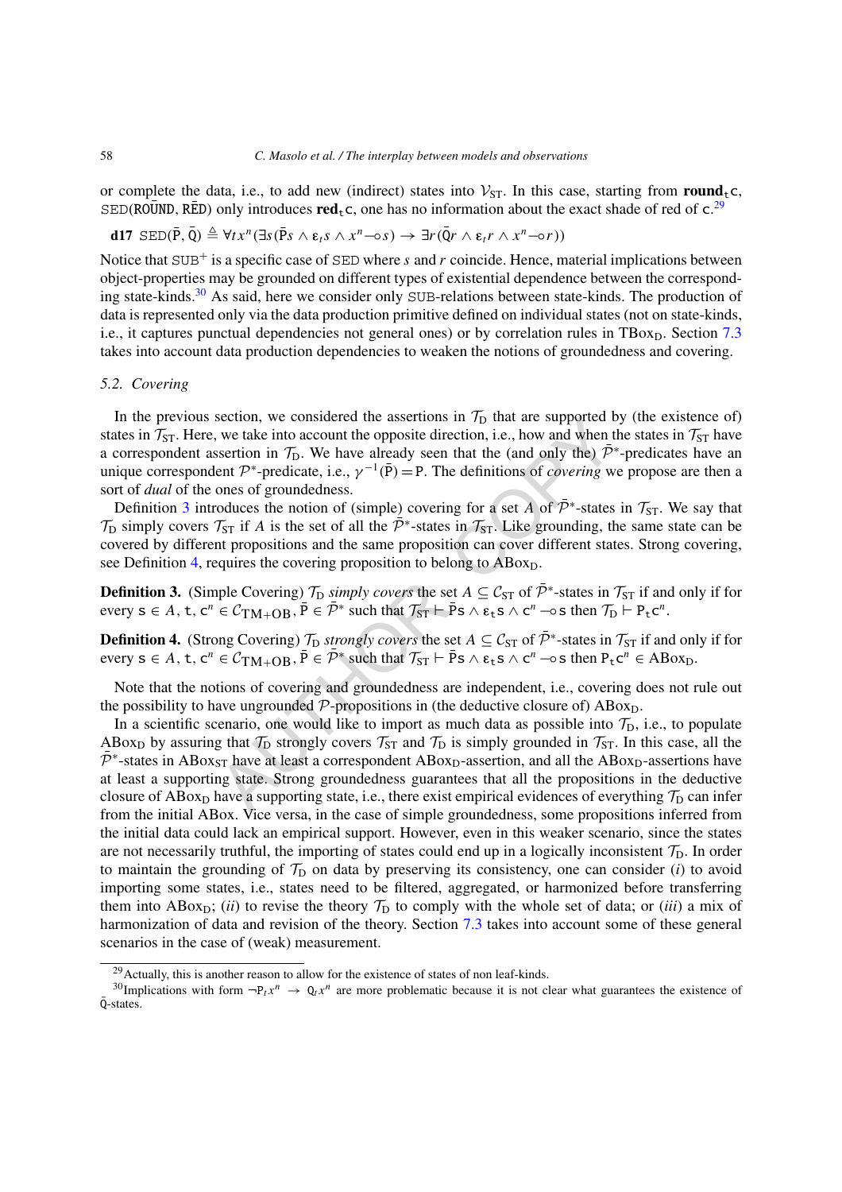or complete the data, i.e., to add new (indirect) states into $\mathcal{V}_{\text{ST}}$. In this case, starting from $\mathbf{round}_{\mathtt{t}}\mathtt{c}$, $\mathtt{SED}(\bar{\mathtt{ROUND}}, \bar{\mathtt{RED}})$ only introduces $\mathbf{red}_{\mathtt{t}}\mathtt{c}$, one has no information about the exact shade of red of $\mathtt{c}$.[29]

**d17** $\mathtt{SED}(\bar{\mathtt{P}}, \bar{\mathtt{Q}}) \triangleq \forall t x^n (\exists s (\bar{\mathtt{P}} s \wedge \varepsilon_t s \wedge x^n \multimap s) \rightarrow \exists r (\bar{\mathtt{Q}} r \wedge \varepsilon_t r \wedge x^n \multimap r))$

Notice that $\mathtt{SUB}^+$ is a specific case of $\mathtt{SED}$ where $s$ and $r$ coincide. Hence, material implications between object-properties may be grounded on different types of existential dependence between the corresponding state-kinds.[30] As said, here we consider only $\mathtt{SUB}$-relations between state-kinds. The production of data is represented only via the data production primitive defined on individual states (not on state-kinds, i.e., it captures punctual dependencies not general ones) or by correlation rules in $\text{TBox}_{\text{D}}$. Section 7.3 takes into account data production dependencies to weaken the notions of groundedness and covering.

### 5.2. Covering

In the previous section, we considered the assertions in $\mathcal{T}_{\text{D}}$ that are supported by (the existence of) states in $\mathcal{T}_{\text{ST}}$. Here, we take into account the opposite direction, i.e., how and when the states in $\mathcal{T}_{\text{ST}}$ have a correspondent assertion in $\mathcal{T}_{\text{D}}$. We have already seen that the (and only the) $\bar{\mathcal{P}}^*$-predicates have an unique correspondent $\mathcal{P}^*$-predicate, i.e., $\gamma^{-1}(\bar{\mathtt{P}}) = \mathtt{P}$. The definitions of *covering* we propose are then a sort of *dual* of the ones of groundedness.

Definition 3 introduces the notion of (simple) covering for a set $A$ of $\bar{\mathcal{P}}^*$-states in $\mathcal{T}_{\text{ST}}$. We say that $\mathcal{T}_{\text{D}}$ simply covers $\mathcal{T}_{\text{ST}}$ if $A$ is the set of all the $\bar{\mathcal{P}}^*$-states in $\mathcal{T}_{\text{ST}}$. Like grounding, the same state can be covered by different propositions and the same proposition can cover different states. Strong covering, see Definition 4, requires the covering proposition to belong to $\text{ABox}_{\text{D}}$.

**Definition 3.** (Simple Covering) $\mathcal{T}_{\text{D}}$ *simply covers* the set $A \subseteq \mathcal{C}_{\text{ST}}$ of $\bar{\mathcal{P}}^*$-states in $\mathcal{T}_{\text{ST}}$ if and only if for every $\mathtt{s} \in A$, $\mathtt{t}, \mathtt{c}^n \in \mathcal{C}_{\text{TM+OB}}$, $\bar{\mathtt{P}} \in \bar{\mathcal{P}}^*$ such that $\mathcal{T}_{\text{ST}} \vdash \bar{\mathtt{P}}\mathtt{s} \wedge \varepsilon_{\mathtt{t}}\mathtt{s} \wedge \mathtt{c}^n \multimap \mathtt{s}$ then $\mathcal{T}_{\text{D}} \vdash \mathtt{P}_{\mathtt{t}}\mathtt{c}^n$.

**Definition 4.** (Strong Covering) $\mathcal{T}_{\text{D}}$ *strongly covers* the set $A \subseteq \mathcal{C}_{\text{ST}}$ of $\bar{\mathcal{P}}^*$-states in $\mathcal{T}_{\text{ST}}$ if and only if for every $\mathtt{s} \in A$, $\mathtt{t}, \mathtt{c}^n \in \mathcal{C}_{\text{TM+OB}}$, $\bar{\mathtt{P}} \in \bar{\mathcal{P}}^*$ such that $\mathcal{T}_{\text{ST}} \vdash \bar{\mathtt{P}}\mathtt{s} \wedge \varepsilon_{\mathtt{t}}\mathtt{s} \wedge \mathtt{c}^n \multimap \mathtt{s}$ then $\mathtt{P}_{\mathtt{t}}\mathtt{c}^n \in \text{ABox}_{\text{D}}$.

Note that the notions of covering and groundedness are independent, i.e., covering does not rule out the possibility to have ungrounded $\mathcal{P}$-propositions in (the deductive closure of) $\text{ABox}_{\text{D}}$.

In a scientific scenario, one would like to import as much data as possible into $\mathcal{T}_{\text{D}}$, i.e., to populate $\text{ABox}_{\text{D}}$ by assuring that $\mathcal{T}_{\text{D}}$ strongly covers $\mathcal{T}_{\text{ST}}$ and $\mathcal{T}_{\text{D}}$ is simply grounded in $\mathcal{T}_{\text{ST}}$. In this case, all the $\bar{\mathcal{P}}^*$-states in $\text{ABox}_{\text{ST}}$ have at least a correspondent $\text{ABox}_{\text{D}}$-assertion, and all the $\text{ABox}_{\text{D}}$-assertions have at least a supporting state. Strong groundedness guarantees that all the propositions in the deductive closure of $\text{ABox}_{\text{D}}$ have a supporting state, i.e., there exist empirical evidences of everything $\mathcal{T}_{\text{D}}$ can infer from the initial ABox. Vice versa, in the case of simple groundedness, some propositions inferred from the initial data could lack an empirical support. However, even in this weaker scenario, since the states are not necessarily truthful, the importing of states could end up in a logically inconsistent $\mathcal{T}_{\text{D}}$. In order to maintain the grounding of $\mathcal{T}_{\text{D}}$ on data by preserving its consistency, one can consider (*i*) to avoid importing some states, i.e., states need to be filtered, aggregated, or harmonized before transferring them into $\text{ABox}_{\text{D}}$; (*ii*) to revise the theory $\mathcal{T}_{\text{D}}$ to comply with the whole set of data; or (*iii*) a mix of harmonization of data and revision of the theory. Section 7.3 takes into account some of these general scenarios in the case of (weak) measurement.

[29] Actually, this is another reason to allow for the existence of states of non leaf-kinds.

[30] Implications with form $\neg\mathtt{P}_t x^n \rightarrow \mathtt{Q}_t x^n$ are more problematic because it is not clear what guarantees the existence of $\bar{\mathtt{Q}}$-states.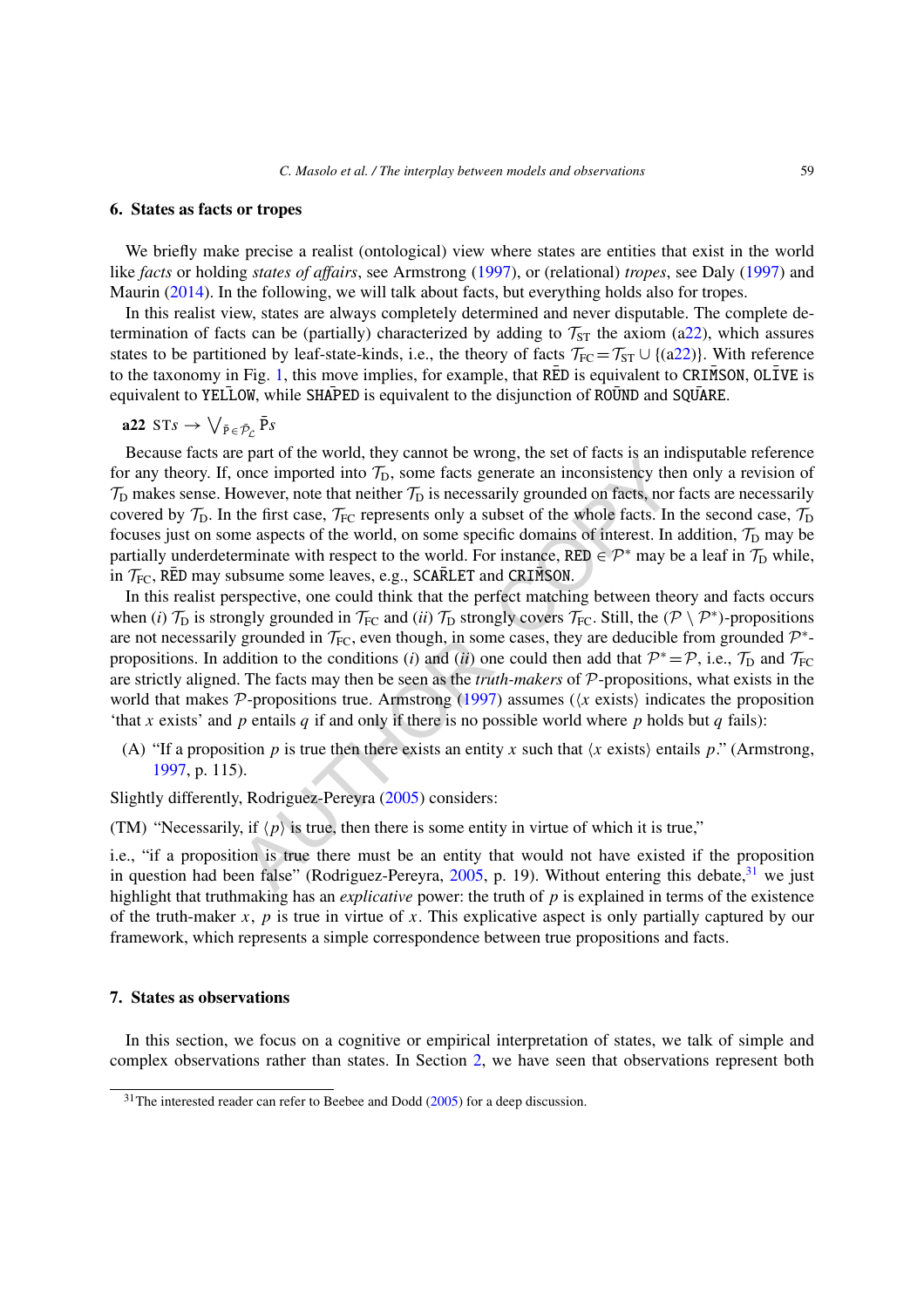## 6. States as facts or tropes

We briefly make precise a realist (ontological) view where states are entities that exist in the world like *facts* or holding *states of affairs*, see Armstrong (1997), or (relational) *tropes*, see Daly (1997) and Maurin (2014). In the following, we will talk about facts, but everything holds also for tropes.

In this realist view, states are always completely determined and never disputable. The complete determination of facts can be (partially) characterized by adding to $\mathcal{T}_{\text{ST}}$ the axiom (a22), which assures states to be partitioned by leaf-state-kinds, i.e., the theory of facts $\mathcal{T}_{\text{FC}} = \mathcal{T}_{\text{ST}} \cup \{(\text{a22})\}$. With reference to the taxonomy in Fig. 1, this move implies, for example, that $\bar{\texttt{RED}}$ is equivalent to $\bar{\texttt{CRIMSON}}$, $\bar{\texttt{OLIVE}}$ is equivalent to $\bar{\texttt{YELLOW}}$, while $\bar{\texttt{SHAPED}}$ is equivalent to the disjunction of $\bar{\texttt{ROUND}}$ and $\bar{\texttt{SQUARE}}$.

**a22** $\text{ST}s \rightarrow \bigvee_{\bar{\text{P}} \in \bar{\mathcal{P}}_{\mathcal{L}}} \bar{\text{P}}s$

Because facts are part of the world, they cannot be wrong, the set of facts is an indisputable reference for any theory. If, once imported into $\mathcal{T}_{\text{D}}$, some facts generate an inconsistency then only a revision of $\mathcal{T}_{\text{D}}$ makes sense. However, note that neither $\mathcal{T}_{\text{D}}$ is necessarily grounded on facts, nor facts are necessarily covered by $\mathcal{T}_{\text{D}}$. In the first case, $\mathcal{T}_{\text{FC}}$ represents only a subset of the whole facts. In the second case, $\mathcal{T}_{\text{D}}$ focuses just on some aspects of the world, on some specific domains of interest. In addition, $\mathcal{T}_{\text{D}}$ may be partially underdeterminate with respect to the world. For instance, $\texttt{RED} \in \mathcal{P}^*$ may be a leaf in $\mathcal{T}_{\text{D}}$ while, in $\mathcal{T}_{\text{FC}}$, $\bar{\texttt{RED}}$ may subsume some leaves, e.g., $\bar{\texttt{SCARLET}}$ and $\bar{\texttt{CRIMSON}}$.

In this realist perspective, one could think that the perfect matching between theory and facts occurs when (*i*) $\mathcal{T}_{\text{D}}$ is strongly grounded in $\mathcal{T}_{\text{FC}}$ and (*ii*) $\mathcal{T}_{\text{D}}$ strongly covers $\mathcal{T}_{\text{FC}}$. Still, the $(\mathcal{P} \setminus \mathcal{P}^*)$-propositions are not necessarily grounded in $\mathcal{T}_{\text{FC}}$, even though, in some cases, they are deducible from grounded $\mathcal{P}^*$-propositions. In addition to the conditions (*i*) and (*ii*) one could then add that $\mathcal{P}^* = \mathcal{P}$, i.e., $\mathcal{T}_{\text{D}}$ and $\mathcal{T}_{\text{FC}}$ are strictly aligned. The facts may then be seen as the *truth-makers* of $\mathcal{P}$-propositions, what exists in the world that makes $\mathcal{P}$-propositions true. Armstrong (1997) assumes ($\langle x \text{ exists}\rangle$ indicates the proposition 'that $x$ exists' and $p$ entails $q$ if and only if there is no possible world where $p$ holds but $q$ fails):

(A) "If a proposition $p$ is true then there exists an entity $x$ such that $\langle x \text{ exists}\rangle$ entails $p$." (Armstrong, 1997, p. 115).

Slightly differently, Rodriguez-Pereyra (2005) considers:

(TM) "Necessarily, if $\langle p \rangle$ is true, then there is some entity in virtue of which it is true,"

i.e., "if a proposition is true there must be an entity that would not have existed if the proposition in question had been false" (Rodriguez-Pereyra, 2005, p. 19). Without entering this debate,[31] we just highlight that truthmaking has an *explicative* power: the truth of $p$ is explained in terms of the existence of the truth-maker $x$, $p$ is true in virtue of $x$. This explicative aspect is only partially captured by our framework, which represents a simple correspondence between true propositions and facts.

## 7. States as observations

In this section, we focus on a cognitive or empirical interpretation of states, we talk of simple and complex observations rather than states. In Section 2, we have seen that observations represent both

[31] The interested reader can refer to Beebee and Dodd (2005) for a deep discussion.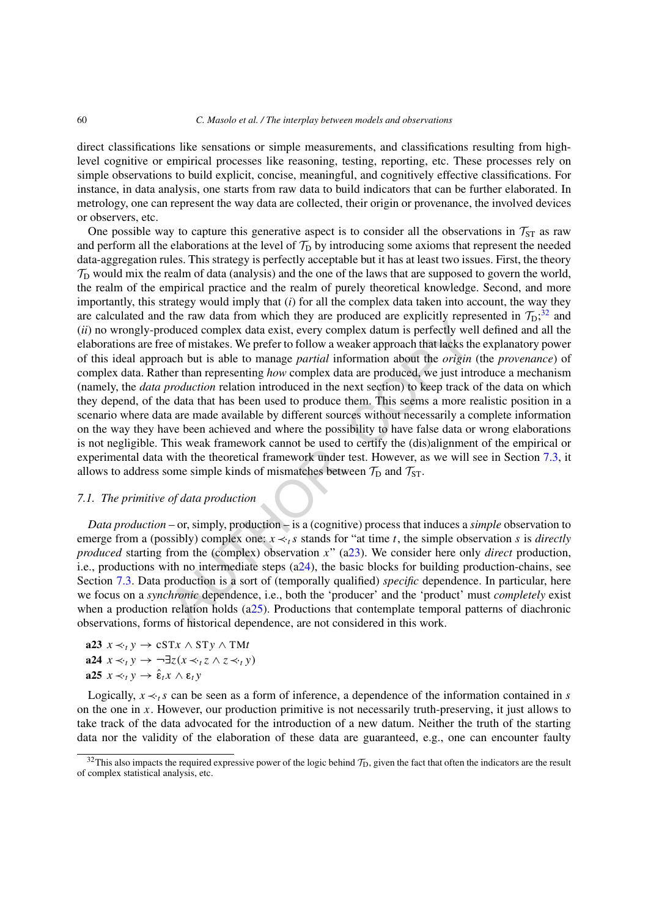direct classifications like sensations or simple measurements, and classifications resulting from high-level cognitive or empirical processes like reasoning, testing, reporting, etc. These processes rely on simple observations to build explicit, concise, meaningful, and cognitively effective classifications. For instance, in data analysis, one starts from raw data to build indicators that can be further elaborated. In metrology, one can represent the way data are collected, their origin or provenance, the involved devices or observers, etc.

One possible way to capture this generative aspect is to consider all the observations in $\mathcal{T}_{\mathrm{ST}}$ as raw and perform all the elaborations at the level of $\mathcal{T}_{\mathrm{D}}$ by introducing some axioms that represent the needed data-aggregation rules. This strategy is perfectly acceptable but it has at least two issues. First, the theory $\mathcal{T}_{\mathrm{D}}$ would mix the realm of data (analysis) and the one of the laws that are supposed to govern the world, the realm of the empirical practice and the realm of purely theoretical knowledge. Second, and more importantly, this strategy would imply that (*i*) for all the complex data taken into account, the way they are calculated and the raw data from which they are produced are explicitly represented in $\mathcal{T}_{\mathrm{D}}$;[32] and (*ii*) no wrongly-produced complex data exist, every complex datum is perfectly well defined and all the elaborations are free of mistakes. We prefer to follow a weaker approach that lacks the explanatory power of this ideal approach but is able to manage *partial* information about the *origin* (the *provenance*) of complex data. Rather than representing *how* complex data are produced, we just introduce a mechanism (namely, the *data production* relation introduced in the next section) to keep track of the data on which they depend, of the data that has been used to produce them. This seems a more realistic position in a scenario where data are made available by different sources without necessarily a complete information on the way they have been achieved and where the possibility to have false data or wrong elaborations is not negligible. This weak framework cannot be used to certify the (dis)alignment of the empirical or experimental data with the theoretical framework under test. However, as we will see in Section 7.3, it allows to address some simple kinds of mismatches between $\mathcal{T}_{\mathrm{D}}$ and $\mathcal{T}_{\mathrm{ST}}$.

### 7.1. The primitive of data production

*Data production* – or, simply, production – is a (cognitive) process that induces a *simple* observation to emerge from a (possibly) complex one: $x \prec_t s$ stands for "at time $t$, the simple observation $s$ is *directly produced* starting from the (complex) observation $x$" (a23). We consider here only *direct* production, i.e., productions with no intermediate steps (a24), the basic blocks for building production-chains, see Section 7.3. Data production is a sort of (temporally qualified) *specific* dependence. In particular, here we focus on a *synchronic* dependence, i.e., both the 'producer' and the 'product' must *completely* exist when a production relation holds (a25). Productions that contemplate temporal patterns of diachronic observations, forms of historical dependence, are not considered in this work.

**a23** $x \prec_t y \rightarrow \mathrm{cST}x \wedge \mathrm{ST}y \wedge \mathrm{TM}t$
**a24** $x \prec_t y \rightarrow \neg\exists z(x \prec_t z \wedge z \prec_t y)$
**a25** $x \prec_t y \rightarrow \hat{\varepsilon}_t x \wedge \varepsilon_t y$

Logically, $x \prec_t s$ can be seen as a form of inference, a dependence of the information contained in $s$ on the one in $x$. However, our production primitive is not necessarily truth-preserving, it just allows to take track of the data advocated for the introduction of a new datum. Neither the truth of the starting data nor the validity of the elaboration of these data are guaranteed, e.g., one can encounter faulty

[32] This also impacts the required expressive power of the logic behind $\mathcal{T}_{\mathrm{D}}$, given the fact that often the indicators are the result of complex statistical analysis, etc.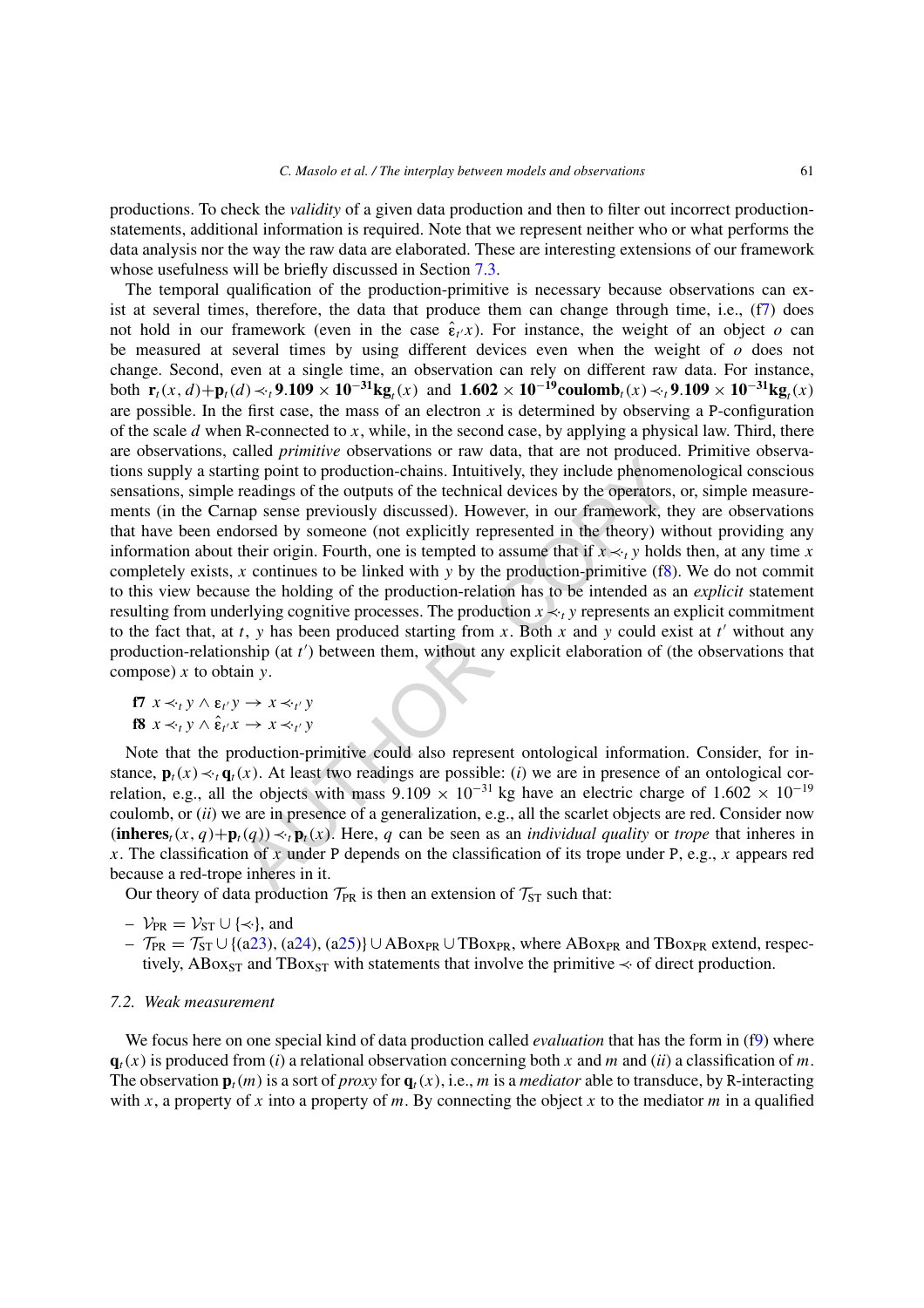productions. To check the *validity* of a given data production and then to filter out incorrect production-statements, additional information is required. Note that we represent neither who or what performs the data analysis nor the way the raw data are elaborated. These are interesting extensions of our framework whose usefulness will be briefly discussed in Section 7.3.

The temporal qualification of the production-primitive is necessary because observations can exist at several times, therefore, the data that produce them can change through time, i.e., (f7) does not hold in our framework (even in the case $\hat{\varepsilon}_{t'}x$). For instance, the weight of an object $o$ can be measured at several times by using different devices even when the weight of $o$ does not change. Second, even at a single time, an observation can rely on different raw data. For instance, both $\mathbf{r}_t(x,d)+\mathbf{p}_t(d) \prec\!\!\cdot_t \mathbf{9.109 \times 10^{-31} kg}_t(x)$ and $\mathbf{1.602 \times 10^{-19} coulomb}_t(x) \prec\!\!\cdot_t \mathbf{9.109 \times 10^{-31} kg}_t(x)$ are possible. In the first case, the mass of an electron $x$ is determined by observing a P-configuration of the scale $d$ when R-connected to $x$, while, in the second case, by applying a physical law. Third, there are observations, called *primitive* observations or raw data, that are not produced. Primitive observations supply a starting point to production-chains. Intuitively, they include phenomenological conscious sensations, simple readings of the outputs of the technical devices by the operators, or, simple measurements (in the Carnap sense previously discussed). However, in our framework, they are observations that have been endorsed by someone (not explicitly represented in the theory) without providing any information about their origin. Fourth, one is tempted to assume that if $x \prec\!\!\cdot_t y$ holds then, at any time $x$ completely exists, $x$ continues to be linked with $y$ by the production-primitive (f8). We do not commit to this view because the holding of the production-relation has to be intended as an *explicit* statement resulting from underlying cognitive processes. The production $x \prec\!\!\cdot_t y$ represents an explicit commitment to the fact that, at $t$, $y$ has been produced starting from $x$. Both $x$ and $y$ could exist at $t'$ without any production-relationship (at $t'$) between them, without any explicit elaboration of (the observations that compose) $x$ to obtain $y$.

**f7** $x \prec\!\!\cdot_t y \wedge \varepsilon_{t'} y \rightarrow x \prec\!\!\cdot_{t'} y$

**f8** $x \prec\!\!\cdot_t y \wedge \hat{\varepsilon}_{t'} x \rightarrow x \prec\!\!\cdot_{t'} y$

Note that the production-primitive could also represent ontological information. Consider, for instance, $\mathbf{p}_t(x) \prec\!\!\cdot_t \mathbf{q}_t(x)$. At least two readings are possible: (*i*) we are in presence of an ontological correlation, e.g., all the objects with mass $9.109 \times 10^{-31}$ kg have an electric charge of $1.602 \times 10^{-19}$ coulomb, or (*ii*) we are in presence of a generalization, e.g., all the scarlet objects are red. Consider now $(\mathbf{inheres}_t(x,q)+\mathbf{p}_t(q)) \prec\!\!\cdot_t \mathbf{p}_t(x)$. Here, $q$ can be seen as an *individual quality* or *trope* that inheres in $x$. The classification of $x$ under P depends on the classification of its trope under P, e.g., $x$ appears red because a red-trope inheres in it.

Our theory of data production $\mathcal{T}_{\text{PR}}$ is then an extension of $\mathcal{T}_{\text{ST}}$ such that:

- $\mathcal{V}_{\text{PR}} = \mathcal{V}_{\text{ST}} \cup \{\prec\!\!\cdot\}$, and
- $\mathcal{T}_{\text{PR}} = \mathcal{T}_{\text{ST}} \cup \{(a23), (a24), (a25)\} \cup \text{ABox}_{\text{PR}} \cup \text{TBox}_{\text{PR}}$, where $\text{ABox}_{\text{PR}}$ and $\text{TBox}_{\text{PR}}$ extend, respectively, $\text{ABox}_{\text{ST}}$ and $\text{TBox}_{\text{ST}}$ with statements that involve the primitive $\prec\!\!\cdot$ of direct production.

### 7.2. Weak measurement

We focus here on one special kind of data production called *evaluation* that has the form in (f9) where $\mathbf{q}_t(x)$ is produced from (*i*) a relational observation concerning both $x$ and $m$ and (*ii*) a classification of $m$. The observation $\mathbf{p}_t(m)$ is a sort of *proxy* for $\mathbf{q}_t(x)$, i.e., $m$ is a *mediator* able to transduce, by R-interacting with $x$, a property of $x$ into a property of $m$. By connecting the object $x$ to the mediator $m$ in a qualified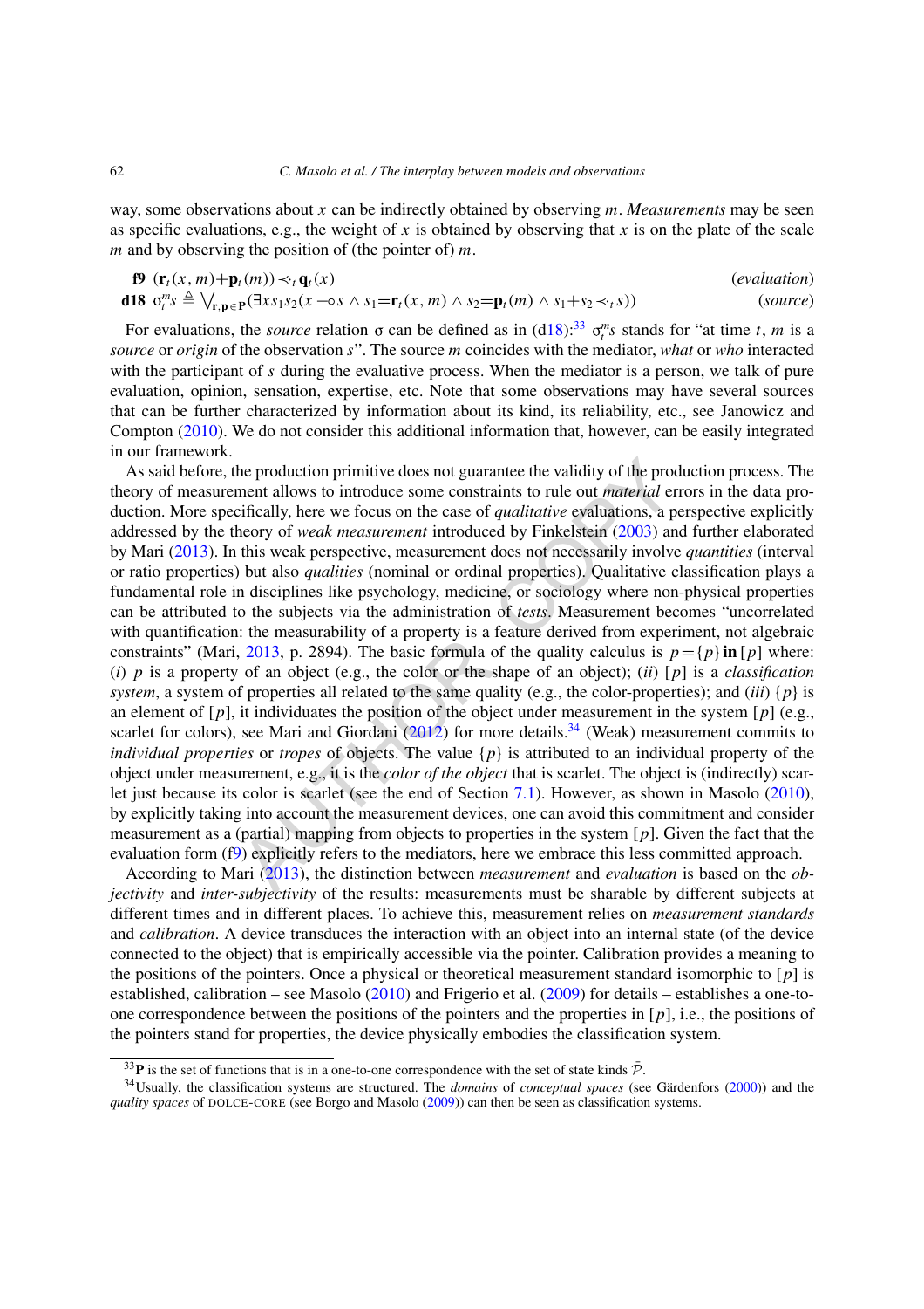way, some observations about $x$ can be indirectly obtained by observing $m$. *Measurements* may be seen as specific evaluations, e.g., the weight of $x$ is obtained by observing that $x$ is on the plate of the scale $m$ and by observing the position of (the pointer of) $m$.

**f9** $(\mathbf{r}_t(x,m) + \mathbf{p}_t(m)) \prec_t \mathbf{q}_t(x)$ (*evaluation*)

**d18** $\sigma_t^m s \triangleq \bigvee_{\mathbf{r},\mathbf{p} \in \mathbf{P}} (\exists x s_1 s_2 (x \multimap s \wedge s_1 = \mathbf{r}_t(x,m) \wedge s_2 = \mathbf{p}_t(m) \wedge s_1 + s_2 \prec_t s))$ (*source*)

For evaluations, the *source* relation $\sigma$ can be defined as in (d18):[33] $\sigma_t^m s$ stands for "at time $t$, $m$ is a *source* or *origin* of the observation $s$". The source $m$ coincides with the mediator, *what* or *who* interacted with the participant of $s$ during the evaluative process. When the mediator is a person, we talk of pure evaluation, opinion, sensation, expertise, etc. Note that some observations may have several sources that can be further characterized by information about its kind, its reliability, etc., see Janowicz and Compton (2010). We do not consider this additional information that, however, can be easily integrated in our framework.

As said before, the production primitive does not guarantee the validity of the production process. The theory of measurement allows to introduce some constraints to rule out *material* errors in the data production. More specifically, here we focus on the case of *qualitative* evaluations, a perspective explicitly addressed by the theory of *weak measurement* introduced by Finkelstein (2003) and further elaborated by Mari (2013). In this weak perspective, measurement does not necessarily involve *quantities* (interval or ratio properties) but also *qualities* (nominal or ordinal properties). Qualitative classification plays a fundamental role in disciplines like psychology, medicine, or sociology where non-physical properties can be attributed to the subjects via the administration of *tests*. Measurement becomes "uncorrelated with quantification: the measurability of a property is a feature derived from experiment, not algebraic constraints" (Mari, 2013, p. 2894). The basic formula of the quality calculus is $p = \{p\}\,\mathbf{in}\,[p]$ where: (*i*) $p$ is a property of an object (e.g., the color or the shape of an object); (*ii*) $[p]$ is a *classification system*, a system of properties all related to the same quality (e.g., the color-properties); and (*iii*) $\{p\}$ is an element of $[p]$, it individuates the position of the object under measurement in the system $[p]$ (e.g., scarlet for colors), see Mari and Giordani (2012) for more details.[34] (Weak) measurement commits to *individual properties* or *tropes* of objects. The value $\{p\}$ is attributed to an individual property of the object under measurement, e.g., it is the *color of the object* that is scarlet. The object is (indirectly) scarlet just because its color is scarlet (see the end of Section 7.1). However, as shown in Masolo (2010), by explicitly taking into account the measurement devices, one can avoid this commitment and consider measurement as a (partial) mapping from objects to properties in the system $[p]$. Given the fact that the evaluation form (f9) explicitly refers to the mediators, here we embrace this less committed approach.

According to Mari (2013), the distinction between *measurement* and *evaluation* is based on the *objectivity* and *inter-subjectivity* of the results: measurements must be sharable by different subjects at different times and in different places. To achieve this, measurement relies on *measurement standards* and *calibration*. A device transduces the interaction with an object into an internal state (of the device connected to the object) that is empirically accessible via the pointer. Calibration provides a meaning to the positions of the pointers. Once a physical or theoretical measurement standard isomorphic to $[p]$ is established, calibration – see Masolo (2010) and Frigerio et al. (2009) for details – establishes a one-to-one correspondence between the positions of the pointers and the properties in $[p]$, i.e., the positions of the pointers stand for properties, the device physically embodies the classification system.

[33] $\mathbf{P}$ is the set of functions that is in a one-to-one correspondence with the set of state kinds $\bar{\mathcal{P}}$.

[34] Usually, the classification systems are structured. The *domains* of *conceptual spaces* (see Gärdenfors (2000)) and the *quality spaces* of DOLCE-CORE (see Borgo and Masolo (2009)) can then be seen as classification systems.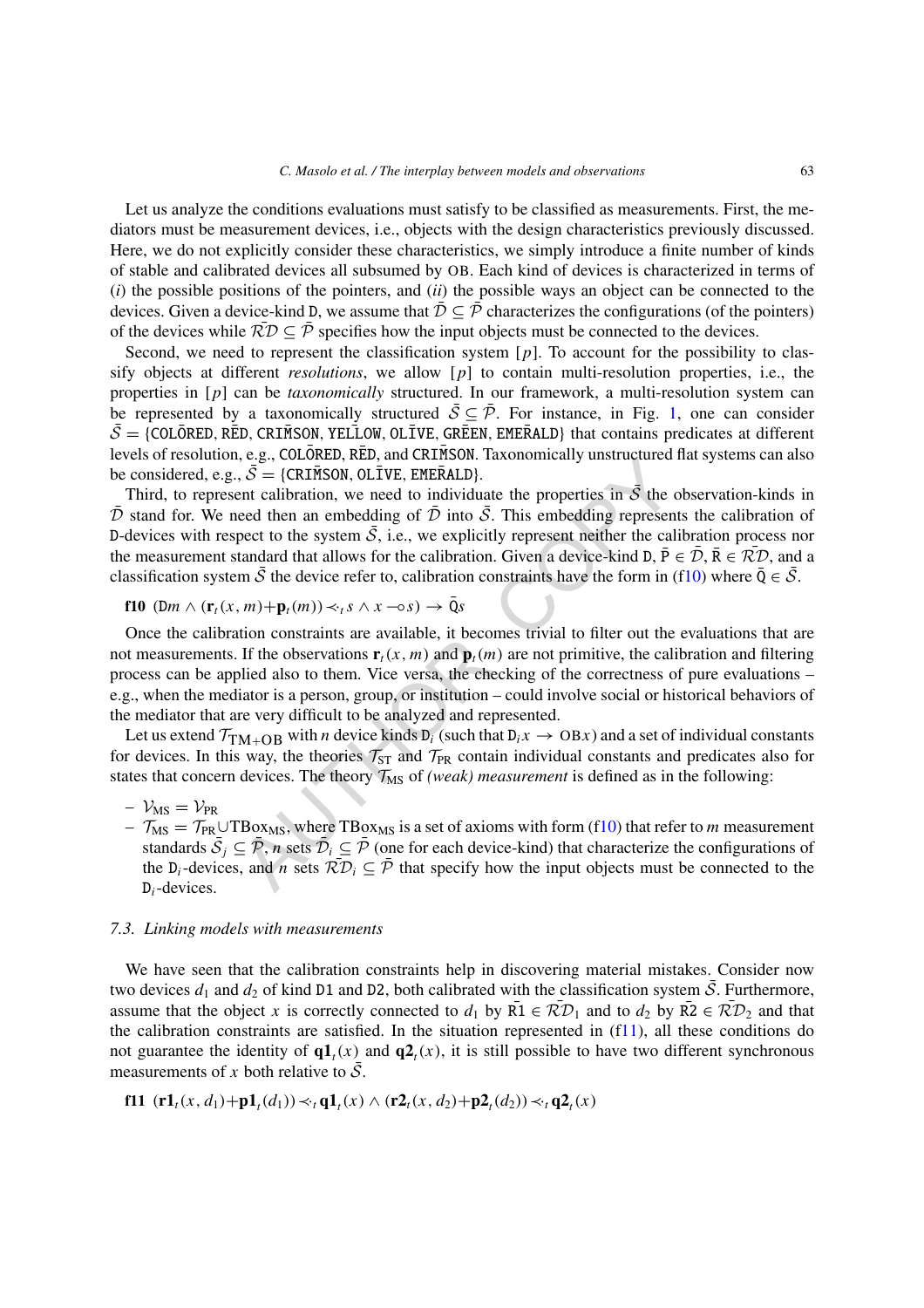Let us analyze the conditions evaluations must satisfy to be classified as measurements. First, the mediators must be measurement devices, i.e., objects with the design characteristics previously discussed. Here, we do not explicitly consider these characteristics, we simply introduce a finite number of kinds of stable and calibrated devices all subsumed by $\mathtt{OB}$. Each kind of devices is characterized in terms of (*i*) the possible positions of the pointers, and (*ii*) the possible ways an object can be connected to the devices. Given a device-kind $\mathtt{D}$, we assume that $\bar{\mathcal{D}} \subseteq \bar{\mathcal{P}}$ characterizes the configurations (of the pointers) of the devices while $\bar{\mathcal{RD}} \subseteq \bar{\mathcal{P}}$ specifies how the input objects must be connected to the devices.

Second, we need to represent the classification system $[p]$. To account for the possibility to classify objects at different *resolutions*, we allow $[p]$ to contain multi-resolution properties, i.e., the properties in $[p]$ can be *taxonomically* structured. In our framework, a multi-resolution system can be represented by a taxonomically structured $\bar{\mathcal{S}} \subseteq \bar{\mathcal{P}}$. For instance, in Fig. 1, one can consider $\bar{\mathcal{S}} = \{\bar{\mathtt{COLORED}}, \bar{\mathtt{RED}}, \bar{\mathtt{CRIMSON}}, \bar{\mathtt{YELLOW}}, \bar{\mathtt{OLIVE}}, \bar{\mathtt{GREEN}}, \bar{\mathtt{EMERALD}}\}$ that contains predicates at different levels of resolution, e.g., $\bar{\mathtt{COLORED}}$, $\bar{\mathtt{RED}}$, and $\bar{\mathtt{CRIMSON}}$. Taxonomically unstructured flat systems can also be considered, e.g., $\bar{\mathcal{S}} = \{\bar{\mathtt{CRIMSON}}, \bar{\mathtt{OLIVE}}, \bar{\mathtt{EMERALD}}\}$.

Third, to represent calibration, we need to individuate the properties in $\bar{\mathcal{S}}$ the observation-kinds in $\bar{\mathcal{D}}$ stand for. We need then an embedding of $\bar{\mathcal{D}}$ into $\bar{\mathcal{S}}$. This embedding represents the calibration of $\mathtt{D}$-devices with respect to the system $\bar{\mathcal{S}}$, i.e., we explicitly represent neither the calibration process nor the measurement standard that allows for the calibration. Given a device-kind $\mathtt{D}$, $\bar{\mathtt{P}} \in \bar{\mathcal{D}}$, $\bar{\mathtt{R}} \in \bar{\mathcal{RD}}$, and a classification system $\bar{\mathcal{S}}$ the device refer to, calibration constraints have the form in (f10) where $\bar{\mathtt{Q}} \in \bar{\mathcal{S}}$.

**f10** $(\mathtt{D}m \wedge (\mathbf{r}_t(x, m) + \mathbf{p}_t(m)) \prec_t s \wedge x \multimap s) \rightarrow \bar{\mathtt{Q}}s$

Once the calibration constraints are available, it becomes trivial to filter out the evaluations that are not measurements. If the observations $\mathbf{r}_t(x, m)$ and $\mathbf{p}_t(m)$ are not primitive, the calibration and filtering process can be applied also to them. Vice versa, the checking of the correctness of pure evaluations – e.g., when the mediator is a person, group, or institution – could involve social or historical behaviors of the mediator that are very difficult to be analyzed and represented.

Let us extend $\mathcal{T}_{\mathrm{TM+OB}}$ with $n$ device kinds $\mathtt{D}_i$ (such that $\mathtt{D}_i x \rightarrow \mathtt{OB}x$) and a set of individual constants for devices. In this way, the theories $\mathcal{T}_{\mathrm{ST}}$ and $\mathcal{T}_{\mathrm{PR}}$ contain individual constants and predicates also for states that concern devices. The theory $\mathcal{T}_{\mathrm{MS}}$ of *(weak) measurement* is defined as in the following:

- $\mathcal{V}_{\mathrm{MS}} = \mathcal{V}_{\mathrm{PR}}$
- $\mathcal{T}_{\mathrm{MS}} = \mathcal{T}_{\mathrm{PR}} \cup \mathrm{TBox}_{\mathrm{MS}}$, where $\mathrm{TBox}_{\mathrm{MS}}$ is a set of axioms with form (f10) that refer to $m$ measurement standards $\bar{\mathcal{S}}_j \subseteq \bar{\mathcal{P}}$, $n$ sets $\bar{\mathcal{D}}_i \subseteq \bar{\mathcal{P}}$ (one for each device-kind) that characterize the configurations of the $\mathtt{D}_i$-devices, and $n$ sets $\bar{\mathcal{RD}}_i \subseteq \bar{\mathcal{P}}$ that specify how the input objects must be connected to the $\mathtt{D}_i$-devices.

### 7.3. Linking models with measurements

We have seen that the calibration constraints help in discovering material mistakes. Consider now two devices $d_1$ and $d_2$ of kind $\mathtt{D1}$ and $\mathtt{D2}$, both calibrated with the classification system $\bar{\mathcal{S}}$. Furthermore, assume that the object $x$ is correctly connected to $d_1$ by $\bar{\mathtt{R1}} \in \bar{\mathcal{RD}}_1$ and to $d_2$ by $\bar{\mathtt{R2}} \in \bar{\mathcal{RD}}_2$ and that the calibration constraints are satisfied. In the situation represented in (f11), all these conditions do not guarantee the identity of $\mathbf{q1}_t(x)$ and $\mathbf{q2}_t(x)$, it is still possible to have two different synchronous measurements of $x$ both relative to $\bar{\mathcal{S}}$.

**f11** $(\mathbf{r1}_t(x, d_1) + \mathbf{p1}_t(d_1)) \prec_t \mathbf{q1}_t(x) \wedge (\mathbf{r2}_t(x, d_2) + \mathbf{p2}_t(d_2)) \prec_t \mathbf{q2}_t(x)$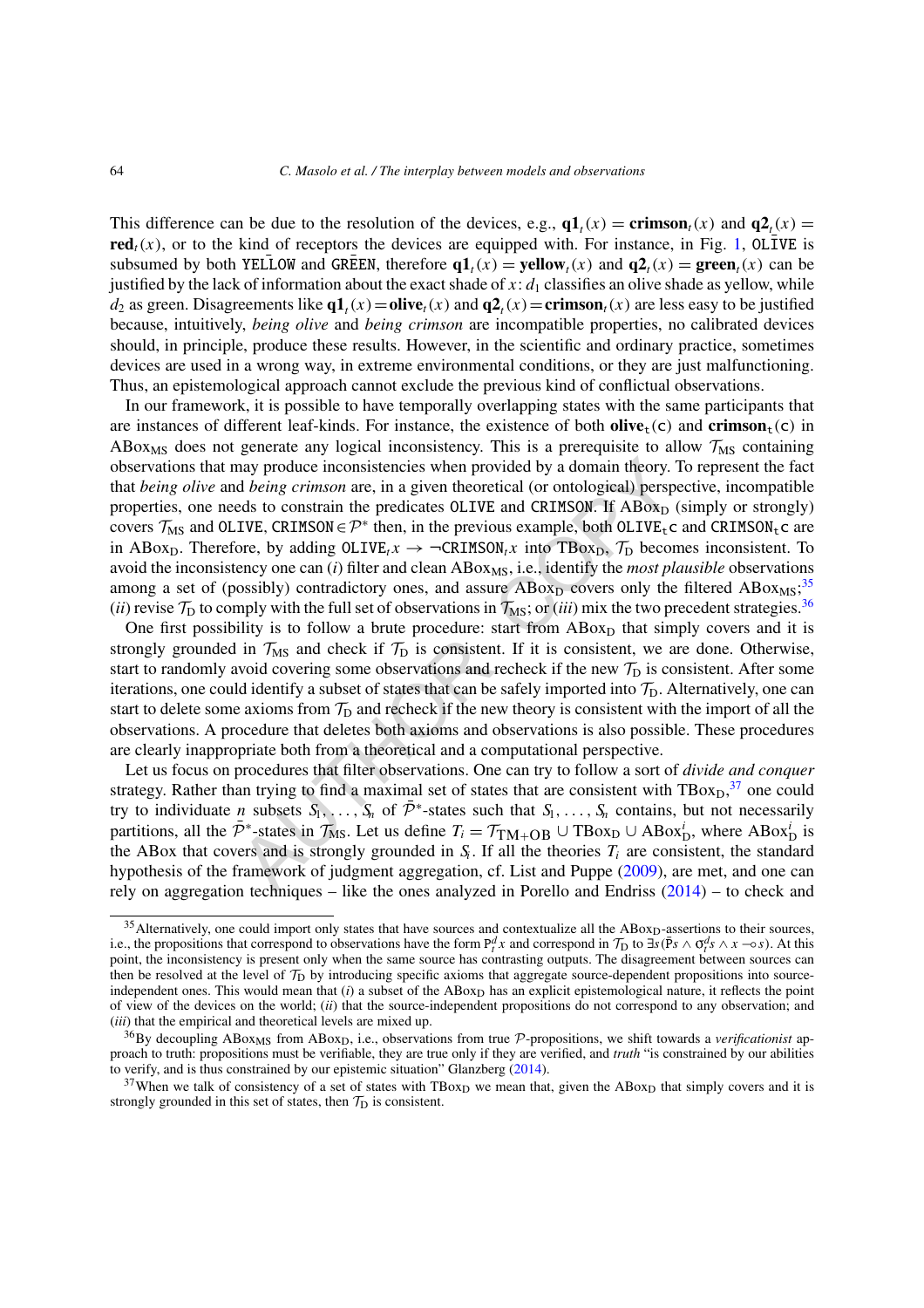This difference can be due to the resolution of the devices, e.g., $\mathbf{q1}_t(x) = \mathbf{crimson}_t(x)$ and $\mathbf{q2}_t(x) = \mathbf{red}_t(x)$, or to the kind of receptors the devices are equipped with. For instance, in Fig. 1, $\bar{\texttt{OLIVE}}$ is subsumed by both $\bar{\texttt{YELLOW}}$ and $\bar{\texttt{GREEN}}$, therefore $\mathbf{q1}_t(x) = \mathbf{yellow}_t(x)$ and $\mathbf{q2}_t(x) = \mathbf{green}_t(x)$ can be justified by the lack of information about the exact shade of $x$: $d_1$ classifies an olive shade as yellow, while $d_2$ as green. Disagreements like $\mathbf{q1}_t(x) = \mathbf{olive}_t(x)$ and $\mathbf{q2}_t(x) = \mathbf{crimson}_t(x)$ are less easy to be justified because, intuitively, *being olive* and *being crimson* are incompatible properties, no calibrated devices should, in principle, produce these results. However, in the scientific and ordinary practice, sometimes devices are used in a wrong way, in extreme environmental conditions, or they are just malfunctioning. Thus, an epistemological approach cannot exclude the previous kind of conflictual observations.

In our framework, it is possible to have temporally overlapping states with the same participants that are instances of different leaf-kinds. For instance, the existence of both $\mathbf{olive}_t(\texttt{c})$ and $\mathbf{crimson}_t(\texttt{c})$ in $\text{ABox}_{\text{MS}}$ does not generate any logical inconsistency. This is a prerequisite to allow $\mathcal{T}_{\text{MS}}$ containing observations that may produce inconsistencies when provided by a domain theory. To represent the fact that *being olive* and *being crimson* are, in a given theoretical (or ontological) perspective, incompatible properties, one needs to constrain the predicates $\texttt{OLIVE}$ and $\texttt{CRIMSON}$. If $\text{ABox}_{\text{D}}$ (simply or strongly) covers $\mathcal{T}_{\text{MS}}$ and $\texttt{OLIVE}, \texttt{CRIMSON} \in \mathcal{P}^*$ then, in the previous example, both $\texttt{OLIVE}_t\texttt{c}$ and $\texttt{CRIMSON}_t\texttt{c}$ are in $\text{ABox}_{\text{D}}$. Therefore, by adding $\texttt{OLIVE}_t x \rightarrow \neg\texttt{CRIMSON}_t x$ into $\text{TBox}_{\text{D}}$, $\mathcal{T}_{\text{D}}$ becomes inconsistent. To avoid the inconsistency one can (*i*) filter and clean $\text{ABox}_{\text{MS}}$, i.e., identify the *most plausible* observations among a set of (possibly) contradictory ones, and assure $\text{ABox}_{\text{D}}$ covers only the filtered $\text{ABox}_{\text{MS}}$;[35] (*ii*) revise $\mathcal{T}_{\text{D}}$ to comply with the full set of observations in $\mathcal{T}_{\text{MS}}$; or (*iii*) mix the two precedent strategies.[36]

One first possibility is to follow a brute procedure: start from $\text{ABox}_{\text{D}}$ that simply covers and it is strongly grounded in $\mathcal{T}_{\text{MS}}$ and check if $\mathcal{T}_{\text{D}}$ is consistent. If it is consistent, we are done. Otherwise, start to randomly avoid covering some observations and recheck if the new $\mathcal{T}_{\text{D}}$ is consistent. After some iterations, one could identify a subset of states that can be safely imported into $\mathcal{T}_{\text{D}}$. Alternatively, one can start to delete some axioms from $\mathcal{T}_{\text{D}}$ and recheck if the new theory is consistent with the import of all the observations. A procedure that deletes both axioms and observations is also possible. These procedures are clearly inappropriate both from a theoretical and a computational perspective.

Let us focus on procedures that filter observations. One can try to follow a sort of *divide and conquer* strategy. Rather than trying to find a maximal set of states that are consistent with $\text{TBox}_{\text{D}}$,[37] one could try to individuate $n$ subsets $S_1, \ldots, S_n$ of $\bar{\mathcal{P}}^*$-states such that $S_1, \ldots, S_n$ contains, but not necessarily partitions, all the $\bar{\mathcal{P}}^*$-states in $\mathcal{T}_{\text{MS}}$. Let us define $T_i = \mathcal{T}_{\text{TM+OB}} \cup \text{TBox}_{\text{D}} \cup \text{ABox}^i_{\text{D}}$, where $\text{ABox}^i_{\text{D}}$ is the ABox that covers and is strongly grounded in $S_i$. If all the theories $T_i$ are consistent, the standard hypothesis of the framework of judgment aggregation, cf. List and Puppe (2009), are met, and one can rely on aggregation techniques – like the ones analyzed in Porello and Endriss (2014) – to check and

---

[35] Alternatively, one could import only states that have sources and contextualize all the $\text{ABox}_{\text{D}}$-assertions to their sources, i.e., the propositions that correspond to observations have the form $\texttt{P}^d_t x$ and correspond in $\mathcal{T}_{\text{D}}$ to $\exists s(\bar{\texttt{P}}s \wedge \sigma^d_t s \wedge x \multimap s)$. At this point, the inconsistency is present only when the same source has contrasting outputs. The disagreement between sources can then be resolved at the level of $\mathcal{T}_{\text{D}}$ by introducing specific axioms that aggregate source-dependent propositions into source-independent ones. This would mean that (*i*) a subset of the $\text{ABox}_{\text{D}}$ has an explicit epistemological nature, it reflects the point of view of the devices on the world; (*ii*) that the source-independent propositions do not correspond to any observation; and (*iii*) that the empirical and theoretical levels are mixed up.

[36] By decoupling $\text{ABox}_{\text{MS}}$ from $\text{ABox}_{\text{D}}$, i.e., observations from true $\mathcal{P}$-propositions, we shift towards a *verificationist* approach to truth: propositions must be verifiable, they are true only if they are verified, and *truth* "is constrained by our abilities to verify, and is thus constrained by our epistemic situation" Glanzberg (2014).

[37] When we talk of consistency of a set of states with $\text{TBox}_{\text{D}}$ we mean that, given the $\text{ABox}_{\text{D}}$ that simply covers and it is strongly grounded in this set of states, then $\mathcal{T}_{\text{D}}$ is consistent.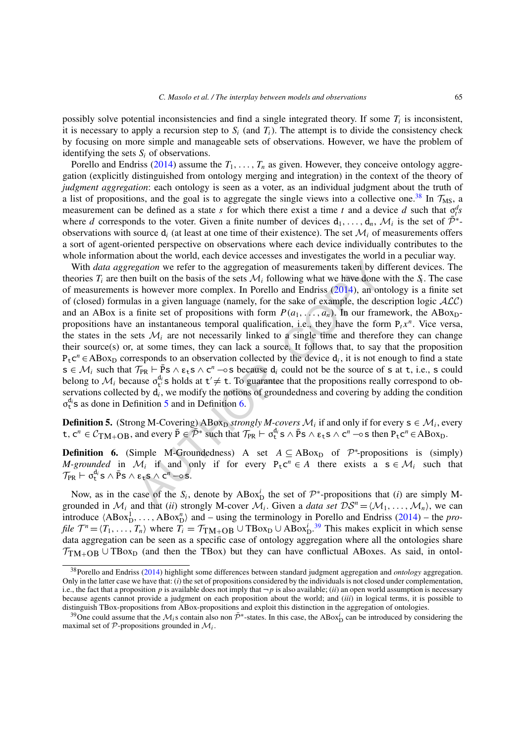possibly solve potential inconsistencies and find a single integrated theory. If some $T_i$ is inconsistent, it is necessary to apply a recursion step to $S_i$ (and $T_i$). The attempt is to divide the consistency check by focusing on more simple and manageable sets of observations. However, we have the problem of identifying the sets $S_i$ of observations.

Porello and Endriss (2014) assume the $T_1, \ldots, T_n$ as given. However, they conceive ontology aggregation (explicitly distinguished from ontology merging and integration) in the context of the theory of *judgment aggregation*: each ontology is seen as a voter, as an individual judgment about the truth of a list of propositions, and the goal is to aggregate the single views into a collective one.[38] In $\mathcal{T}_{\text{MS}}$, a measurement can be defined as a state $s$ for which there exist a time $t$ and a device $d$ such that $\sigma_t^d s$ where $d$ corresponds to the voter. Given a finite number of devices $\mathsf{d}_1, \ldots, \mathsf{d}_n$, $\mathcal{M}_i$ is the set of $\bar{\mathcal{P}}^*$-observations with source $\mathsf{d}_i$ (at least at one time of their existence). The set $\mathcal{M}_i$ of measurements offers a sort of agent-oriented perspective on observations where each device individually contributes to the whole information about the world, each device accesses and investigates the world in a peculiar way.

With *data aggregation* we refer to the aggregation of measurements taken by different devices. The theories $T_i$ are then built on the basis of the sets $\mathcal{M}_i$ following what we have done with the $S_i$. The case of measurements is however more complex. In Porello and Endriss (2014), an ontology is a finite set of (closed) formulas in a given language (namely, for the sake of example, the description logic $\mathcal{ALC}$) and an ABox is a finite set of propositions with form $P(a_1, \ldots, a_n)$. In our framework, the $\text{ABox}_\text{D}$-propositions have an instantaneous temporal qualification, i.e., they have the form $\mathsf{P}_t x^n$. Vice versa, the states in the sets $\mathcal{M}_i$ are not necessarily linked to a single time and therefore they can change their source(s) or, at some times, they can lack a source. It follows that, to say that the proposition $\mathsf{P}_\mathsf{t}\mathsf{c}^n \in \text{ABox}_\text{D}$ corresponds to an observation collected by the device $\mathsf{d}_i$, it is not enough to find a state $\mathsf{s} \in \mathcal{M}_i$ such that $\mathcal{T}_{\text{PR}} \vdash \bar{\mathsf{P}}\mathsf{s} \wedge \varepsilon_\mathsf{t}\mathsf{s} \wedge \mathsf{c}^n \multimap \mathsf{s}$ because $\mathsf{d}_i$ could not be the source of $\mathsf{s}$ at $\mathsf{t}$, i.e., $\mathsf{s}$ could belong to $\mathcal{M}_i$ because $\sigma_{\mathsf{t}'}^{\mathsf{d}_i}\mathsf{s}$ holds at $\mathsf{t}' \neq \mathsf{t}$. To guarantee that the propositions really correspond to observations collected by $\mathsf{d}_i$, we modify the notions of groundedness and covering by adding the condition $\sigma_\mathsf{t}^{\mathsf{d}_i}\mathsf{s}$ as done in Definition 5 and in Definition 6.

**Definition 5.** (Strong M-Covering) $\text{ABox}_\text{D}$ *strongly M-covers* $\mathcal{M}_i$ if and only if for every $\mathsf{s} \in \mathcal{M}_i$, every $\mathsf{t}, \mathsf{c}^n \in \mathcal{C}_{\text{TM+OB}}$, and every $\bar{\mathsf{P}} \in \bar{\mathcal{P}}^*$ such that $\mathcal{T}_{\text{PR}} \vdash \sigma_\mathsf{t}^{\mathsf{d}_i}\mathsf{s} \wedge \bar{\mathsf{P}}\mathsf{s} \wedge \varepsilon_\mathsf{t}\mathsf{s} \wedge \mathsf{c}^n \multimap \mathsf{s}$ then $\mathsf{P}_\mathsf{t}\mathsf{c}^n \in \text{ABox}_\text{D}$.

**Definition 6.** (Simple M-Groundedness) A set $A \subseteq \text{ABox}_\text{D}$ of $\mathcal{P}^*$-propositions is (simply) *M-grounded* in $\mathcal{M}_i$ if and only if for every $\mathsf{P}_\mathsf{t}\mathsf{c}^n \in A$ there exists a $\mathsf{s} \in \mathcal{M}_i$ such that $\mathcal{T}_{\text{PR}} \vdash \sigma_\mathsf{t}^{\mathsf{d}_i}\mathsf{s} \wedge \bar{\mathsf{P}}\mathsf{s} \wedge \varepsilon_\mathsf{t}\mathsf{s} \wedge \mathsf{c}^n \multimap \mathsf{s}$.

Now, as in the case of the $S_i$, denote by $\text{ABox}_\text{D}^i$ the set of $\mathcal{P}^*$-propositions that (*i*) are simply M-grounded in $\mathcal{M}_i$ and that (*ii*) strongly M-cover $\mathcal{M}_i$. Given a *data set* $\mathcal{DS}^n = \langle \mathcal{M}_1, \ldots, \mathcal{M}_n \rangle$, we can introduce $\langle \text{ABox}_\text{D}^1, \ldots, \text{ABox}_\text{D}^n \rangle$ and – using the terminology in Porello and Endriss (2014) – the *profile* $\mathcal{T}^n = \langle T_1, \ldots, T_n \rangle$ where $T_i = \mathcal{T}_{\text{TM+OB}} \cup \text{TBox}_\text{D} \cup \text{ABox}_\text{D}^i$.[39] This makes explicit in which sense data aggregation can be seen as a specific case of ontology aggregation where all the ontologies share $\mathcal{T}_{\text{TM+OB}} \cup \text{TBox}_\text{D}$ (and then the TBox) but they can have conflictual ABoxes. As said, in ontol-

---

[38] Porello and Endriss (2014) highlight some differences between standard judgment aggregation and *ontology* aggregation. Only in the latter case we have that: (*i*) the set of propositions considered by the individuals is not closed under complementation, i.e., the fact that a proposition $p$ is available does not imply that $\neg p$ is also available; (*ii*) an open world assumption is necessary because agents cannot provide a judgment on each proposition about the world; and (*iii*) in logical terms, it is possible to distinguish TBox-propositions from ABox-propositions and exploit this distinction in the aggregation of ontologies.

[39] One could assume that the $\mathcal{M}_i$s contain also non $\bar{\mathcal{P}}^*$-states. In this case, the $\text{ABox}_\text{D}^i$ can be introduced by considering the maximal set of $\mathcal{P}$-propositions grounded in $\mathcal{M}_i$.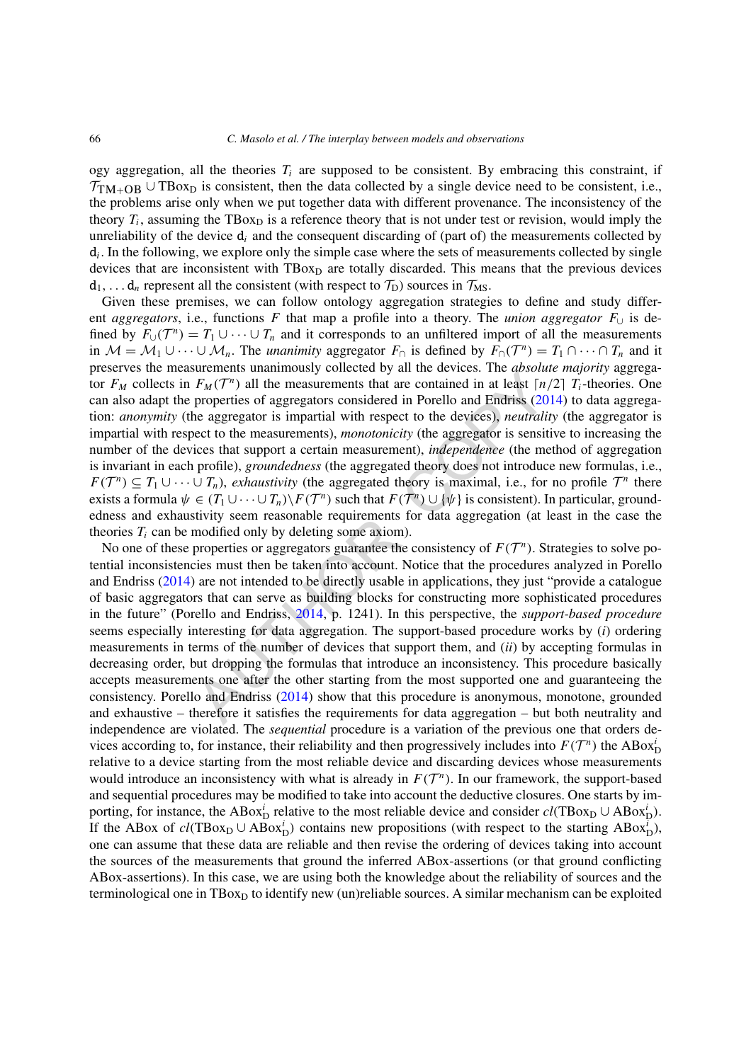ogy aggregation, all the theories $T_i$ are supposed to be consistent. By embracing this constraint, if $\mathcal{T}_{\text{TM+OB}} \cup \text{TBox}_\text{D}$ is consistent, then the data collected by a single device need to be consistent, i.e., the problems arise only when we put together data with different provenance. The inconsistency of the theory $T_i$, assuming the $\text{TBox}_\text{D}$ is a reference theory that is not under test or revision, would imply the unreliability of the device $\mathsf{d}_i$ and the consequent discarding of (part of) the measurements collected by $\mathsf{d}_i$. In the following, we explore only the simple case where the sets of measurements collected by single devices that are inconsistent with $\text{TBox}_\text{D}$ are totally discarded. This means that the previous devices $\mathsf{d}_1, \ldots \mathsf{d}_n$ represent all the consistent (with respect to $\mathcal{T}_\text{D}$) sources in $\mathcal{T}_\text{MS}$.

Given these premises, we can follow ontology aggregation strategies to define and study different *aggregators*, i.e., functions $F$ that map a profile into a theory. The *union aggregator* $F_\cup$ is defined by $F_\cup(\mathcal{T}^n) = T_1 \cup \cdots \cup T_n$ and it corresponds to an unfiltered import of all the measurements in $\mathcal{M} = \mathcal{M}_1 \cup \cdots \cup \mathcal{M}_n$. The *unanimity* aggregator $F_\cap$ is defined by $F_\cap(\mathcal{T}^n) = T_1 \cap \cdots \cap T_n$ and it preserves the measurements unanimously collected by all the devices. The *absolute majority* aggregator $F_M$ collects in $F_M(\mathcal{T}^n)$ all the measurements that are contained in at least $\lceil n/2 \rceil$ $T_i$-theories. One can also adapt the properties of aggregators considered in Porello and Endriss (2014) to data aggregation: *anonymity* (the aggregator is impartial with respect to the devices), *neutrality* (the aggregator is impartial with respect to the measurements), *monotonicity* (the aggregator is sensitive to increasing the number of the devices that support a certain measurement), *independence* (the method of aggregation is invariant in each profile), *groundedness* (the aggregated theory does not introduce new formulas, i.e., $F(\mathcal{T}^n) \subseteq T_1 \cup \cdots \cup T_n$), *exhaustivity* (the aggregated theory is maximal, i.e., for no profile $\mathcal{T}^n$ there exists a formula $\psi \in (T_1 \cup \cdots \cup T_n) \setminus F(\mathcal{T}^n)$ such that $F(\mathcal{T}^n) \cup \{\psi\}$ is consistent). In particular, groundedness and exhaustivity seem reasonable requirements for data aggregation (at least in the case the theories $T_i$ can be modified only by deleting some axiom).

No one of these properties or aggregators guarantee the consistency of $F(\mathcal{T}^n)$. Strategies to solve potential inconsistencies must then be taken into account. Notice that the procedures analyzed in Porello and Endriss (2014) are not intended to be directly usable in applications, they just "provide a catalogue of basic aggregators that can serve as building blocks for constructing more sophisticated procedures in the future" (Porello and Endriss, 2014, p. 1241). In this perspective, the *support-based procedure* seems especially interesting for data aggregation. The support-based procedure works by (*i*) ordering measurements in terms of the number of devices that support them, and (*ii*) by accepting formulas in decreasing order, but dropping the formulas that introduce an inconsistency. This procedure basically accepts measurements one after the other starting from the most supported one and guaranteeing the consistency. Porello and Endriss (2014) show that this procedure is anonymous, monotone, grounded and exhaustive – therefore it satisfies the requirements for data aggregation – but both neutrality and independence are violated. The *sequential* procedure is a variation of the previous one that orders devices according to, for instance, their reliability and then progressively includes into $F(\mathcal{T}^n)$ the $\text{ABox}^i_\text{D}$ relative to a device starting from the most reliable device and discarding devices whose measurements would introduce an inconsistency with what is already in $F(\mathcal{T}^n)$. In our framework, the support-based and sequential procedures may be modified to take into account the deductive closures. One starts by importing, for instance, the $\text{ABox}^i_\text{D}$ relative to the most reliable device and consider $cl(\text{TBox}_\text{D} \cup \text{ABox}^i_\text{D})$. If the ABox of $cl(\text{TBox}_\text{D} \cup \text{ABox}^i_\text{D})$ contains new propositions (with respect to the starting $\text{ABox}^i_\text{D}$), one can assume that these data are reliable and then revise the ordering of devices taking into account the sources of the measurements that ground the inferred ABox-assertions (or that ground conflicting ABox-assertions). In this case, we are using both the knowledge about the reliability of sources and the terminological one in $\text{TBox}_\text{D}$ to identify new (un)reliable sources. A similar mechanism can be exploited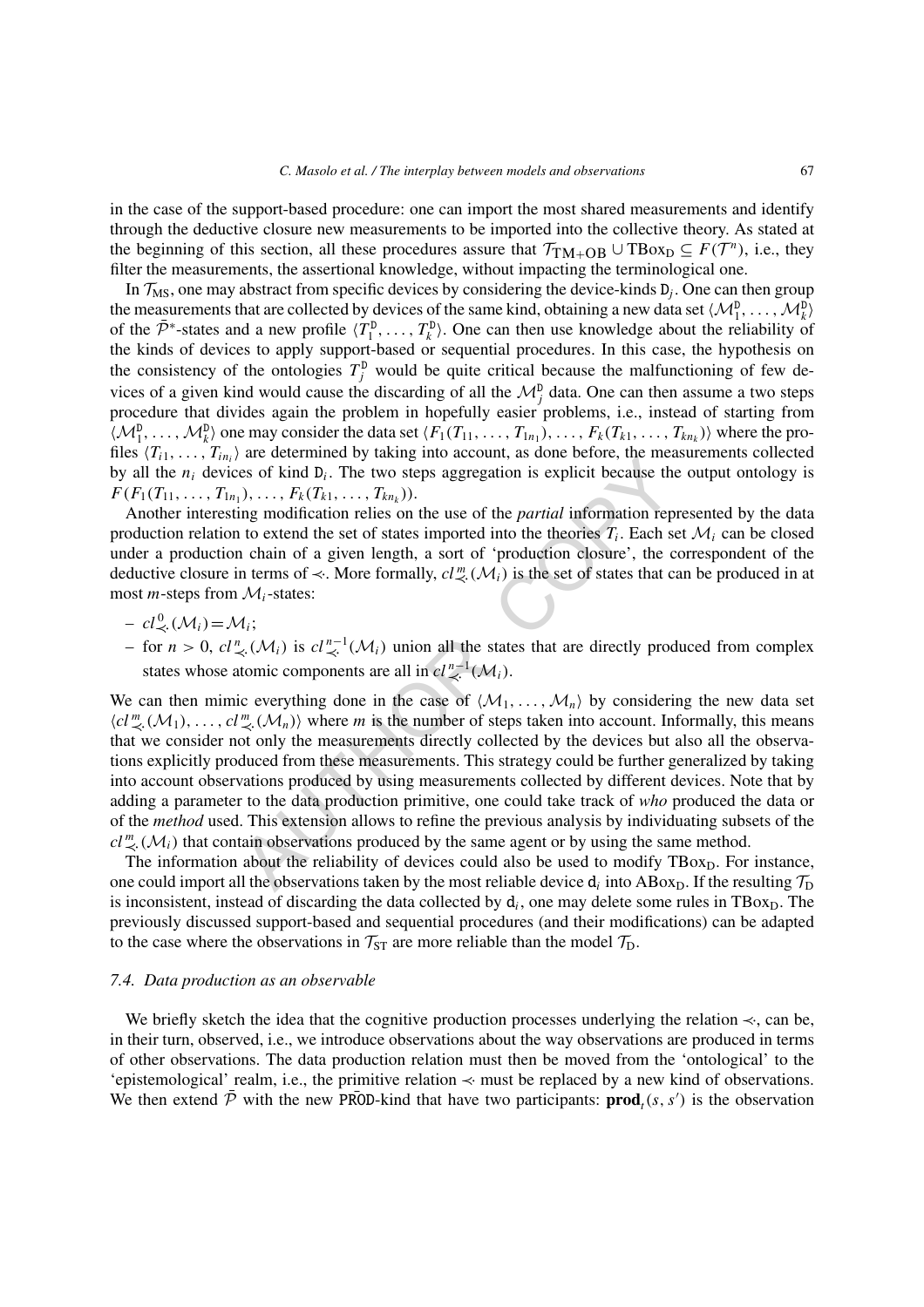in the case of the support-based procedure: one can import the most shared measurements and identify through the deductive closure new measurements to be imported into the collective theory. As stated at the beginning of this section, all these procedures assure that $\mathcal{T}_{\text{TM+OB}} \cup \text{TBox}_{\text{D}} \subseteq F(\mathcal{T}^n)$, i.e., they filter the measurements, the assertional knowledge, without impacting the terminological one.

In $\mathcal{T}_{\text{MS}}$, one may abstract from specific devices by considering the device-kinds $\mathtt{D}_j$. One can then group the measurements that are collected by devices of the same kind, obtaining a new data set $\langle \mathcal{M}_1^{\mathtt{D}}, \ldots, \mathcal{M}_k^{\mathtt{D}} \rangle$ of the $\bar{\mathcal{P}}^*$-states and a new profile $\langle T_1^{\mathtt{D}}, \ldots, T_k^{\mathtt{D}} \rangle$. One can then use knowledge about the reliability of the kinds of devices to apply support-based or sequential procedures. In this case, the hypothesis on the consistency of the ontologies $T_j^{\mathtt{D}}$ would be quite critical because the malfunctioning of few devices of a given kind would cause the discarding of all the $\mathcal{M}_j^{\mathtt{D}}$ data. One can then assume a two steps procedure that divides again the problem in hopefully easier problems, i.e., instead of starting from $\langle \mathcal{M}_1^{\mathtt{D}}, \ldots, \mathcal{M}_k^{\mathtt{D}} \rangle$ one may consider the data set $\langle F_1(T_{11}, \ldots, T_{1n_1}), \ldots, F_k(T_{k1}, \ldots, T_{kn_k}) \rangle$ where the profiles $\langle T_{i1}, \ldots, T_{in_i} \rangle$ are determined by taking into account, as done before, the measurements collected by all the $n_i$ devices of kind $\mathtt{D}_i$. The two steps aggregation is explicit because the output ontology is $F(F_1(T_{11}, \ldots, T_{1n_1}), \ldots, F_k(T_{k1}, \ldots, T_{kn_k}))$.

Another interesting modification relies on the use of the *partial* information represented by the data production relation to extend the set of states imported into the theories $T_i$. Each set $\mathcal{M}_i$ can be closed under a production chain of a given length, a sort of 'production closure', the correspondent of the deductive closure in terms of $\prec\!\cdot$. More formally, $cl^m_{\prec\cdot}(\mathcal{M}_i)$ is the set of states that can be produced in at most $m$-steps from $\mathcal{M}_i$-states:

- $cl^0_{\prec\cdot}(\mathcal{M}_i) = \mathcal{M}_i$;
- for $n > 0$, $cl^n_{\prec\cdot}(\mathcal{M}_i)$ is $cl^{n-1}_{\prec\cdot}(\mathcal{M}_i)$ union all the states that are directly produced from complex states whose atomic components are all in $cl^{n-1}_{\prec\cdot}(\mathcal{M}_i)$.

We can then mimic everything done in the case of $\langle \mathcal{M}_1, \ldots, \mathcal{M}_n \rangle$ by considering the new data set $\langle cl^m_{\prec\cdot}(\mathcal{M}_1), \ldots, cl^m_{\prec\cdot}(\mathcal{M}_n) \rangle$ where $m$ is the number of steps taken into account. Informally, this means that we consider not only the measurements directly collected by the devices but also all the observations explicitly produced from these measurements. This strategy could be further generalized by taking into account observations produced by using measurements collected by different devices. Note that by adding a parameter to the data production primitive, one could take track of *who* produced the data or of the *method* used. This extension allows to refine the previous analysis by individuating subsets of the $cl^m_{\prec\cdot}(\mathcal{M}_i)$ that contain observations produced by the same agent or by using the same method.

The information about the reliability of devices could also be used to modify $\text{TBox}_{\text{D}}$. For instance, one could import all the observations taken by the most reliable device $\mathtt{d}_i$ into $\text{ABox}_{\text{D}}$. If the resulting $\mathcal{T}_{\text{D}}$ is inconsistent, instead of discarding the data collected by $\mathtt{d}_i$, one may delete some rules in $\text{TBox}_{\text{D}}$. The previously discussed support-based and sequential procedures (and their modifications) can be adapted to the case where the observations in $\mathcal{T}_{\text{ST}}$ are more reliable than the model $\mathcal{T}_{\text{D}}$.

### 7.4. Data production as an observable

We briefly sketch the idea that the cognitive production processes underlying the relation $\prec\!\cdot$, can be, in their turn, observed, i.e., we introduce observations about the way observations are produced in terms of other observations. The data production relation must then be moved from the 'ontological' to the 'epistemological' realm, i.e., the primitive relation $\prec\!\cdot$ must be replaced by a new kind of observations. We then extend $\bar{\mathcal{P}}$ with the new $\bar{\mathtt{PROD}}$-kind that have two participants: $\mathbf{prod}_t(s, s')$ is the observation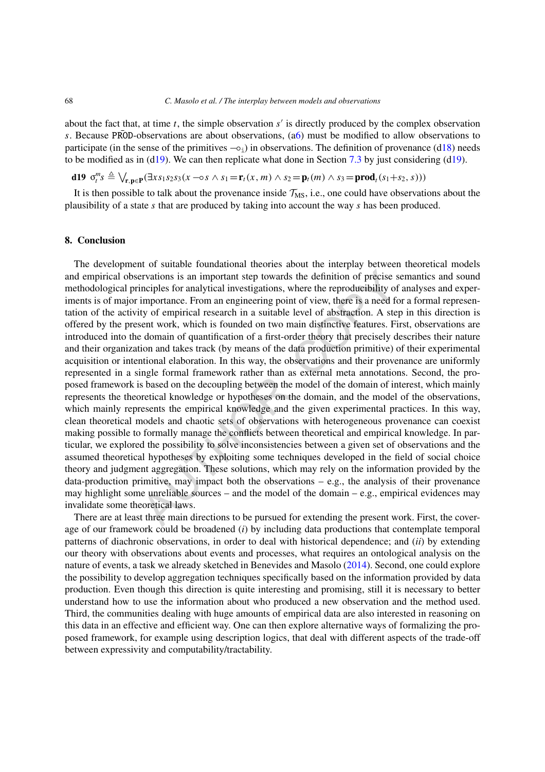about the fact that, at time $t$, the simple observation $s'$ is directly produced by the complex observation $s$. Because $\widetilde{\texttt{PROD}}$-observations are about observations, (a6) must be modified to allow observations to participate (in the sense of the primitives $\multimap_{\texttt{i}}$) in observations. The definition of provenance (d18) needs to be modified as in (d19). We can then replicate what done in Section 7.3 by just considering (d19).

**d19** $\sigma_t^m s \triangleq \bigvee_{\mathbf{r},\mathbf{p}\in\mathbf{P}}(\exists x s_1 s_2 s_3 (x \multimap s \wedge s_1 = \mathbf{r}_t(x, m) \wedge s_2 = \mathbf{p}_t(m) \wedge s_3 = \mathbf{prod}_t(s_1 + s_2, s)))$

It is then possible to talk about the provenance inside $\mathcal{T}_{\text{MS}}$, i.e., one could have observations about the plausibility of a state $s$ that are produced by taking into account the way $s$ has been produced.

## 8. Conclusion

The development of suitable foundational theories about the interplay between theoretical models and empirical observations is an important step towards the definition of precise semantics and sound methodological principles for analytical investigations, where the reproducibility of analyses and experiments is of major importance. From an engineering point of view, there is a need for a formal representation of the activity of empirical research in a suitable level of abstraction. A step in this direction is offered by the present work, which is founded on two main distinctive features. First, observations are introduced into the domain of quantification of a first-order theory that precisely describes their nature and their organization and takes track (by means of the data production primitive) of their experimental acquisition or intentional elaboration. In this way, the observations and their provenance are uniformly represented in a single formal framework rather than as external meta annotations. Second, the proposed framework is based on the decoupling between the model of the domain of interest, which mainly represents the theoretical knowledge or hypotheses on the domain, and the model of the observations, which mainly represents the empirical knowledge and the given experimental practices. In this way, clean theoretical models and chaotic sets of observations with heterogeneous provenance can coexist making possible to formally manage the conflicts between theoretical and empirical knowledge. In particular, we explored the possibility to solve inconsistencies between a given set of observations and the assumed theoretical hypotheses by exploiting some techniques developed in the field of social choice theory and judgment aggregation. These solutions, which may rely on the information provided by the data-production primitive, may impact both the observations – e.g., the analysis of their provenance may highlight some unreliable sources – and the model of the domain – e.g., empirical evidences may invalidate some theoretical laws.

There are at least three main directions to be pursued for extending the present work. First, the coverage of our framework could be broadened (*i*) by including data productions that contemplate temporal patterns of diachronic observations, in order to deal with historical dependence; and (*ii*) by extending our theory with observations about events and processes, what requires an ontological analysis on the nature of events, a task we already sketched in Benevides and Masolo (2014). Second, one could explore the possibility to develop aggregation techniques specifically based on the information provided by data production. Even though this direction is quite interesting and promising, still it is necessary to better understand how to use the information about who produced a new observation and the method used. Third, the communities dealing with huge amounts of empirical data are also interested in reasoning on this data in an effective and efficient way. One can then explore alternative ways of formalizing the proposed framework, for example using description logics, that deal with different aspects of the trade-off between expressivity and computability/tractability.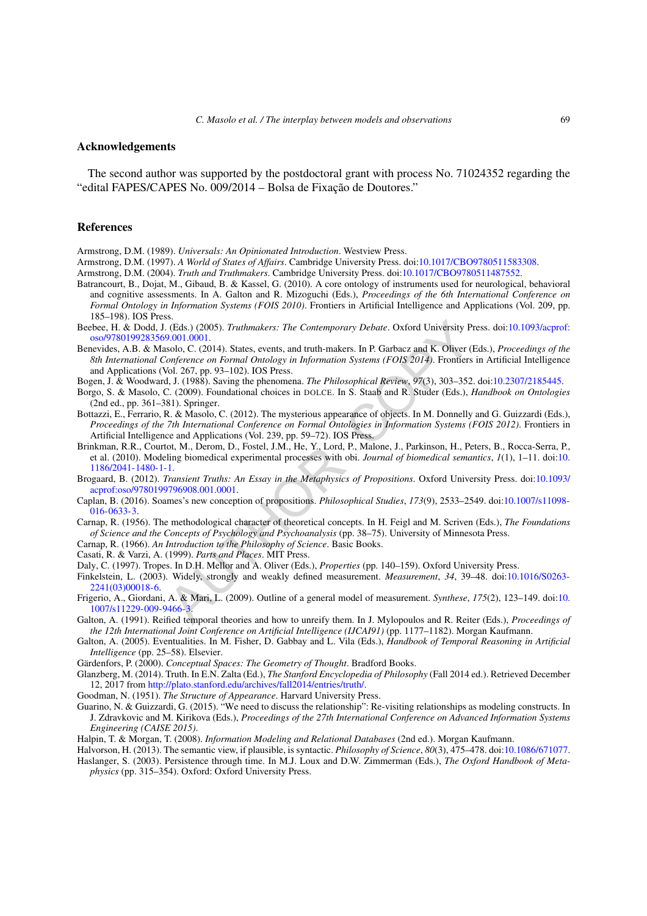## Acknowledgements

The second author was supported by the postdoctoral grant with process No. 71024352 regarding the "edital FAPES/CAPES No. 009/2014 – Bolsa de Fixação de Doutores."

## References

Armstrong, D.M. (1989). *Universals: An Opinionated Introduction*. Westview Press.

Armstrong, D.M. (1997). *A World of States of Affairs*. Cambridge University Press. doi:10.1017/CBO9780511583308.

Armstrong, D.M. (2004). *Truth and Truthmakers*. Cambridge University Press. doi:10.1017/CBO9780511487552.

Batrancourt, B., Dojat, M., Gibaud, B. & Kassel, G. (2010). A core ontology of instruments used for neurological, behavioral and cognitive assessments. In A. Galton and R. Mizoguchi (Eds.), *Proceedings of the 6th International Conference on Formal Ontology in Information Systems (FOIS 2010)*. Frontiers in Artificial Intelligence and Applications (Vol. 209, pp. 185–198). IOS Press.

Beebee, H. & Dodd, J. (Eds.) (2005). *Truthmakers: The Contemporary Debate*. Oxford University Press. doi:10.1093/acprof:oso/9780199283569.001.0001.

Benevides, A.B. & Masolo, C. (2014). States, events, and truth-makers. In P. Garbacz and K. Oliver (Eds.), *Proceedings of the 8th International Conference on Formal Ontology in Information Systems (FOIS 2014)*. Frontiers in Artificial Intelligence and Applications (Vol. 267, pp. 93–102). IOS Press.

Bogen, J. & Woodward, J. (1988). Saving the phenomena. *The Philosophical Review*, *97*(3), 303–352. doi:10.2307/2185445.

Borgo, S. & Masolo, C. (2009). Foundational choices in DOLCE. In S. Staab and R. Studer (Eds.), *Handbook on Ontologies* (2nd ed., pp. 361–381). Springer.

Bottazzi, E., Ferrario, R. & Masolo, C. (2012). The mysterious appearance of objects. In M. Donnelly and G. Guizzardi (Eds.), *Proceedings of the 7th International Conference on Formal Ontologies in Information Systems (FOIS 2012)*. Frontiers in Artificial Intelligence and Applications (Vol. 239, pp. 59–72). IOS Press.

Brinkman, R.R., Courtot, M., Derom, D., Fostel, J.M., He, Y., Lord, P., Malone, J., Parkinson, H., Peters, B., Rocca-Serra, P., et al. (2010). Modeling biomedical experimental processes with obi. *Journal of biomedical semantics*, *1*(1), 1–11. doi:10.1186/2041-1480-1-1.

Brogaard, B. (2012). *Transient Truths: An Essay in the Metaphysics of Propositions*. Oxford University Press. doi:10.1093/acprof:oso/9780199796908.001.0001.

Caplan, B. (2016). Soames's new conception of propositions. *Philosophical Studies*, *173*(9), 2533–2549. doi:10.1007/s11098-016-0633-3.

Carnap, R. (1956). The methodological character of theoretical concepts. In H. Feigl and M. Scriven (Eds.), *The Foundations of Science and the Concepts of Psychology and Psychoanalysis* (pp. 38–75). University of Minnesota Press.

Carnap, R. (1966). *An Introduction to the Philosophy of Science*. Basic Books.

Casati, R. & Varzi, A. (1999). *Parts and Places*. MIT Press.

Daly, C. (1997). Tropes. In D.H. Mellor and A. Oliver (Eds.), *Properties* (pp. 140–159). Oxford University Press.

Finkelstein, L. (2003). Widely, strongly and weakly defined measurement. *Measurement*, *34*, 39–48. doi:10.1016/S0263-2241(03)00018-6.

Frigerio, A., Giordani, A. & Mari, L. (2009). Outline of a general model of measurement. *Synthese*, *175*(2), 123–149. doi:10.1007/s11229-009-9466-3.

Galton, A. (1991). Reified temporal theories and how to unreify them. In J. Mylopoulos and R. Reiter (Eds.), *Proceedings of the 12th International Joint Conference on Artificial Intelligence (IJCAI91)* (pp. 1177–1182). Morgan Kaufmann.

Galton, A. (2005). Eventualities. In M. Fisher, D. Gabbay and L. Vila (Eds.), *Handbook of Temporal Reasoning in Artificial Intelligence* (pp. 25–58). Elsevier.

Gärdenfors, P. (2000). *Conceptual Spaces: The Geometry of Thought*. Bradford Books.

Glanzberg, M. (2014). Truth. In E.N. Zalta (Ed.), *The Stanford Encyclopedia of Philosophy* (Fall 2014 ed.). Retrieved December 12, 2017 from http://plato.stanford.edu/archives/fall2014/entries/truth/.

Goodman, N. (1951). *The Structure of Appearance*. Harvard University Press.

Guarino, N. & Guizzardi, G. (2015). "We need to discuss the relationship": Re-visiting relationships as modeling constructs. In J. Zdravkovic and M. Kirikova (Eds.), *Proceedings of the 27th International Conference on Advanced Information Systems Engineering (CAISE 2015)*.

Halpin, T. & Morgan, T. (2008). *Information Modeling and Relational Databases* (2nd ed.). Morgan Kaufmann.

Halvorson, H. (2013). The semantic view, if plausible, is syntactic. *Philosophy of Science*, *80*(3), 475–478. doi:10.1086/671077.

Haslanger, S. (2003). Persistence through time. In M.J. Loux and D.W. Zimmerman (Eds.), *The Oxford Handbook of Metaphysics* (pp. 315–354). Oxford: Oxford University Press.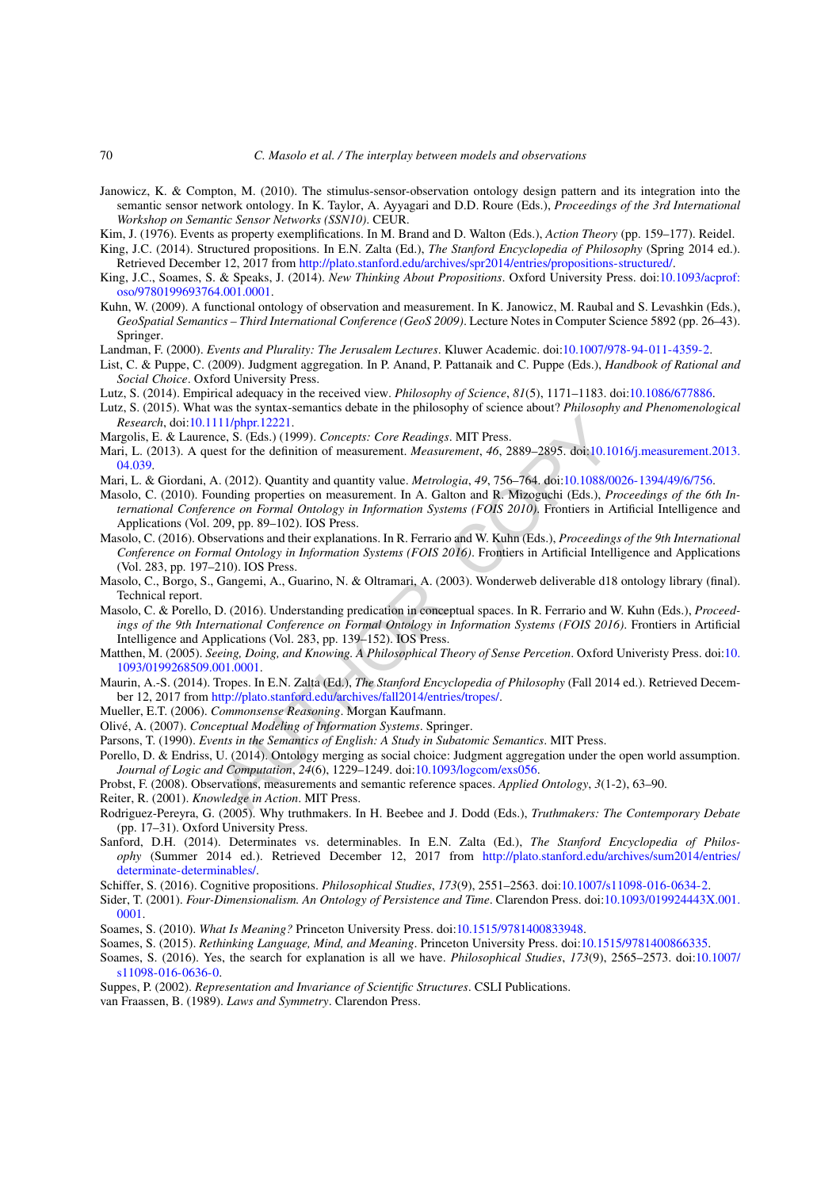Janowicz, K. & Compton, M. (2010). The stimulus-sensor-observation ontology design pattern and its integration into the semantic sensor network ontology. In K. Taylor, A. Ayyagari and D.D. Roure (Eds.), *Proceedings of the 3rd International Workshop on Semantic Sensor Networks (SSN10)*. CEUR.

Kim, J. (1976). Events as property exemplifications. In M. Brand and D. Walton (Eds.), *Action Theory* (pp. 159–177). Reidel.

King, J.C. (2014). Structured propositions. In E.N. Zalta (Ed.), *The Stanford Encyclopedia of Philosophy* (Spring 2014 ed.). Retrieved December 12, 2017 from http://plato.stanford.edu/archives/spr2014/entries/propositions-structured/.

King, J.C., Soames, S. & Speaks, J. (2014). *New Thinking About Propositions*. Oxford University Press. doi:10.1093/acprof:oso/9780199693764.001.0001.

Kuhn, W. (2009). A functional ontology of observation and measurement. In K. Janowicz, M. Raubal and S. Levashkin (Eds.), *GeoSpatial Semantics – Third International Conference (GeoS 2009)*. Lecture Notes in Computer Science 5892 (pp. 26–43). Springer.

Landman, F. (2000). *Events and Plurality: The Jerusalem Lectures*. Kluwer Academic. doi:10.1007/978-94-011-4359-2.

List, C. & Puppe, C. (2009). Judgment aggregation. In P. Anand, P. Pattanaik and C. Puppe (Eds.), *Handbook of Rational and Social Choice*. Oxford University Press.

Lutz, S. (2014). Empirical adequacy in the received view. *Philosophy of Science*, *81*(5), 1171–1183. doi:10.1086/677886.

Lutz, S. (2015). What was the syntax-semantics debate in the philosophy of science about? *Philosophy and Phenomenological Research*, doi:10.1111/phpr.12221.

Margolis, E. & Laurence, S. (Eds.) (1999). *Concepts: Core Readings*. MIT Press.

Mari, L. (2013). A quest for the definition of measurement. *Measurement*, *46*, 2889–2895. doi:10.1016/j.measurement.2013.04.039.

Mari, L. & Giordani, A. (2012). Quantity and quantity value. *Metrologia*, *49*, 756–764. doi:10.1088/0026-1394/49/6/756.

Masolo, C. (2010). Founding properties on measurement. In A. Galton and R. Mizoguchi (Eds.), *Proceedings of the 6th International Conference on Formal Ontology in Information Systems (FOIS 2010)*. Frontiers in Artificial Intelligence and Applications (Vol. 209, pp. 89–102). IOS Press.

Masolo, C. (2016). Observations and their explanations. In R. Ferrario and W. Kuhn (Eds.), *Proceedings of the 9th International Conference on Formal Ontology in Information Systems (FOIS 2016)*. Frontiers in Artificial Intelligence and Applications (Vol. 283, pp. 197–210). IOS Press.

Masolo, C., Borgo, S., Gangemi, A., Guarino, N. & Oltramari, A. (2003). Wonderweb deliverable d18 ontology library (final). Technical report.

Masolo, C. & Porello, D. (2016). Understanding predication in conceptual spaces. In R. Ferrario and W. Kuhn (Eds.), *Proceedings of the 9th International Conference on Formal Ontology in Information Systems (FOIS 2016)*. Frontiers in Artificial Intelligence and Applications (Vol. 283, pp. 139–152). IOS Press.

Matthen, M. (2005). *Seeing, Doing, and Knowing. A Philosophical Theory of Sense Percetion*. Oxford Univeristy Press. doi:10.1093/0199268509.001.0001.

Maurin, A.-S. (2014). Tropes. In E.N. Zalta (Ed.), *The Stanford Encyclopedia of Philosophy* (Fall 2014 ed.). Retrieved December 12, 2017 from http://plato.stanford.edu/archives/fall2014/entries/tropes/.

Mueller, E.T. (2006). *Commonsense Reasoning*. Morgan Kaufmann.

Olivé, A. (2007). *Conceptual Modeling of Information Systems*. Springer.

Parsons, T. (1990). *Events in the Semantics of English: A Study in Subatomic Semantics*. MIT Press.

Porello, D. & Endriss, U. (2014). Ontology merging as social choice: Judgment aggregation under the open world assumption. *Journal of Logic and Computation*, *24*(6), 1229–1249. doi:10.1093/logcom/exs056.

Probst, F. (2008). Observations, measurements and semantic reference spaces. *Applied Ontology*, *3*(1-2), 63–90.

Reiter, R. (2001). *Knowledge in Action*. MIT Press.

Rodriguez-Pereyra, G. (2005). Why truthmakers. In H. Beebee and J. Dodd (Eds.), *Truthmakers: The Contemporary Debate* (pp. 17–31). Oxford University Press.

Sanford, D.H. (2014). Determinates vs. determinables. In E.N. Zalta (Ed.), *The Stanford Encyclopedia of Philosophy* (Summer 2014 ed.). Retrieved December 12, 2017 from http://plato.stanford.edu/archives/sum2014/entries/determinate-determinables/.

Schiffer, S. (2016). Cognitive propositions. *Philosophical Studies*, *173*(9), 2551–2563. doi:10.1007/s11098-016-0634-2.

Sider, T. (2001). *Four-Dimensionalism. An Ontology of Persistence and Time*. Clarendon Press. doi:10.1093/019924443X.001.0001.

Soames, S. (2010). *What Is Meaning?* Princeton University Press. doi:10.1515/9781400833948.

Soames, S. (2015). *Rethinking Language, Mind, and Meaning*. Princeton University Press. doi:10.1515/9781400866335.

Soames, S. (2016). Yes, the search for explanation is all we have. *Philosophical Studies*, *173*(9), 2565–2573. doi:10.1007/s11098-016-0636-0.

Suppes, P. (2002). *Representation and Invariance of Scientific Structures*. CSLI Publications.

van Fraassen, B. (1989). *Laws and Symmetry*. Clarendon Press.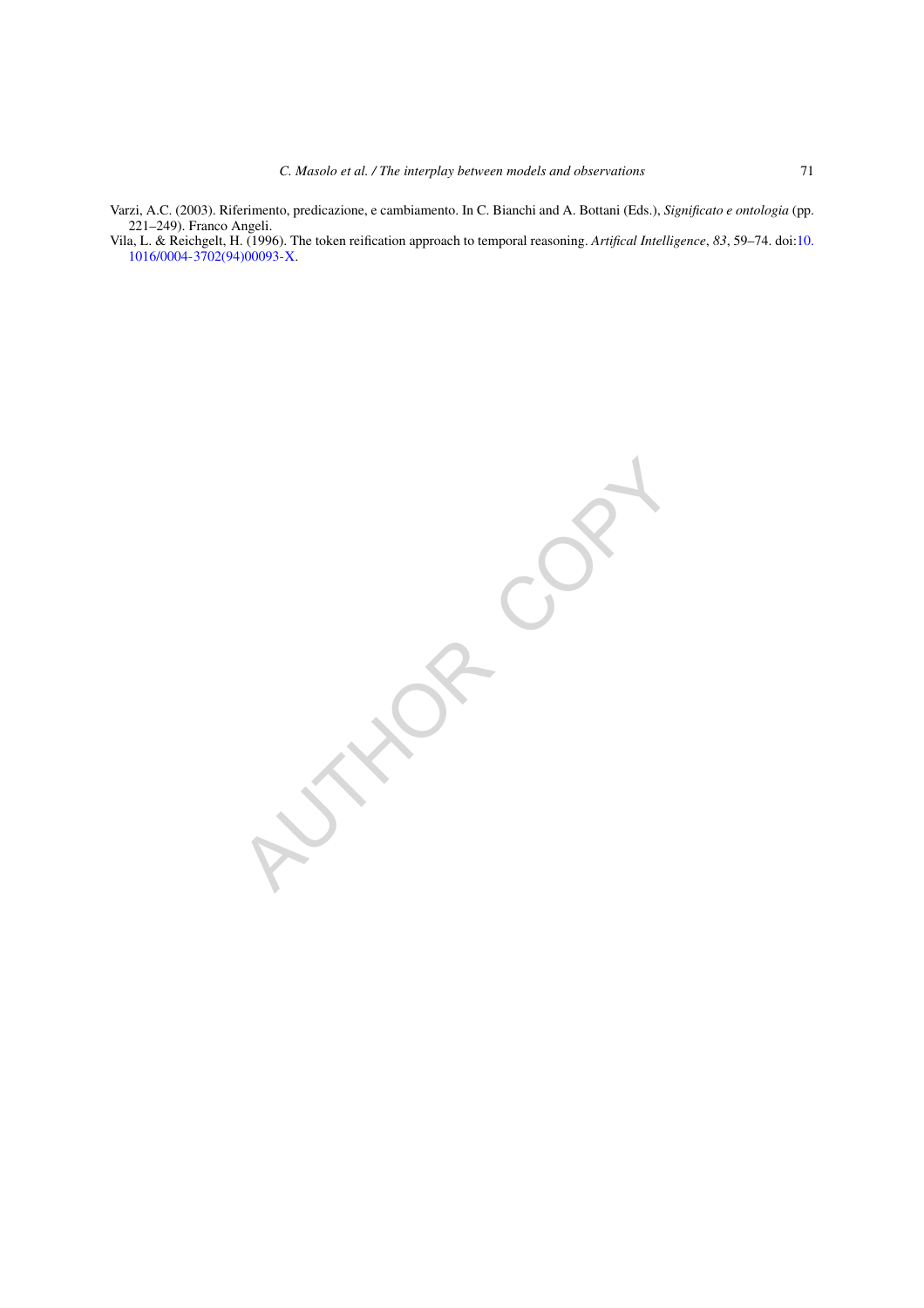Varzi, A.C. (2003). Riferimento, predicazione, e cambiamento. In C. Bianchi and A. Bottani (Eds.), *Significato e ontologia* (pp. 221–249). Franco Angeli.

Vila, L. & Reichgelt, H. (1996). The token reification approach to temporal reasoning. *Artifical Intelligence*, *83*, 59–74. doi:10.1016/0004-3702(94)00093-X.